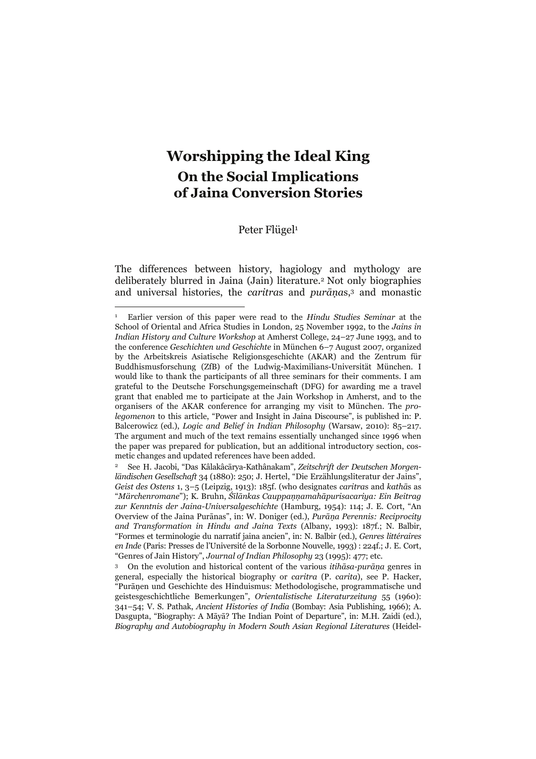# Worshipping the Ideal King

## On the Social Implications of Jaina Conversion Stories

Peter Flügel[1]

The differences between history, hagiology and mythology are deliberately blurred in Jaina (Jain) literature.[2] Not only biographies and universal histories, the *caritra*s and *purāṇa*s,[3] and monastic

---

[1] Earlier version of this paper were read to the *Hindu Studies Seminar* at the School of Oriental and Africa Studies in London, 25 November 1992, to the *Jains in Indian History and Culture Workshop* at Amherst College, 24–27 June 1993, and to the conference *Geschichten und Geschichte* in München 6–7 August 2007, organized by the Arbeitskreis Asiatische Religionsgeschichte (AKAR) and the Zentrum für Buddhismusforschung (ZfB) of the Ludwig-Maximilians-Universität München. I would like to thank the participants of all three seminars for their comments. I am grateful to the Deutsche Forschungsgemeinschaft (DFG) for awarding me a travel grant that enabled me to participate at the Jain Workshop in Amherst, and to the organisers of the AKAR conference for arranging my visit to München. The *prolegomenon* to this article, "Power and Insight in Jaina Discourse", is published in: P. Balcerowicz (ed.), *Logic and Belief in Indian Philosophy* (Warsaw, 2010): 85–217. The argument and much of the text remains essentially unchanged since 1996 when the paper was prepared for publication, but an additional introductory section, cosmetic changes and updated references have been added.

[2] See H. Jacobi, "Das Kâlakâcārya-Kathânakam", *Zeitschrift der Deutschen Morgenländischen Gesellschaft* 34 (1880): 250; J. Hertel, "Die Erzählungsliteratur der Jains", *Geist des Ostens* 1, 3–5 (Leipzig, 1913): 185f. (who designates *caritra*s and *kathā*s as "*Märchenromane*"); K. Bruhn, *Śīlāṅkas Cauppaṇṇamahāpurisacariya: Ein Beitrag zur Kenntnis der Jaina-Universalgeschichte* (Hamburg, 1954): 114; J. E. Cort, "An Overview of the Jaina Purānas", in: W. Doniger (ed.), *Purāṇa Perennis: Reciprocity and Transformation in Hindu and Jaina Texts* (Albany, 1993): 187f.; N. Balbir, "Formes et terminologie du narratif jaina ancien", in: N. Balbir (ed.), *Genres littéraires en Inde* (Paris: Presses de l'Université de la Sorbonne Nouvelle, 1993) : 224f.; J. E. Cort, "Genres of Jain History", *Journal of Indian Philosophy* 23 (1995): 477; etc.

[3] On the evolution and historical content of the various *itihāsa-purāṇa* genres in general, especially the historical biography or *caritra* (P. *carita*), see P. Hacker, "Purāṇen und Geschichte des Hinduismus: Methodologische, programmatische und geistesgeschichtliche Bemerkungen", *Orientalistische Literaturzeitung* 55 (1960): 341–54; V. S. Pathak, *Ancient Histories of India* (Bombay: Asia Publishing, 1966); A. Dasgupta, "Biography: A Māyā? The Indian Point of Departure", in: M.H. Zaidi (ed.), *Biography and Autobiography in Modern South Asian Regional Literatures* (Heidel-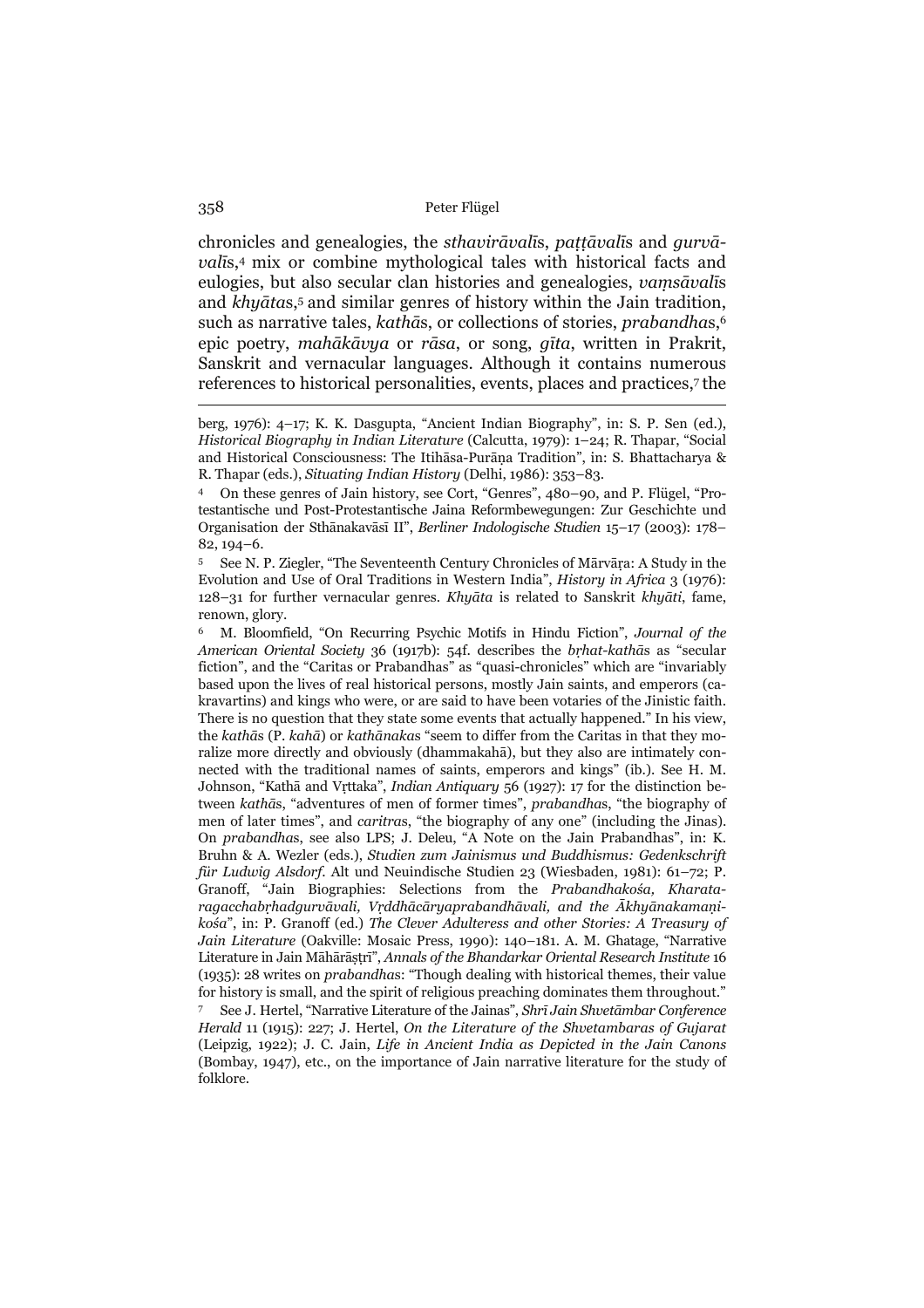chronicles and genealogies, the *sthavirāvalī*s, *paṭṭāvalī*s and *gurvāvalī*s,[4] mix or combine mythological tales with historical facts and eulogies, but also secular clan histories and genealogies, *vaṃsāvalī*s and *khyāta*s,[5] and similar genres of history within the Jain tradition, such as narrative tales, *kathā*s, or collections of stories, *prabandha*s,[6] epic poetry, *mahākāvya* or *rāsa*, or song, *gīta*, written in Prakrit, Sanskrit and vernacular languages. Although it contains numerous references to historical personalities, events, places and practices,[7] the

---

berg, 1976): 4–17; K. K. Dasgupta, "Ancient Indian Biography", in: S. P. Sen (ed.), *Historical Biography in Indian Literature* (Calcutta, 1979): 1–24; R. Thapar, "Social and Historical Consciousness: The Itihāsa-Purāṇa Tradition", in: S. Bhattacharya & R. Thapar (eds.), *Situating Indian History* (Delhi, 1986): 353–83.

[4] On these genres of Jain history, see Cort, "Genres", 480–90, and P. Flügel, "Protestantische und Post-Protestantische Jaina Reformbewegungen: Zur Geschichte und Organisation der Sthānakavāsī II", *Berliner Indologische Studien* 15–17 (2003): 178–82, 194–6.

[5] See N. P. Ziegler, "The Seventeenth Century Chronicles of Mārvāṛa: A Study in the Evolution and Use of Oral Traditions in Western India", *History in Africa* 3 (1976): 128–31 for further vernacular genres. *Khyāta* is related to Sanskrit *khyāti*, fame, renown, glory.

[6] M. Bloomfield, "On Recurring Psychic Motifs in Hindu Fiction", *Journal of the American Oriental Society* 36 (1917b): 54f. describes the *bṛhat-kathā*s as "secular fiction", and the "Caritas or Prabandhas" as "quasi-chronicles" which are "invariably based upon the lives of real historical persons, mostly Jain saints, and emperors (cakravartins) and kings who were, or are said to have been votaries of the Jinistic faith. There is no question that they state some events that actually happened." In his view, the *kathā*s (P. *kahā*) or *kathānaka*s "seem to differ from the Caritas in that they moralize more directly and obviously (dhammakahā), but they also are intimately connected with the traditional names of saints, emperors and kings" (ib.). See H. M. Johnson, "Kathā and Vṛttaka", *Indian Antiquary* 56 (1927): 17 for the distinction between *kathā*s, "adventures of men of former times", *prabandha*s, "the biography of men of later times", and *caritra*s, "the biography of any one" (including the Jinas). On *prabandha*s, see also LPS; J. Deleu, "A Note on the Jain Prabandhas", in: K. Bruhn & A. Wezler (eds.), *Studien zum Jainismus und Buddhismus: Gedenkschrift für Ludwig Alsdorf*. Alt und Neuindische Studien 23 (Wiesbaden, 1981): 61–72; P. Granoff, "Jain Biographies: Selections from the *Prabandhakośa, Kharataragacchabṛhadgurvāvali, Vṛddhācāryaprabandhāvali, and the Ākhyānakamaṇikośa*", in: P. Granoff (ed.) *The Clever Adulteress and other Stories: A Treasury of Jain Literature* (Oakville: Mosaic Press, 1990): 140–181. A. M. Ghatage, "Narrative Literature in Jain Māhārāṣṭrī", *Annals of the Bhandarkar Oriental Research Institute* 16 (1935): 28 writes on *prabandha*s: "Though dealing with historical themes, their value for history is small, and the spirit of religious preaching dominates them throughout."

[7] See J. Hertel, "Narrative Literature of the Jainas", *Shrī Jain Shvetāmbar Conference Herald* 11 (1915): 227; J. Hertel, *On the Literature of the Shvetambaras of Gujarat* (Leipzig, 1922); J. C. Jain, *Life in Ancient India as Depicted in the Jain Canons* (Bombay, 1947), etc., on the importance of Jain narrative literature for the study of folklore.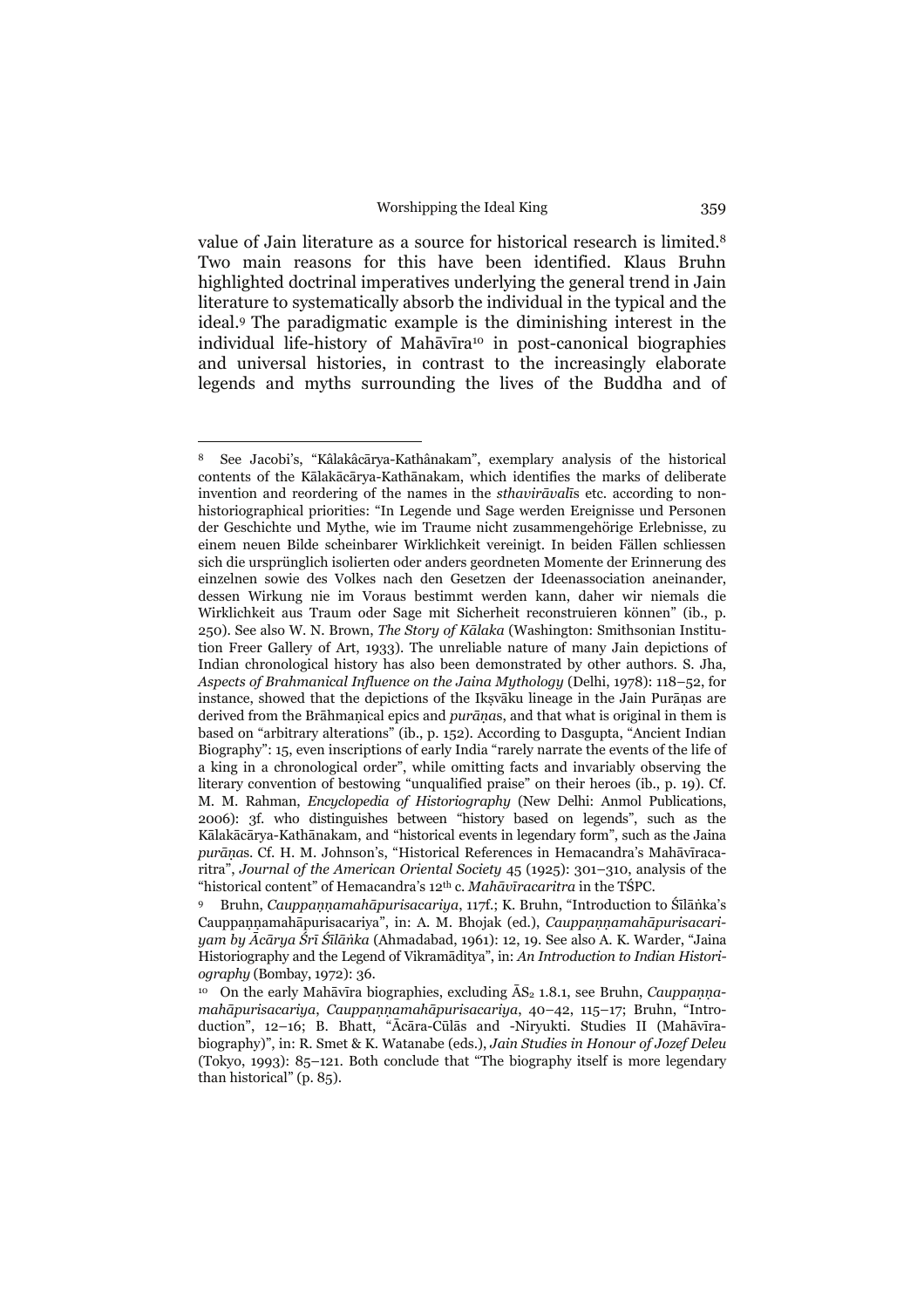value of Jain literature as a source for historical research is limited.[8] Two main reasons for this have been identified. Klaus Bruhn highlighted doctrinal imperatives underlying the general trend in Jain literature to systematically absorb the individual in the typical and the ideal.[9] The paradigmatic example is the diminishing interest in the individual life-history of Mahāvīra[10] in post-canonical biographies and universal histories, in contrast to the increasingly elaborate legends and myths surrounding the lives of the Buddha and of

---

[8] See Jacobi's, "Kâlakâcārya-Kathânakam", exemplary analysis of the historical contents of the Kālakācārya-Kathānakam, which identifies the marks of deliberate invention and reordering of the names in the *sthavirāvalī*s etc. according to non-historiographical priorities: "In Legende und Sage werden Ereignisse und Personen der Geschichte und Mythe, wie im Traume nicht zusammengehörige Erlebnisse, zu einem neuen Bilde scheinbarer Wirklichkeit vereinigt. In beiden Fällen schliessen sich die ursprünglich isolierten oder anders geordneten Momente der Erinnerung des einzelnen sowie des Volkes nach den Gesetzen der Ideenassociation aneinander, dessen Wirkung nie im Voraus bestimmt werden kann, daher wir niemals die Wirklichkeit aus Traum oder Sage mit Sicherheit reconstruieren können" (ib., p. 250). See also W. N. Brown, *The Story of Kālaka* (Washington: Smithsonian Institution Freer Gallery of Art, 1933). The unreliable nature of many Jain depictions of Indian chronological history has also been demonstrated by other authors. S. Jha, *Aspects of Brahmanical Influence on the Jaina Mythology* (Delhi, 1978): 118–52, for instance, showed that the depictions of the Ikṣvāku lineage in the Jain Purāṇas are derived from the Brāhmaṇical epics and *purāṇa*s, and that what is original in them is based on "arbitrary alterations" (ib., p. 152). According to Dasgupta, "Ancient Indian Biography": 15, even inscriptions of early India "rarely narrate the events of the life of a king in a chronological order", while omitting facts and invariably observing the literary convention of bestowing "unqualified praise" on their heroes (ib., p. 19). Cf. M. M. Rahman, *Encyclopedia of Historiography* (New Delhi: Anmol Publications, 2006): 3f. who distinguishes between "history based on legends", such as the Kālakācārya-Kathānakam, and "historical events in legendary form", such as the Jaina *purāṇa*s. Cf. H. M. Johnson's, "Historical References in Hemacandra's Mahāvīracaritra", *Journal of the American Oriental Society* 45 (1925): 301–310, analysis of the "historical content" of Hemacandra's 12th c. *Mahāvīracaritra* in the TŚPC.

[9] Bruhn, *Cauppaṇṇamahāpurisacariya*, 117f.; K. Bruhn, "Introduction to Śīlāṅka's Cauppaṇṇamahāpurisacariya", in: A. M. Bhojak (ed.), *Cauppaṇṇamahāpurisacariyam by Ācārya Śrī Śīlāṅka* (Ahmadabad, 1961): 12, 19. See also A. K. Warder, "Jaina Historiography and the Legend of Vikramāditya", in: *An Introduction to Indian Historiography* (Bombay, 1972): 36.

[10] On the early Mahāvīra biographies, excluding $ĀS_2$ 1.8.1, see Bruhn, *Cauppaṇṇamahāpurisacariya*, *Cauppaṇṇamahāpurisacariya*, 40–42, 115–17; Bruhn, "Introduction", 12–16; B. Bhatt, "Ācāra-Cūlās and -Niryukti. Studies II (Mahāvīra-biography)", in: R. Smet & K. Watanabe (eds.), *Jain Studies in Honour of Jozef Deleu* (Tokyo, 1993): 85–121. Both conclude that "The biography itself is more legendary than historical" (p. 85).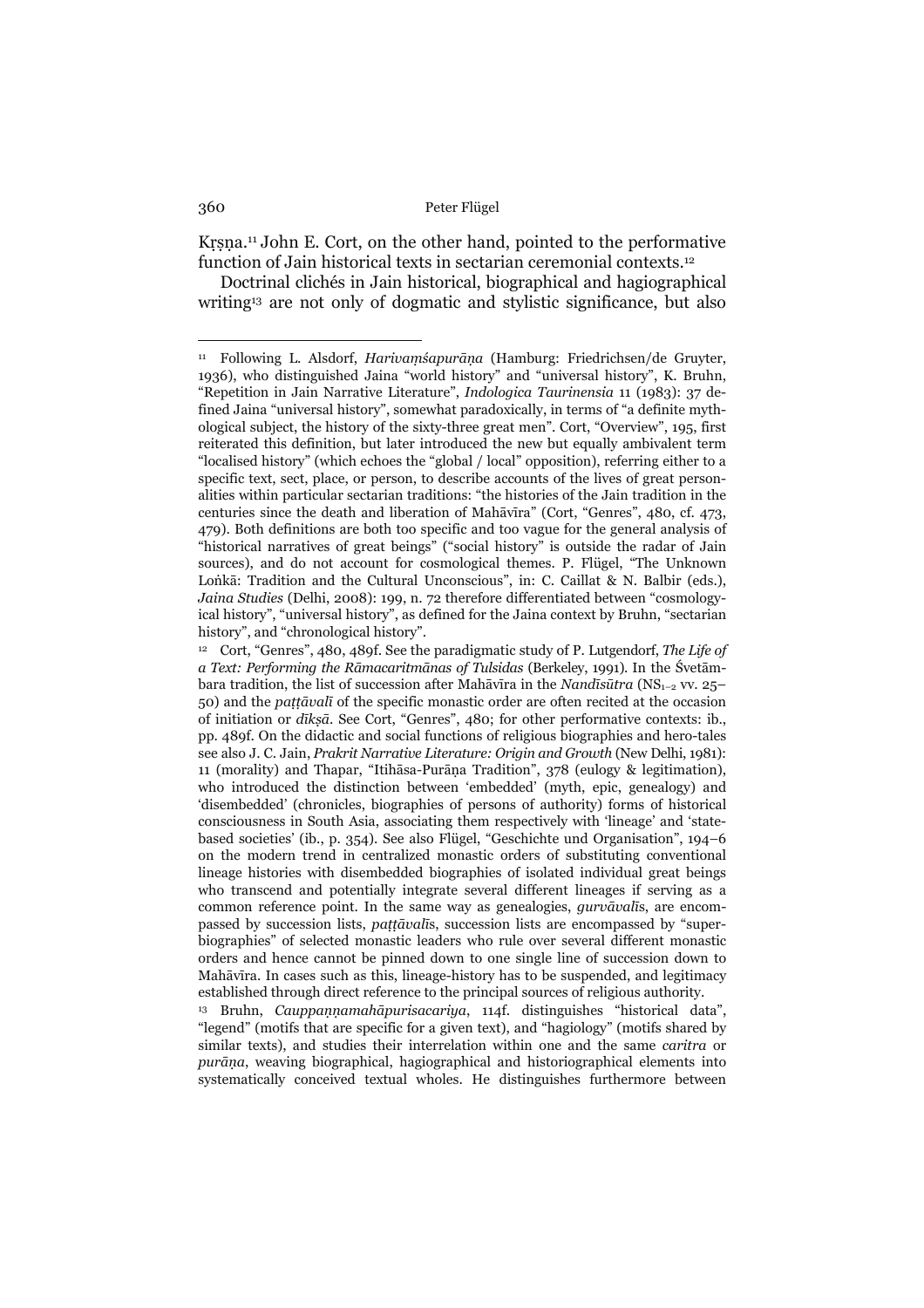Kṛṣṇa.[11] John E. Cort, on the other hand, pointed to the performative function of Jain historical texts in sectarian ceremonial contexts.[12]

Doctrinal clichés in Jain historical, biographical and hagiographical writing[13] are not only of dogmatic and stylistic significance, but also

---

[11] Following L. Alsdorf, *Harivaṃśapurāṇa* (Hamburg: Friedrichsen/de Gruyter, 1936), who distinguished Jaina "world history" and "universal history", K. Bruhn, "Repetition in Jain Narrative Literature", *Indologica Taurinensia* 11 (1983): 37 defined Jaina "universal history", somewhat paradoxically, in terms of "a definite mythological subject, the history of the sixty-three great men". Cort, "Overview", 195, first reiterated this definition, but later introduced the new but equally ambivalent term "localised history" (which echoes the "global / local" opposition), referring either to a specific text, sect, place, or person, to describe accounts of the lives of great personalities within particular sectarian traditions: "the histories of the Jain tradition in the centuries since the death and liberation of Mahāvīra" (Cort, "Genres", 480, cf. 473, 479). Both definitions are both too specific and too vague for the general analysis of "historical narratives of great beings" ("social history" is outside the radar of Jain sources), and do not account for cosmological themes. P. Flügel, "The Unknown Loṅkā: Tradition and the Cultural Unconscious", in: C. Caillat & N. Balbir (eds.), *Jaina Studies* (Delhi, 2008): 199, n. 72 therefore differentiated between "cosmologyical history", "universal history", as defined for the Jaina context by Bruhn, "sectarian history", and "chronological history".

[12] Cort, "Genres", 480, 489f. See the paradigmatic study of P. Lutgendorf, *The Life of a Text: Performing the Rāmacaritmānas of Tulsidas* (Berkeley, 1991). In the Śvetāmbara tradition, the list of succession after Mahāvīra in the *Nandīsūtra* ($NS_{1-2}$ vv. 25–50) and the *paṭṭāvalī* of the specific monastic order are often recited at the occasion of initiation or *dīkṣā*. See Cort, "Genres", 480; for other performative contexts: ib., pp. 489f. On the didactic and social functions of religious biographies and hero-tales see also J. C. Jain, *Prakrit Narrative Literature: Origin and Growth* (New Delhi, 1981): 11 (morality) and Thapar, "Itihāsa-Purāṇa Tradition", 378 (eulogy & legitimation), who introduced the distinction between 'embedded' (myth, epic, genealogy) and 'disembedded' (chronicles, biographies of persons of authority) forms of historical consciousness in South Asia, associating them respectively with 'lineage' and 'state-based societies' (ib., p. 354). See also Flügel, "Geschichte und Organisation", 194–6 on the modern trend in centralized monastic orders of substituting conventional lineage histories with disembedded biographies of isolated individual great beings who transcend and potentially integrate several different lineages if serving as a common reference point. In the same way as genealogies, *gurvāvalī*s, are encompassed by succession lists, *paṭṭāvalī*s, succession lists are encompassed by "super-biographies" of selected monastic leaders who rule over several different monastic orders and hence cannot be pinned down to one single line of succession down to Mahāvīra. In cases such as this, lineage-history has to be suspended, and legitimacy established through direct reference to the principal sources of religious authority.

[13] Bruhn, *Cauppaṇṇamahāpurisacariya*, 114f. distinguishes "historical data", "legend" (motifs that are specific for a given text), and "hagiology" (motifs shared by similar texts), and studies their interrelation within one and the same *caritra* or *purāṇa*, weaving biographical, hagiographical and historiographical elements into systematically conceived textual wholes. He distinguishes furthermore between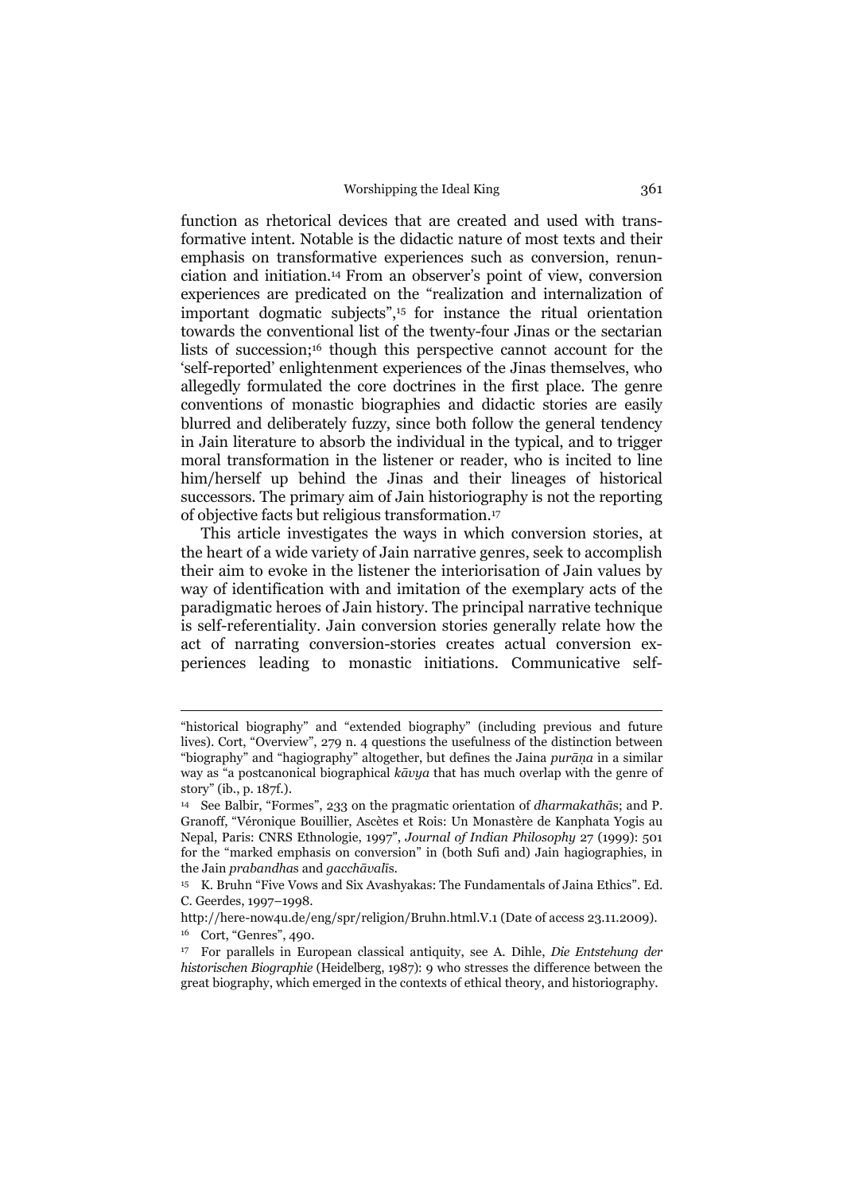function as rhetorical devices that are created and used with transformative intent. Notable is the didactic nature of most texts and their emphasis on transformative experiences such as conversion, renunciation and initiation.[14] From an observer's point of view, conversion experiences are predicated on the "realization and internalization of important dogmatic subjects",[15] for instance the ritual orientation towards the conventional list of the twenty-four Jinas or the sectarian lists of succession;[16] though this perspective cannot account for the 'self-reported' enlightenment experiences of the Jinas themselves, who allegedly formulated the core doctrines in the first place. The genre conventions of monastic biographies and didactic stories are easily blurred and deliberately fuzzy, since both follow the general tendency in Jain literature to absorb the individual in the typical, and to trigger moral transformation in the listener or reader, who is incited to line him/herself up behind the Jinas and their lineages of historical successors. The primary aim of Jain historiography is not the reporting of objective facts but religious transformation.[17]

This article investigates the ways in which conversion stories, at the heart of a wide variety of Jain narrative genres, seek to accomplish their aim to evoke in the listener the interiorisation of Jain values by way of identification with and imitation of the exemplary acts of the paradigmatic heroes of Jain history. The principal narrative technique is self-referentiality. Jain conversion stories generally relate how the act of narrating conversion-stories creates actual conversion experiences leading to monastic initiations. Communicative self-

---

"historical biography" and "extended biography" (including previous and future lives). Cort, "Overview", 279 n. 4 questions the usefulness of the distinction between "biography" and "hagiography" altogether, but defines the Jaina *purāṇa* in a similar way as "a postcanonical biographical *kāvya* that has much overlap with the genre of story" (ib., p. 187f.).

[14] See Balbir, "Formes", 233 on the pragmatic orientation of *dharmakathās*; and P. Granoff, "Véronique Bouillier, Ascètes et Rois: Un Monastère de Kanphata Yogis au Nepal, Paris: CNRS Ethnologie, 1997", *Journal of Indian Philosophy* 27 (1999): 501 for the "marked emphasis on conversion" in (both Sufi and) Jain hagiographies, in the Jain *prabandhas* and *gacchāvalīs*.

[15] K. Bruhn "Five Vows and Six Avashyakas: The Fundamentals of Jaina Ethics". Ed. C. Geerdes, 1997–1998.

http://here-now4u.de/eng/spr/religion/Bruhn.html.V.1 (Date of access 23.11.2009).

[16] Cort, "Genres", 490.

[17] For parallels in European classical antiquity, see A. Dihle, *Die Entstehung der historischen Biographie* (Heidelberg, 1987): 9 who stresses the difference between the great biography, which emerged in the contexts of ethical theory, and historiography.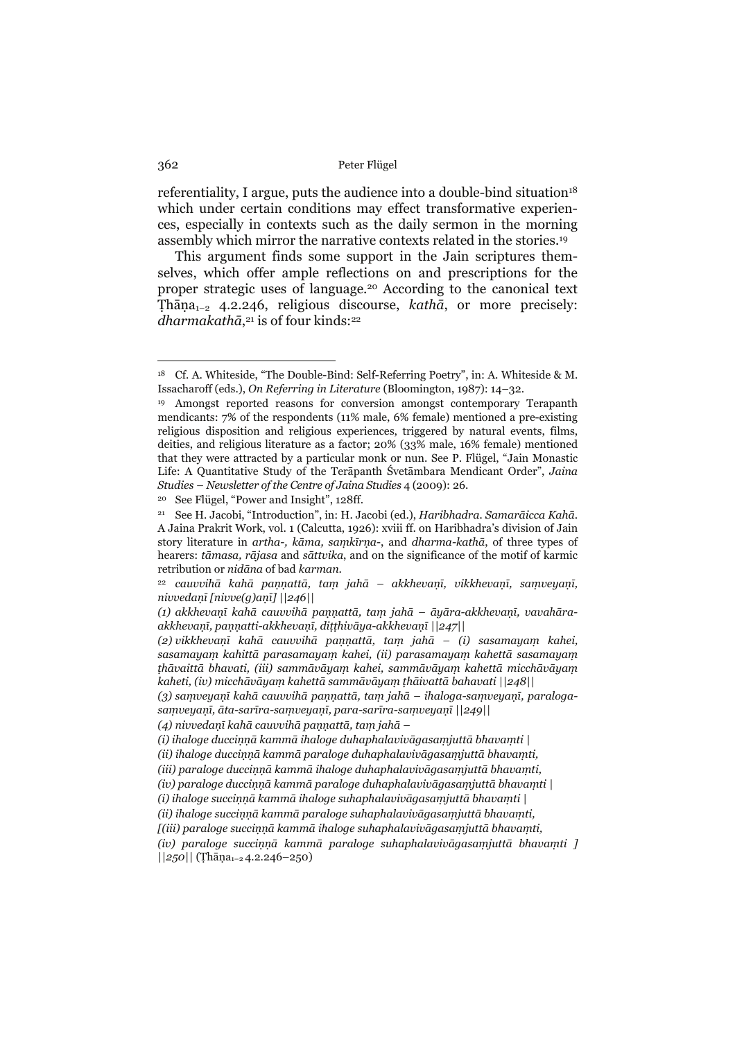referentiality, I argue, puts the audience into a double-bind situation[18] which under certain conditions may effect transformative experiences, especially in contexts such as the daily sermon in the morning assembly which mirror the narrative contexts related in the stories.[19]

This argument finds some support in the Jain scriptures themselves, which offer ample reflections on and prescriptions for the proper strategic uses of language.[20] According to the canonical text Ṭhāṇa$_{1-2}$ 4.2.246, religious discourse, *kathā*, or more precisely: *dharmakathā*,[21] is of four kinds:[22]

---

[18] Cf. A. Whiteside, "The Double-Bind: Self-Referring Poetry", in: A. Whiteside & M. Issacharoff (eds.), *On Referring in Literature* (Bloomington, 1987): 14–32.

[19] Amongst reported reasons for conversion amongst contemporary Terapanth mendicants: 7% of the respondents (11% male, 6% female) mentioned a pre-existing religious disposition and religious experiences, triggered by natural events, films, deities, and religious literature as a factor; 20% (33% male, 16% female) mentioned that they were attracted by a particular monk or nun. See P. Flügel, "Jain Monastic Life: A Quantitative Study of the Terāpanth Śvetāmbara Mendicant Order", *Jaina Studies – Newsletter of the Centre of Jaina Studies* 4 (2009): 26.

[20] See Flügel, "Power and Insight", 128ff.

[21] See H. Jacobi, "Introduction", in: H. Jacobi (ed.), *Haribhadra. Samarāicca Kahā*. A Jaina Prakrit Work, vol. 1 (Calcutta, 1926): xviii ff. on Haribhadra's division of Jain story literature in *artha-, kāma, saṃkīrṇa-*, and *dharma-kathā*, of three types of hearers: *tāmasa, rājasa* and *sāttvika*, and on the significance of the motif of karmic retribution or *nidāna* of bad *karman*.

[22] *cauvvihā kahā paṇṇattā, taṃ jahā – akkhevaṇī, vikkhevaṇī, saṃveyaṇī, nivvedaṇī [nivve(g)aṇī] ||246||*

*(1) akkhevaṇī kahā cauvvihā paṇṇattā, taṃ jahā – āyāra-akkhevaṇī, vavahāra-akkhevaṇī, paṇṇatti-akkhevaṇī, diṭṭhivāya-akkhevaṇī ||247||*

*(2) vikkhevaṇī kahā cauvvihā paṇṇattā, taṃ jahā – (i) sasamayaṃ kahei, sasamayaṃ kahittā parasamayaṃ kahei, (ii) parasamayaṃ kahettā sasamayaṃ ṭhāvaittā bhavati, (iii) sammāvāyaṃ kahei, sammāvāyaṃ kahettā micchāvāyaṃ kaheti, (iv) micchāvāyaṃ kahettā sammāvāyaṃ ṭhāivattā bahavati ||248||*

*(3) saṃveyaṇī kahā cauvvihā paṇṇattā, taṃ jahā – ihaloga-saṃveyaṇī, paraloga-saṃveyaṇī, āta-sarīra-saṃveyaṇī, para-sarīra-saṃveyaṇī ||249||*

*(4) nivvedaṇī kahā cauvvihā paṇṇattā, taṃ jahā –*

*(i) ihaloge ducciṇṇā kammā ihaloge duhaphalavivāgasaṃjuttā bhavaṃti |*

*(ii) ihaloge ducciṇṇā kammā paraloge duhaphalavivāgasaṃjuttā bhavaṃti,*

*(iii) paraloge ducciṇṇā kammā ihaloge duhaphalavivāgasaṃjuttā bhavaṃti,*

*(iv) paraloge ducciṇṇā kammā paraloge duhaphalavivāgasaṃjuttā bhavaṃti |*

*(i) ihaloge succiṇṇā kammā ihaloge suhaphalavivāgasaṃjuttā bhavaṃti |*

*(ii) ihaloge succiṇṇā kammā paraloge suhaphalavivāgasaṃjuttā bhavaṃti,*

*[(iii) paraloge succiṇṇā kammā ihaloge suhaphalavivāgasaṃjuttā bhavaṃti,*

*(iv) paraloge succiṇṇā kammā paraloge suhaphalavivāgasaṃjuttā bhavaṃti ]* *||250||* (Ṭhāṇa$_{1-2}$ 4.2.246–250)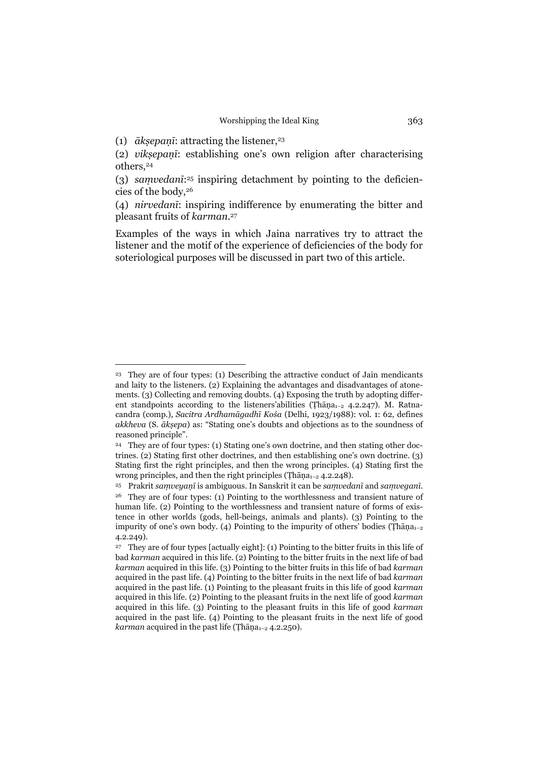(1) *ākṣepaṇī*: attracting the listener,[23]

(2) *vikṣepaṇī*: establishing one's own religion after characterising others,[24]

(3) *saṃvedanī*:[25] inspiring detachment by pointing to the deficiencies of the body,[26]

(4) *nirvedanī*: inspiring indifference by enumerating the bitter and pleasant fruits of *karman*.[27]

Examples of the ways in which Jaina narratives try to attract the listener and the motif of the experience of deficiencies of the body for soteriological purposes will be discussed in part two of this article.

---

[23] They are of four types: (1) Describing the attractive conduct of Jain mendicants and laity to the listeners. (2) Explaining the advantages and disadvantages of atonements. (3) Collecting and removing doubts. (4) Exposing the truth by adopting different standpoints according to the listeners'abilities (Ṭhāṇa$_{1-2}$ 4.2.247). M. Ratnacandra (comp.), *Sacitra Ardhamāgadhī Kośa* (Delhi, 1923/1988): vol. 1: 62, defines *akkheva* (S. *ākṣepa*) as: "Stating one's doubts and objections as to the soundness of reasoned principle".

[24] They are of four types: (1) Stating one's own doctrine, and then stating other doctrines. (2) Stating first other doctrines, and then establishing one's own doctrine. (3) Stating first the right principles, and then the wrong principles. (4) Stating first the wrong principles, and then the right principles (Ṭhāṇa$_{1-2}$ 4.2.248).

[25] Prakrit *saṃveyaṇī* is ambiguous. In Sanskrit it can be *saṃvedanī* and *saṃveganī*.

[26] They are of four types: (1) Pointing to the worthlessness and transient nature of human life. (2) Pointing to the worthlessness and transient nature of forms of existence in other worlds (gods, hell-beings, animals and plants). (3) Pointing to the impurity of one's own body. (4) Pointing to the impurity of others' bodies (Ṭhāṇa$_{1-2}$ 4.2.249).

[27] They are of four types [actually eight]: (1) Pointing to the bitter fruits in this life of bad *karman* acquired in this life. (2) Pointing to the bitter fruits in the next life of bad *karman* acquired in this life. (3) Pointing to the bitter fruits in this life of bad *karman* acquired in the past life. (4) Pointing to the bitter fruits in the next life of bad *karman* acquired in the past life. (1) Pointing to the pleasant fruits in this life of good *karman* acquired in this life. (2) Pointing to the pleasant fruits in the next life of good *karman* acquired in this life. (3) Pointing to the pleasant fruits in this life of good *karman* acquired in the past life. (4) Pointing to the pleasant fruits in the next life of good *karman* acquired in the past life (Ṭhāṇa$_{1-2}$ 4.2.250).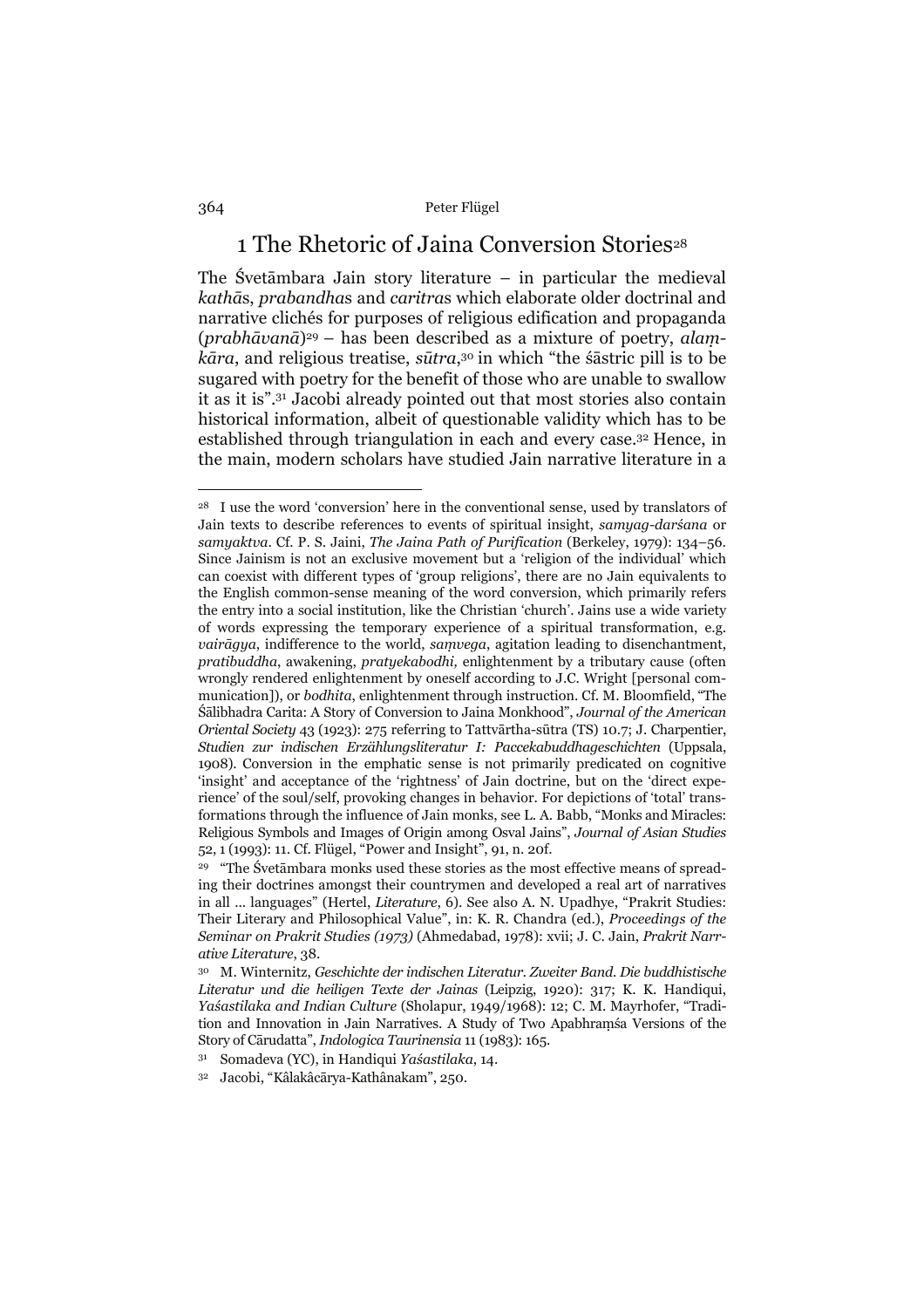# 1 The Rhetoric of Jaina Conversion Stories[28]

The Śvetāmbara Jain story literature – in particular the medieval *kathā*s, *prabandha*s and *caritra*s which elaborate older doctrinal and narrative clichés for purposes of religious edification and propaganda (*prabhāvanā*)[29] – has been described as a mixture of poetry, *alaṃkāra*, and religious treatise, *sūtra*,[30] in which "the śāstric pill is to be sugared with poetry for the benefit of those who are unable to swallow it as it is".[31] Jacobi already pointed out that most stories also contain historical information, albeit of questionable validity which has to be established through triangulation in each and every case.[32] Hence, in the main, modern scholars have studied Jain narrative literature in a

---

[28] I use the word 'conversion' here in the conventional sense, used by translators of Jain texts to describe references to events of spiritual insight, *samyag-darśana* or *samyaktva*. Cf. P. S. Jaini, *The Jaina Path of Purification* (Berkeley, 1979): 134–56. Since Jainism is not an exclusive movement but a 'religion of the individual' which can coexist with different types of 'group religions', there are no Jain equivalents to the English common-sense meaning of the word conversion, which primarily refers the entry into a social institution, like the Christian 'church'. Jains use a wide variety of words expressing the temporary experience of a spiritual transformation, e.g. *vairāgya*, indifference to the world, *saṃvega*, agitation leading to disenchantment, *pratibuddha*, awakening, *pratyekabodhi,* enlightenment by a tributary cause (often wrongly rendered enlightenment by oneself according to J.C. Wright [personal communication]), or *bodhita*, enlightenment through instruction. Cf. M. Bloomfield, "The Śālibhadra Carita: A Story of Conversion to Jaina Monkhood", *Journal of the American Oriental Society* 43 (1923): 275 referring to Tattvārtha-sūtra (TS) 10.7; J. Charpentier, *Studien zur indischen Erzählungsliteratur I: Paccekabuddhageschichten* (Uppsala, 1908). Conversion in the emphatic sense is not primarily predicated on cognitive 'insight' and acceptance of the 'rightness' of Jain doctrine, but on the 'direct experience' of the soul/self, provoking changes in behavior. For depictions of 'total' transformations through the influence of Jain monks, see L. A. Babb, "Monks and Miracles: Religious Symbols and Images of Origin among Osval Jains", *Journal of Asian Studies* 52, 1 (1993): 11. Cf. Flügel, "Power and Insight", 91, n. 20f.

[29] "The Śvetāmbara monks used these stories as the most effective means of spreading their doctrines amongst their countrymen and developed a real art of narratives in all … languages" (Hertel, *Literature*, 6). See also A. N. Upadhye, "Prakrit Studies: Their Literary and Philosophical Value", in: K. R. Chandra (ed.), *Proceedings of the Seminar on Prakrit Studies (1973)* (Ahmedabad, 1978): xvii; J. C. Jain, *Prakrit Narrative Literature*, 38.

[30] M. Winternitz, *Geschichte der indischen Literatur. Zweiter Band. Die buddhistische Literatur und die heiligen Texte der Jainas* (Leipzig, 1920): 317; K. K. Handiqui, *Yaśastilaka and Indian Culture* (Sholapur, 1949/1968): 12; C. M. Mayrhofer, "Tradition and Innovation in Jain Narratives. A Study of Two Apabhraṃśa Versions of the Story of Cārudatta", *Indologica Taurinensia* 11 (1983): 165.

[31] Somadeva (YC), in Handiqui *Yaśastilaka*, 14.

[32] Jacobi, "Kâlakâcārya-Kathânakam", 250.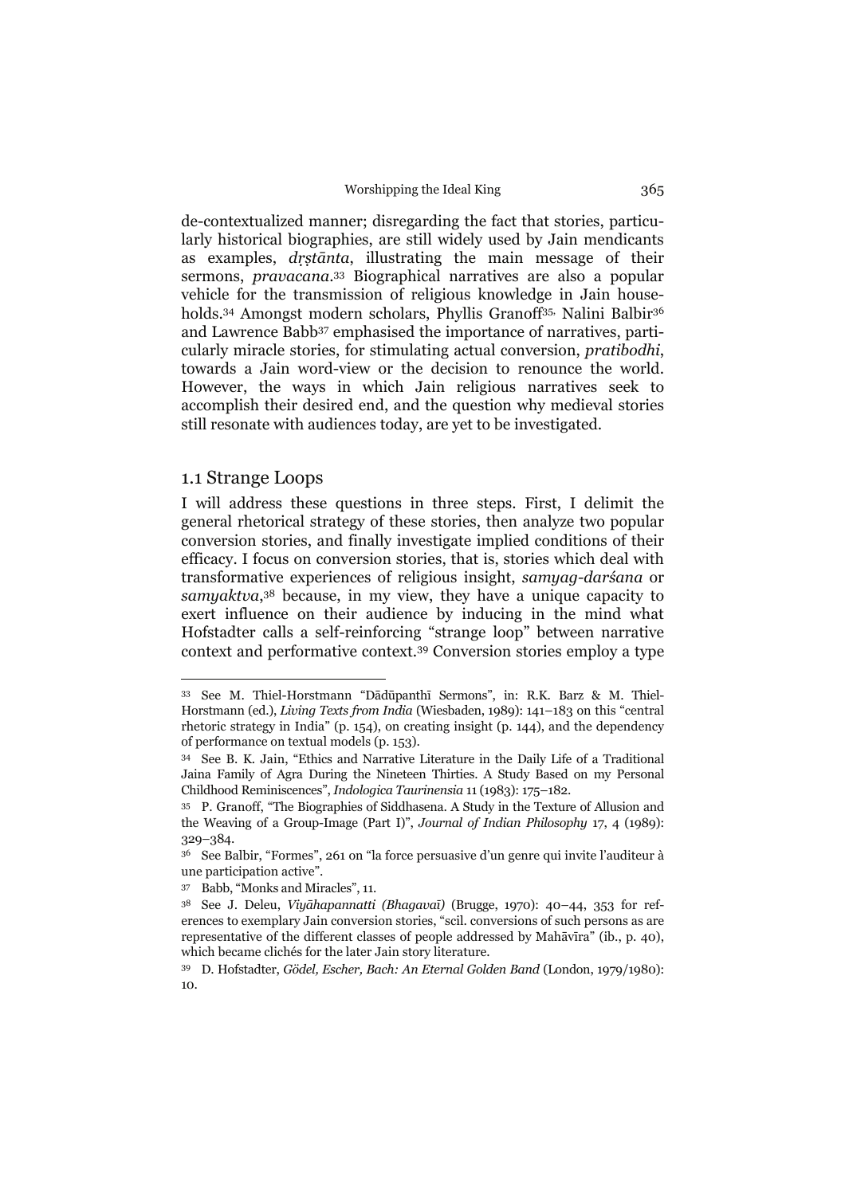de-contextualized manner; disregarding the fact that stories, particularly historical biographies, are still widely used by Jain mendicants as examples, *dṛṣṭānta*, illustrating the main message of their sermons, *pravacana*.[33] Biographical narratives are also a popular vehicle for the transmission of religious knowledge in Jain households.[34] Amongst modern scholars, Phyllis Granoff[35], Nalini Balbir[36] and Lawrence Babb[37] emphasised the importance of narratives, particularly miracle stories, for stimulating actual conversion, *pratibodhi*, towards a Jain word-view or the decision to renounce the world. However, the ways in which Jain religious narratives seek to accomplish their desired end, and the question why medieval stories still resonate with audiences today, are yet to be investigated.

## 1.1 Strange Loops

I will address these questions in three steps. First, I delimit the general rhetorical strategy of these stories, then analyze two popular conversion stories, and finally investigate implied conditions of their efficacy. I focus on conversion stories, that is, stories which deal with transformative experiences of religious insight, *samyag-darśana* or *samyaktva*,[38] because, in my view, they have a unique capacity to exert influence on their audience by inducing in the mind what Hofstadter calls a self-reinforcing "strange loop" between narrative context and performative context.[39] Conversion stories employ a type

---

[33] See M. Thiel-Horstmann "Dādūpanthī Sermons", in: R.K. Barz & M. Thiel-Horstmann (ed.), *Living Texts from India* (Wiesbaden, 1989): 141–183 on this "central rhetoric strategy in India" (p. 154), on creating insight (p. 144), and the dependency of performance on textual models (p. 153).

[34] See B. K. Jain, "Ethics and Narrative Literature in the Daily Life of a Traditional Jaina Family of Agra During the Nineteen Thirties. A Study Based on my Personal Childhood Reminiscences", *Indologica Taurinensia* 11 (1983): 175–182.

[35] P. Granoff, "The Biographies of Siddhasena. A Study in the Texture of Allusion and the Weaving of a Group-Image (Part I)", *Journal of Indian Philosophy* 17, 4 (1989): 329–384.

[36] See Balbir, "Formes", 261 on "la force persuasive d'un genre qui invite l'auditeur à une participation active".

[37] Babb, "Monks and Miracles", 11.

[38] See J. Deleu, *Viyāhapannatti (Bhagavaī)* (Brugge, 1970): 40–44, 353 for references to exemplary Jain conversion stories, "scil. conversions of such persons as are representative of the different classes of people addressed by Mahāvīra" (ib., p. 40), which became clichés for the later Jain story literature.

[39] D. Hofstadter, *Gödel, Escher, Bach: An Eternal Golden Band* (London, 1979/1980): 10.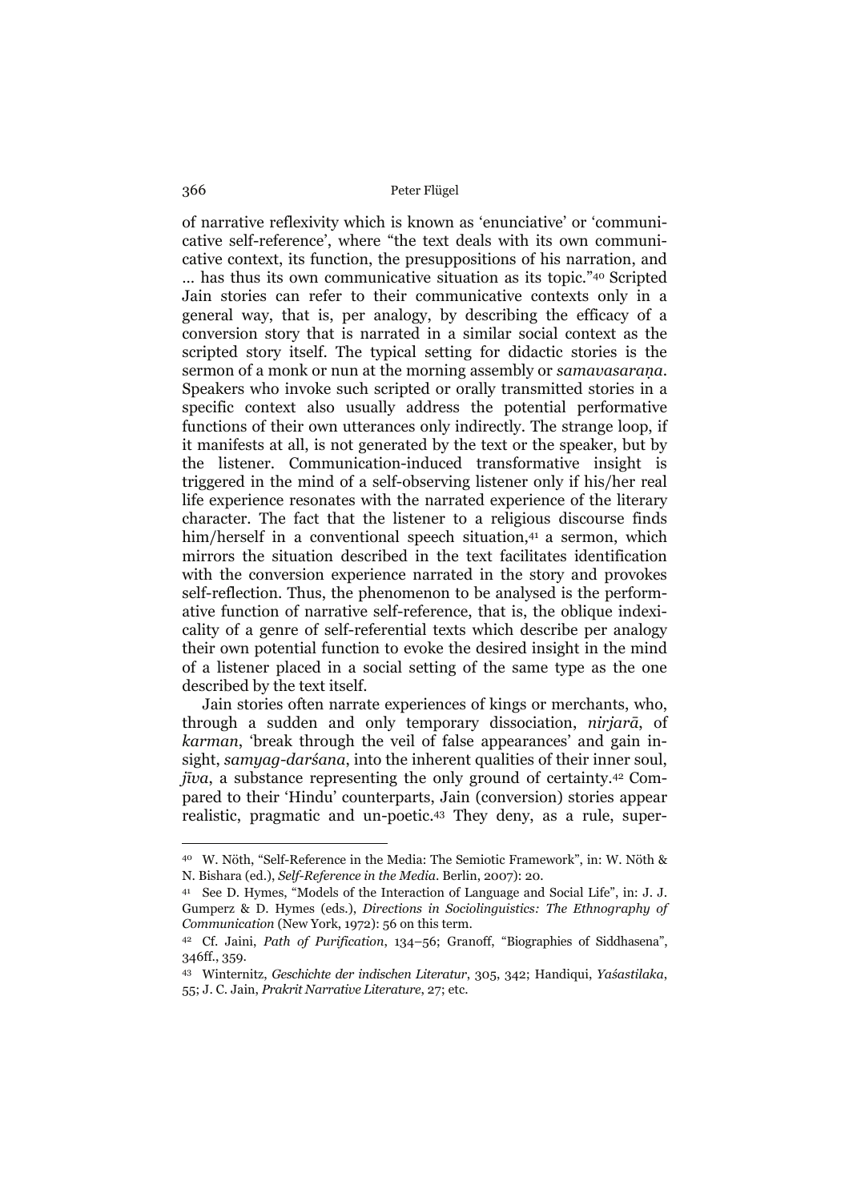of narrative reflexivity which is known as 'enunciative' or 'communicative self-reference', where "the text deals with its own communicative context, its function, the presuppositions of his narration, and … has thus its own communicative situation as its topic."[40] Scripted Jain stories can refer to their communicative contexts only in a general way, that is, per analogy, by describing the efficacy of a conversion story that is narrated in a similar social context as the scripted story itself. The typical setting for didactic stories is the sermon of a monk or nun at the morning assembly or *samavasaraṇa*. Speakers who invoke such scripted or orally transmitted stories in a specific context also usually address the potential performative functions of their own utterances only indirectly. The strange loop, if it manifests at all, is not generated by the text or the speaker, but by the listener. Communication-induced transformative insight is triggered in the mind of a self-observing listener only if his/her real life experience resonates with the narrated experience of the literary character. The fact that the listener to a religious discourse finds him/herself in a conventional speech situation,[41] a sermon, which mirrors the situation described in the text facilitates identification with the conversion experience narrated in the story and provokes self-reflection. Thus, the phenomenon to be analysed is the performative function of narrative self-reference, that is, the oblique indexicality of a genre of self-referential texts which describe per analogy their own potential function to evoke the desired insight in the mind of a listener placed in a social setting of the same type as the one described by the text itself.

Jain stories often narrate experiences of kings or merchants, who, through a sudden and only temporary dissociation, *nirjarā*, of *karman*, 'break through the veil of false appearances' and gain insight, *samyag-darśana*, into the inherent qualities of their inner soul, *jīva*, a substance representing the only ground of certainty.[42] Compared to their 'Hindu' counterparts, Jain (conversion) stories appear realistic, pragmatic and un-poetic.[43] They deny, as a rule, super-

---

[40] W. Nöth, "Self-Reference in the Media: The Semiotic Framework", in: W. Nöth & N. Bishara (ed.), *Self-Reference in the Media*. Berlin, 2007): 20.

[41] See D. Hymes, "Models of the Interaction of Language and Social Life", in: J. J. Gumperz & D. Hymes (eds.), *Directions in Sociolinguistics: The Ethnography of Communication* (New York, 1972): 56 on this term.

[42] Cf. Jaini, *Path of Purification*, 134–56; Granoff, "Biographies of Siddhasena", 346ff., 359.

[43] Winternitz, *Geschichte der indischen Literatur*, 305, 342; Handiqui, *Yaśastilaka*, 55; J. C. Jain, *Prakrit Narrative Literature*, 27; etc.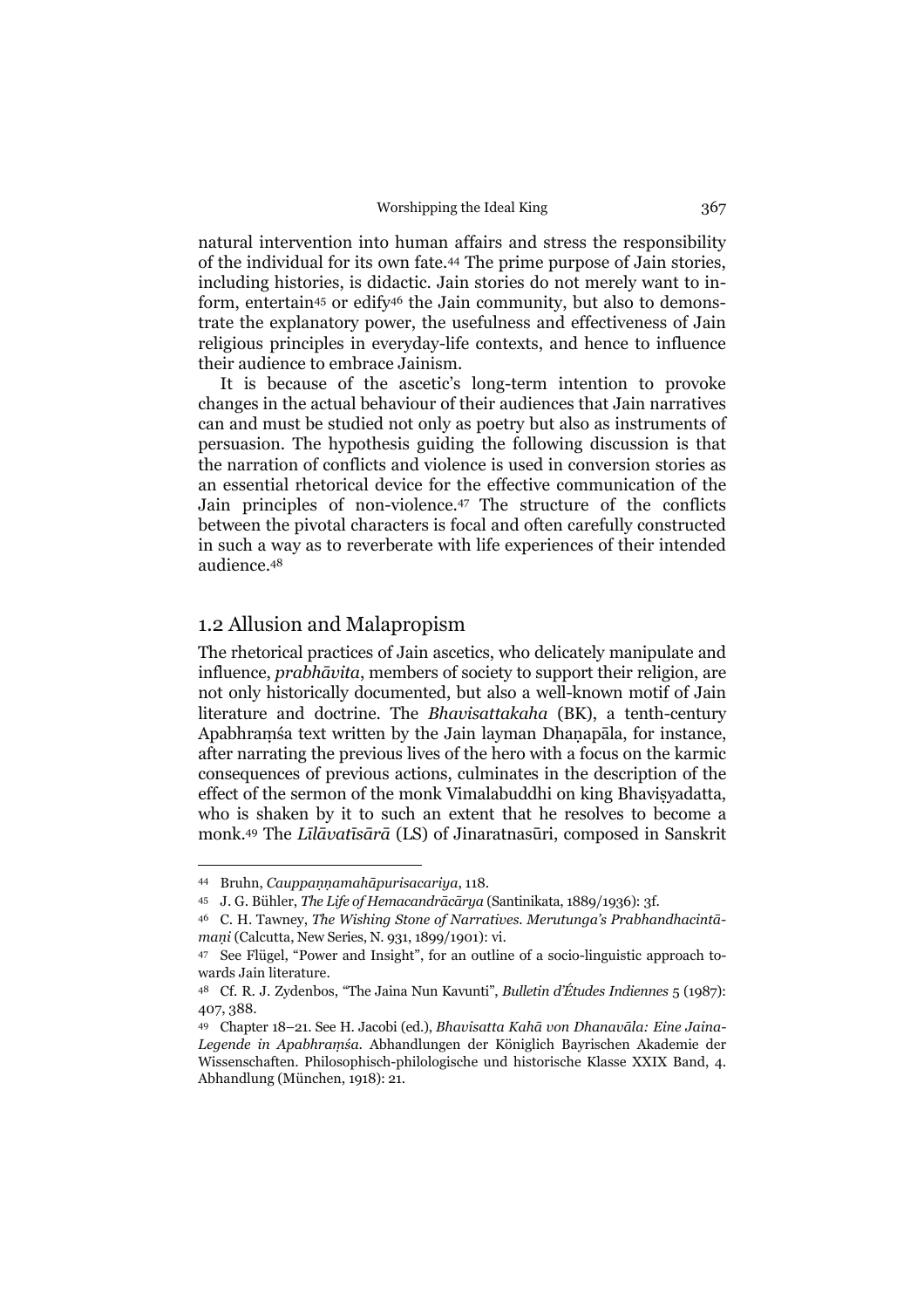natural intervention into human affairs and stress the responsibility of the individual for its own fate.[44] The prime purpose of Jain stories, including histories, is didactic. Jain stories do not merely want to inform, entertain[45] or edify[46] the Jain community, but also to demonstrate the explanatory power, the usefulness and effectiveness of Jain religious principles in everyday-life contexts, and hence to influence their audience to embrace Jainism.

It is because of the ascetic's long-term intention to provoke changes in the actual behaviour of their audiences that Jain narratives can and must be studied not only as poetry but also as instruments of persuasion. The hypothesis guiding the following discussion is that the narration of conflicts and violence is used in conversion stories as an essential rhetorical device for the effective communication of the Jain principles of non-violence.[47] The structure of the conflicts between the pivotal characters is focal and often carefully constructed in such a way as to reverberate with life experiences of their intended audience.[48]

## 1.2 Allusion and Malapropism

The rhetorical practices of Jain ascetics, who delicately manipulate and influence, *prabhāvita*, members of society to support their religion, are not only historically documented, but also a well-known motif of Jain literature and doctrine. The *Bhavisattakaha* (BK), a tenth-century Apabhraṃśa text written by the Jain layman Dhaṇapāla, for instance, after narrating the previous lives of the hero with a focus on the karmic consequences of previous actions, culminates in the description of the effect of the sermon of the monk Vimalabuddhi on king Bhaviṣyadatta, who is shaken by it to such an extent that he resolves to become a monk.[49] The *Līlāvatīsārā* (LS) of Jinaratnasūri, composed in Sanskrit

---

44 Bruhn, *Cauppaṇṇamahāpurisacariya*, 118.

45 J. G. Bühler, *The Life of Hemacandrācārya* (Santinikata, 1889/1936): 3f.

46 C. H. Tawney, *The Wishing Stone of Narratives. Merutunga's Prabhandhacintāmaṇi* (Calcutta, New Series, N. 931, 1899/1901): vi.

47 See Flügel, "Power and Insight", for an outline of a socio-linguistic approach towards Jain literature.

48 Cf. R. J. Zydenbos, "The Jaina Nun Kavunti", *Bulletin d'Études Indiennes* 5 (1987): 407, 388.

49 Chapter 18–21. See H. Jacobi (ed.), *Bhavisatta Kahā von Dhanavāla: Eine Jaina-Legende in Apabhraṃśa*. Abhandlungen der Königlich Bayrischen Akademie der Wissenschaften. Philosophisch-philologische und historische Klasse XXIX Band, 4. Abhandlung (München, 1918): 21.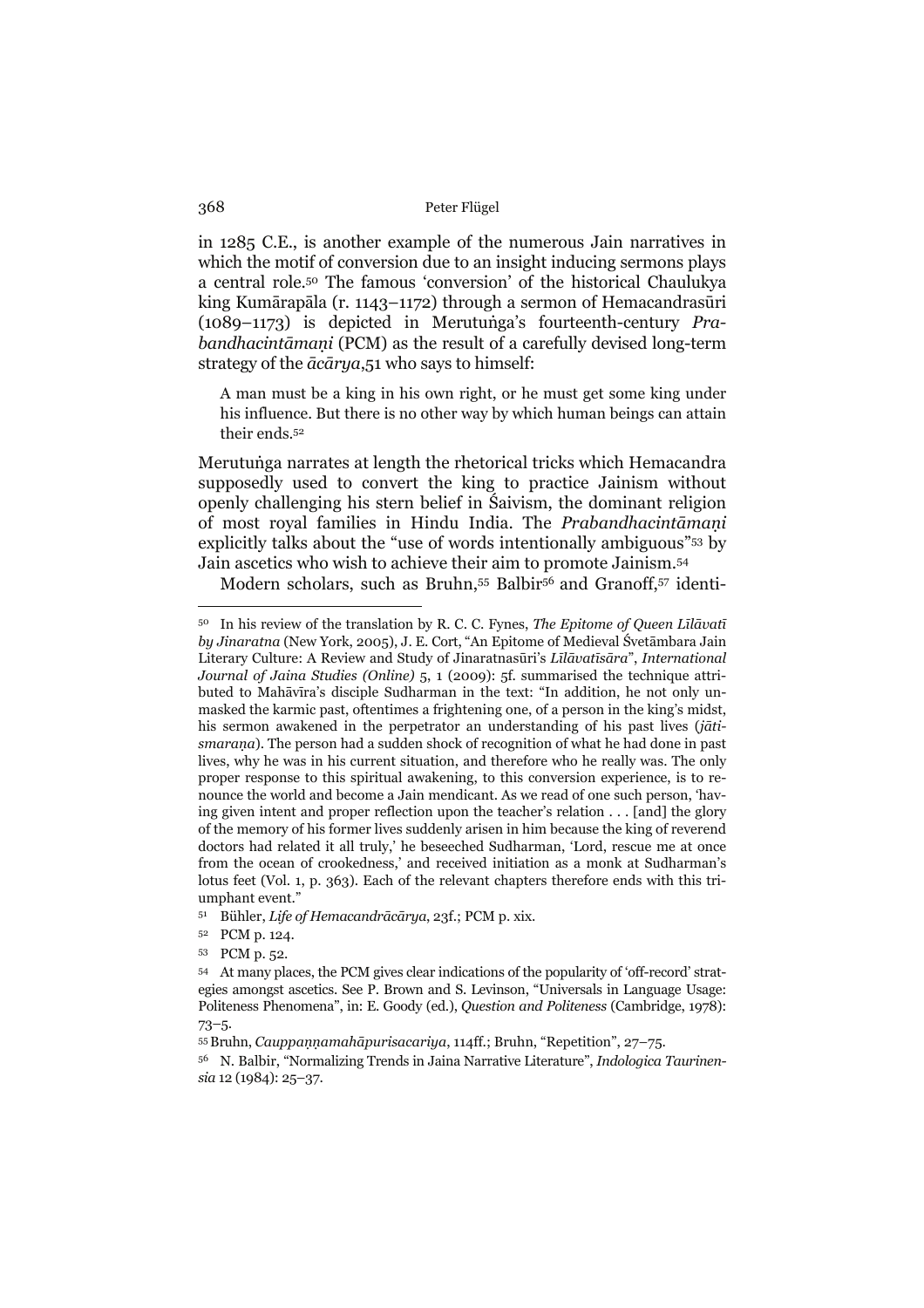in 1285 C.E., is another example of the numerous Jain narratives in which the motif of conversion due to an insight inducing sermons plays a central role.[50] The famous 'conversion' of the historical Chaulukya king Kumārapāla (r. 1143–1172) through a sermon of Hemacandrasūri (1089–1173) is depicted in Merutuṅga's fourteenth-century *Prabandhacintāmaṇi* (PCM) as the result of a carefully devised long-term strategy of the *ācārya*,[51] who says to himself:

> A man must be a king in his own right, or he must get some king under his influence. But there is no other way by which human beings can attain their ends.[52]

Merutuṅga narrates at length the rhetorical tricks which Hemacandra supposedly used to convert the king to practice Jainism without openly challenging his stern belief in Śaivism, the dominant religion of most royal families in Hindu India. The *Prabandhacintāmaṇi* explicitly talks about the "use of words intentionally ambiguous"[53] by Jain ascetics who wish to achieve their aim to promote Jainism.[54]

Modern scholars, such as Bruhn,[55] Balbir[56] and Granoff,[57] identi-

---

[50] In his review of the translation by R. C. C. Fynes, *The Epitome of Queen Līlāvatī by Jinaratna* (New York, 2005), J. E. Cort, "An Epitome of Medieval Śvetāmbara Jain Literary Culture: A Review and Study of Jinaratnasūri's *Līlāvatīsāra*", *International Journal of Jaina Studies (Online)* 5, 1 (2009): 5f. summarised the technique attributed to Mahāvīra's disciple Sudharman in the text: "In addition, he not only unmasked the karmic past, oftentimes a frightening one, of a person in the king's midst, his sermon awakened in the perpetrator an understanding of his past lives (*jātismaraṇa*). The person had a sudden shock of recognition of what he had done in past lives, why he was in his current situation, and therefore who he really was. The only proper response to this spiritual awakening, to this conversion experience, is to renounce the world and become a Jain mendicant. As we read of one such person, 'having given intent and proper reflection upon the teacher's relation . . . [and] the glory of the memory of his former lives suddenly arisen in him because the king of reverend doctors had related it all truly,' he beseeched Sudharman, 'Lord, rescue me at once from the ocean of crookedness,' and received initiation as a monk at Sudharman's lotus feet (Vol. 1, p. 363). Each of the relevant chapters therefore ends with this triumphant event."

[51] Bühler, *Life of Hemacandrācārya*, 23f.; PCM p. xix.

[52] PCM p. 124.

[53] PCM p. 52.

[54] At many places, the PCM gives clear indications of the popularity of 'off-record' strategies amongst ascetics. See P. Brown and S. Levinson, "Universals in Language Usage: Politeness Phenomena", in: E. Goody (ed.), *Question and Politeness* (Cambridge, 1978): 73–5.

[55] Bruhn, *Cauppaṇṇamahāpurisacariya*, 114ff.; Bruhn, "Repetition", 27–75.

[56] N. Balbir, "Normalizing Trends in Jaina Narrative Literature", *Indologica Taurinensia* 12 (1984): 25–37.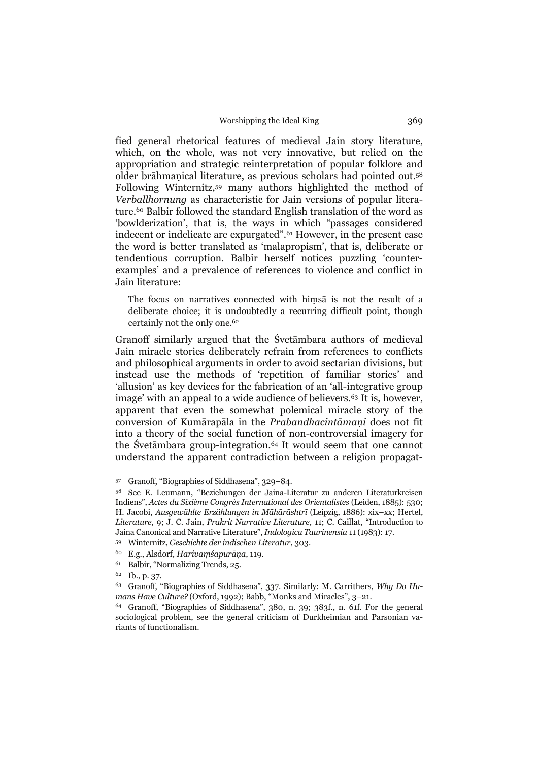fied general rhetorical features of medieval Jain story literature, which, on the whole, was not very innovative, but relied on the appropriation and strategic reinterpretation of popular folklore and older brāhmaṇical literature, as previous scholars had pointed out.[58] Following Winternitz,[59] many authors highlighted the method of *Verballhornung* as characteristic for Jain versions of popular literature.[60] Balbir followed the standard English translation of the word as 'bowlderization', that is, the ways in which "passages considered indecent or indelicate are expurgated".[61] However, in the present case the word is better translated as 'malapropism', that is, deliberate or tendentious corruption. Balbir herself notices puzzling 'counter-examples' and a prevalence of references to violence and conflict in Jain literature:

> The focus on narratives connected with hiṃsā is not the result of a deliberate choice; it is undoubtedly a recurring difficult point, though certainly not the only one.[62]

Granoff similarly argued that the Śvetāmbara authors of medieval Jain miracle stories deliberately refrain from references to conflicts and philosophical arguments in order to avoid sectarian divisions, but instead use the methods of 'repetition of familiar stories' and 'allusion' as key devices for the fabrication of an 'all-integrative group image' with an appeal to a wide audience of believers.[63] It is, however, apparent that even the somewhat polemical miracle story of the conversion of Kumārapāla in the *Prabandhacintāmaṇi* does not fit into a theory of the social function of non-controversial imagery for the Śvetāmbara group-integration.[64] It would seem that one cannot understand the apparent contradiction between a religion propagat-

---

[57] Granoff, "Biographies of Siddhasena", 329–84.

[58] See E. Leumann, "Beziehungen der Jaina-Literatur zu anderen Literaturkreisen Indiens", *Actes du Sixième Congrès International des Orientalistes* (Leiden, 1885): 530; H. Jacobi, *Ausgewählte Erzählungen in Māhārāshtrī* (Leipzig, 1886): xix–xx; Hertel, *Literature*, 9; J. C. Jain, *Prakrit Narrative Literature*, 11; C. Caillat, "Introduction to Jaina Canonical and Narrative Literature", *Indologica Taurinensia* 11 (1983): 17.

[59] Winternitz, *Geschichte der indischen Literatur*, 303.

[60] E.g., Alsdorf, *Harivaṃśapurāṇa*, 119.

[61] Balbir, "Normalizing Trends, 25.

[62] Ib., p. 37.

[63] Granoff, "Biographies of Siddhasena", 337. Similarly: M. Carrithers, *Why Do Humans Have Culture?* (Oxford, 1992); Babb, "Monks and Miracles", 3–21.

[64] Granoff, "Biographies of Siddhasena", 380, n. 39; 383f., n. 61f. For the general sociological problem, see the general criticism of Durkheimian and Parsonian variants of functionalism.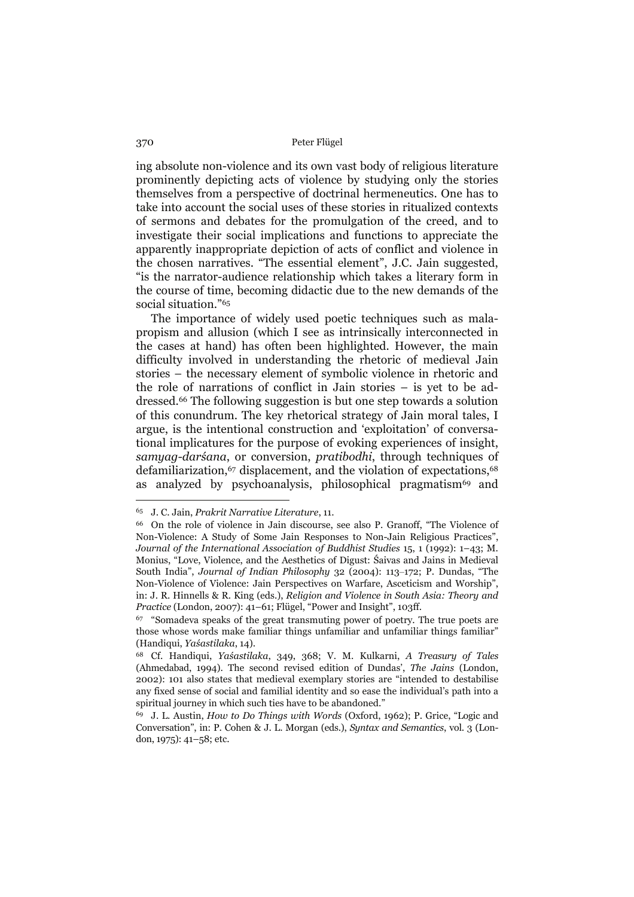ing absolute non-violence and its own vast body of religious literature prominently depicting acts of violence by studying only the stories themselves from a perspective of doctrinal hermeneutics. One has to take into account the social uses of these stories in ritualized contexts of sermons and debates for the promulgation of the creed, and to investigate their social implications and functions to appreciate the apparently inappropriate depiction of acts of conflict and violence in the chosen narratives. "The essential element", J.C. Jain suggested, "is the narrator-audience relationship which takes a literary form in the course of time, becoming didactic due to the new demands of the social situation."[65]

The importance of widely used poetic techniques such as malapropism and allusion (which I see as intrinsically interconnected in the cases at hand) has often been highlighted. However, the main difficulty involved in understanding the rhetoric of medieval Jain stories – the necessary element of symbolic violence in rhetoric and the role of narrations of conflict in Jain stories – is yet to be addressed.[66] The following suggestion is but one step towards a solution of this conundrum. The key rhetorical strategy of Jain moral tales, I argue, is the intentional construction and 'exploitation' of conversational implicatures for the purpose of evoking experiences of insight, *samyag-darśana*, or conversion, *pratibodhi*, through techniques of defamiliarization,[67] displacement, and the violation of expectations,[68] as analyzed by psychoanalysis, philosophical pragmatism[69] and

---

[65] J. C. Jain, *Prakrit Narrative Literature*, 11.

[66] On the role of violence in Jain discourse, see also P. Granoff, "The Violence of Non-Violence: A Study of Some Jain Responses to Non-Jain Religious Practices", *Journal of the International Association of Buddhist Studies* 15, 1 (1992): 1–43; M. Monius, "Love, Violence, and the Aesthetics of Digust: Śaivas and Jains in Medieval South India", *Journal of Indian Philosophy* 32 (2004): 113–172; P. Dundas, "The Non-Violence of Violence: Jain Perspectives on Warfare, Asceticism and Worship", in: J. R. Hinnells & R. King (eds.), *Religion and Violence in South Asia: Theory and Practice* (London, 2007): 41–61; Flügel, "Power and Insight", 103ff.

[67] "Somadeva speaks of the great transmuting power of poetry. The true poets are those whose words make familiar things unfamiliar and unfamiliar things familiar" (Handiqui, *Yaśastilaka*, 14).

[68] Cf. Handiqui, *Yaśastilaka*, 349, 368; V. M. Kulkarni, *A Treasury of Tales* (Ahmedabad, 1994). The second revised edition of Dundas', *The Jains* (London, 2002): 101 also states that medieval exemplary stories are "intended to destabilise any fixed sense of social and familial identity and so ease the individual's path into a spiritual journey in which such ties have to be abandoned."

[69] J. L. Austin, *How to Do Things with Words* (Oxford, 1962); P. Grice, "Logic and Conversation", in: P. Cohen & J. L. Morgan (eds.), *Syntax and Semantics*, vol. 3 (London, 1975): 41–58; etc.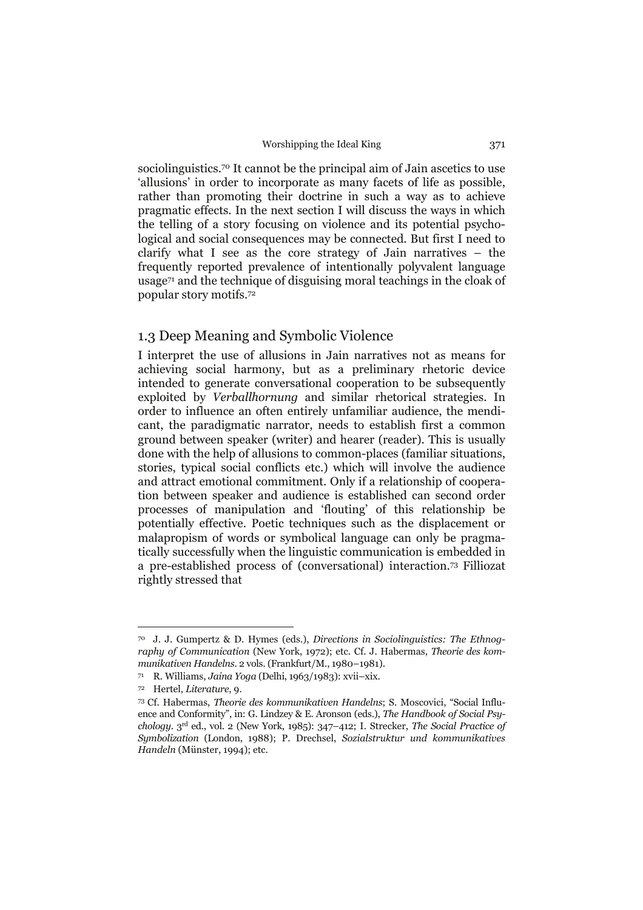sociolinguistics.[70] It cannot be the principal aim of Jain ascetics to use 'allusions' in order to incorporate as many facets of life as possible, rather than promoting their doctrine in such a way as to achieve pragmatic effects. In the next section I will discuss the ways in which the telling of a story focusing on violence and its potential psychological and social consequences may be connected. But first I need to clarify what I see as the core strategy of Jain narratives – the frequently reported prevalence of intentionally polyvalent language usage[71] and the technique of disguising moral teachings in the cloak of popular story motifs.[72]

## 1.3 Deep Meaning and Symbolic Violence

I interpret the use of allusions in Jain narratives not as means for achieving social harmony, but as a preliminary rhetoric device intended to generate conversational cooperation to be subsequently exploited by *Verballhornung* and similar rhetorical strategies. In order to influence an often entirely unfamiliar audience, the mendicant, the paradigmatic narrator, needs to establish first a common ground between speaker (writer) and hearer (reader). This is usually done with the help of allusions to common-places (familiar situations, stories, typical social conflicts etc.) which will involve the audience and attract emotional commitment. Only if a relationship of cooperation between speaker and audience is established can second order processes of manipulation and 'flouting' of this relationship be potentially effective. Poetic techniques such as the displacement or malapropism of words or symbolical language can only be pragmatically successfully when the linguistic communication is embedded in a pre-established process of (conversational) interaction.[73] Filliozat rightly stressed that

---

[70] J. J. Gumpertz & D. Hymes (eds.), *Directions in Sociolinguistics: The Ethnography of Communication* (New York, 1972); etc. Cf. J. Habermas, *Theorie des kommunikativen Handelns*. 2 vols. (Frankfurt/M., 1980–1981).

[71] R. Williams, *Jaina Yoga* (Delhi, 1963/1983): xvii–xix.

[72] Hertel, *Literature*, 9.

[73] Cf. Habermas, *Theorie des kommunikativen Handelns*; S. Moscovici, "Social Influence and Conformity", in: G. Lindzey & E. Aronson (eds.), *The Handbook of Social Psychology*. 3rd ed., vol. 2 (New York, 1985): 347–412; I. Strecker, *The Social Practice of Symbolization* (London, 1988); P. Drechsel, *Sozialstruktur und kommunikatives Handeln* (Münster, 1994); etc.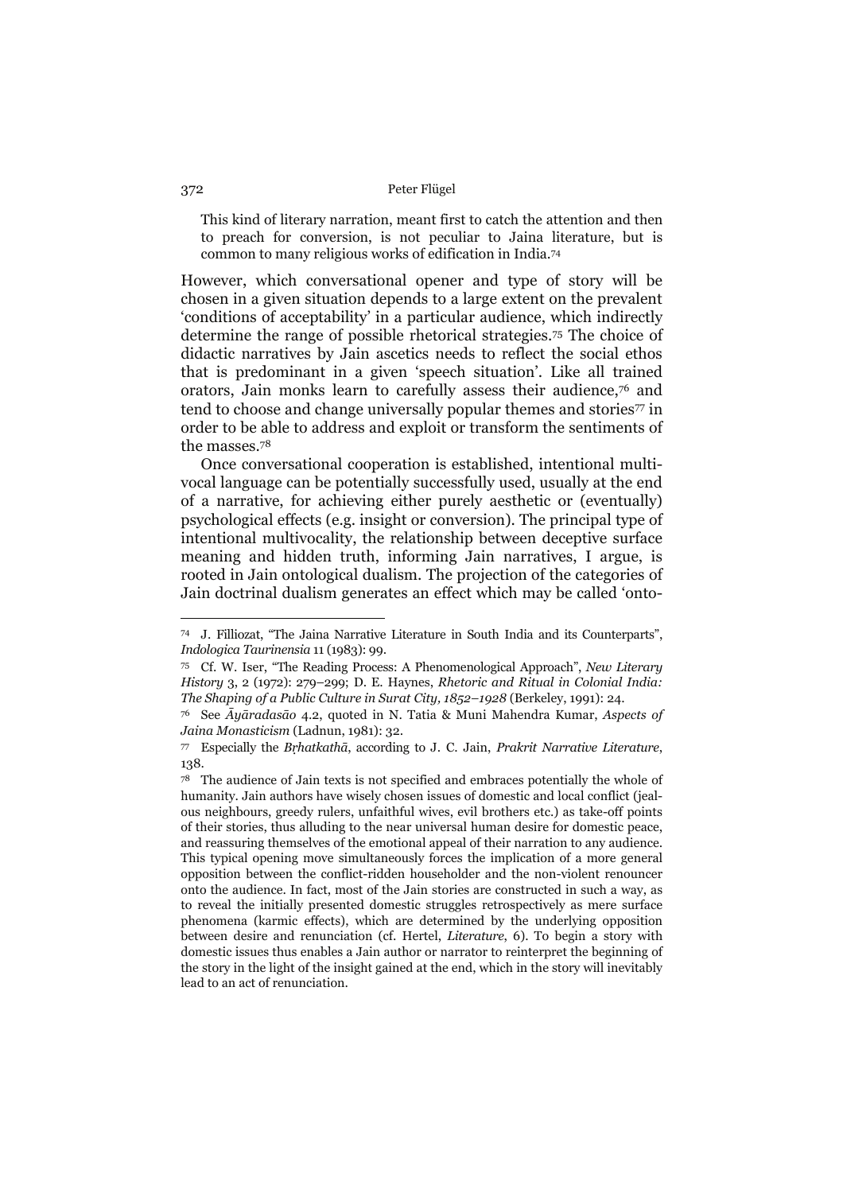> This kind of literary narration, meant first to catch the attention and then to preach for conversion, is not peculiar to Jaina literature, but is common to many religious works of edification in India.[74]

However, which conversational opener and type of story will be chosen in a given situation depends to a large extent on the prevalent 'conditions of acceptability' in a particular audience, which indirectly determine the range of possible rhetorical strategies.[75] The choice of didactic narratives by Jain ascetics needs to reflect the social ethos that is predominant in a given 'speech situation'. Like all trained orators, Jain monks learn to carefully assess their audience,[76] and tend to choose and change universally popular themes and stories[77] in order to be able to address and exploit or transform the sentiments of the masses.[78]

Once conversational cooperation is established, intentional multivocal language can be potentially successfully used, usually at the end of a narrative, for achieving either purely aesthetic or (eventually) psychological effects (e.g. insight or conversion). The principal type of intentional multivocality, the relationship between deceptive surface meaning and hidden truth, informing Jain narratives, I argue, is rooted in Jain ontological dualism. The projection of the categories of Jain doctrinal dualism generates an effect which may be called 'onto-

---

[74] J. Filliozat, "The Jaina Narrative Literature in South India and its Counterparts", *Indologica Taurinensia* 11 (1983): 99.

[75] Cf. W. Iser, "The Reading Process: A Phenomenological Approach", *New Literary History* 3, 2 (1972): 279–299; D. E. Haynes, *Rhetoric and Ritual in Colonial India: The Shaping of a Public Culture in Surat City, 1852–1928* (Berkeley, 1991): 24.

[76] See *Āyāradasāo* 4.2, quoted in N. Tatia & Muni Mahendra Kumar, *Aspects of Jaina Monasticism* (Ladnun, 1981): 32.

[77] Especially the *Bṛhatkathā*, according to J. C. Jain, *Prakrit Narrative Literature*, 138.

[78] The audience of Jain texts is not specified and embraces potentially the whole of humanity. Jain authors have wisely chosen issues of domestic and local conflict (jealous neighbours, greedy rulers, unfaithful wives, evil brothers etc.) as take-off points of their stories, thus alluding to the near universal human desire for domestic peace, and reassuring themselves of the emotional appeal of their narration to any audience. This typical opening move simultaneously forces the implication of a more general opposition between the conflict-ridden householder and the non-violent renouncer onto the audience. In fact, most of the Jain stories are constructed in such a way, as to reveal the initially presented domestic struggles retrospectively as mere surface phenomena (karmic effects), which are determined by the underlying opposition between desire and renunciation (cf. Hertel, *Literature*, 6). To begin a story with domestic issues thus enables a Jain author or narrator to reinterpret the beginning of the story in the light of the insight gained at the end, which in the story will inevitably lead to an act of renunciation.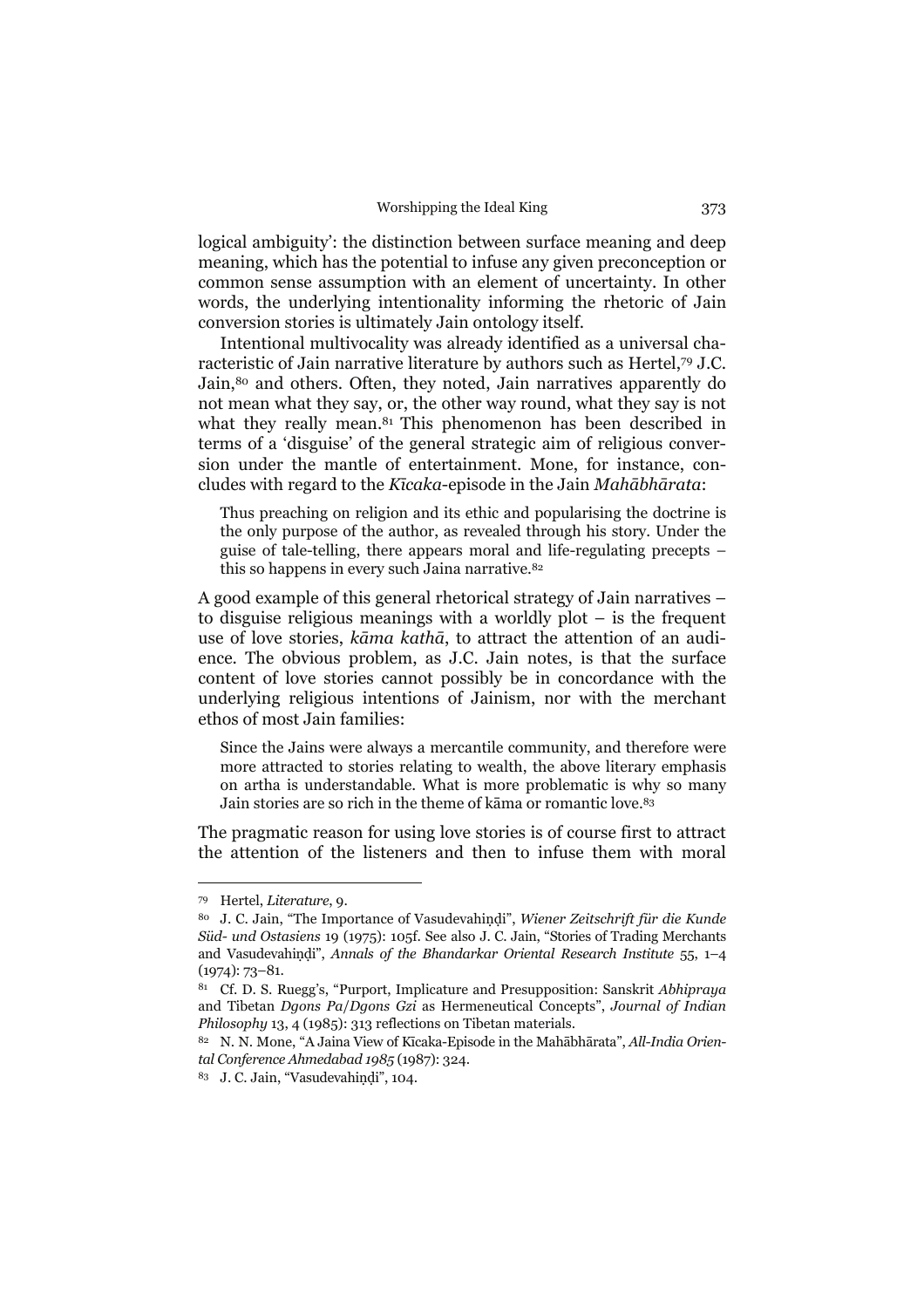logical ambiguity': the distinction between surface meaning and deep meaning, which has the potential to infuse any given preconception or common sense assumption with an element of uncertainty. In other words, the underlying intentionality informing the rhetoric of Jain conversion stories is ultimately Jain ontology itself.

Intentional multivocality was already identified as a universal characteristic of Jain narrative literature by authors such as Hertel,[79] J.C. Jain,[80] and others. Often, they noted, Jain narratives apparently do not mean what they say, or, the other way round, what they say is not what they really mean.[81] This phenomenon has been described in terms of a 'disguise' of the general strategic aim of religious conversion under the mantle of entertainment. Mone, for instance, concludes with regard to the *Kīcaka*-episode in the Jain *Mahābhārata*:

> Thus preaching on religion and its ethic and popularising the doctrine is the only purpose of the author, as revealed through his story. Under the guise of tale-telling, there appears moral and life-regulating precepts – this so happens in every such Jaina narrative.[82]

A good example of this general rhetorical strategy of Jain narratives – to disguise religious meanings with a worldly plot – is the frequent use of love stories, *kāma kathā*, to attract the attention of an audience. The obvious problem, as J.C. Jain notes, is that the surface content of love stories cannot possibly be in concordance with the underlying religious intentions of Jainism, nor with the merchant ethos of most Jain families:

> Since the Jains were always a mercantile community, and therefore were more attracted to stories relating to wealth, the above literary emphasis on artha is understandable. What is more problematic is why so many Jain stories are so rich in the theme of kāma or romantic love.[83]

The pragmatic reason for using love stories is of course first to attract the attention of the listeners and then to infuse them with moral

---

[79] Hertel, *Literature*, 9.

[80] J. C. Jain, "The Importance of Vasudevahiṇḍi", *Wiener Zeitschrift für die Kunde Süd- und Ostasiens* 19 (1975): 105f. See also J. C. Jain, "Stories of Trading Merchants and Vasudevahiṇḍi", *Annals of the Bhandarkar Oriental Research Institute* 55, 1–4 (1974): 73–81.

[81] Cf. D. S. Ruegg's, "Purport, Implicature and Presupposition: Sanskrit *Abhipraya* and Tibetan *Dgons Pa*/*Dgons Gzi* as Hermeneutical Concepts", *Journal of Indian Philosophy* 13, 4 (1985): 313 reflections on Tibetan materials.

[82] N. N. Mone, "A Jaina View of Kīcaka-Episode in the Mahābhārata", *All-India Oriental Conference Ahmedabad 1985* (1987): 324.

[83] J. C. Jain, "Vasudevahiṇḍi", 104.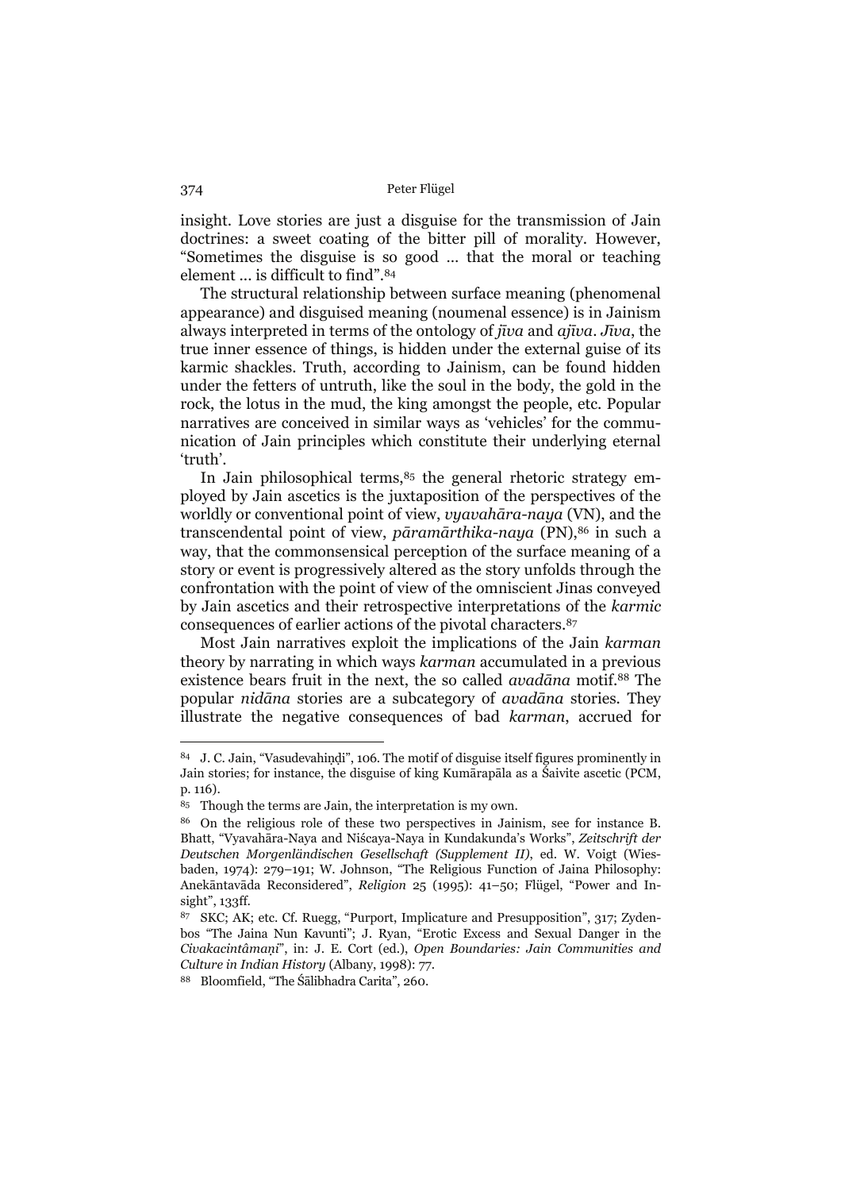insight. Love stories are just a disguise for the transmission of Jain doctrines: a sweet coating of the bitter pill of morality. However, "Sometimes the disguise is so good ... that the moral or teaching element ... is difficult to find".[84]

The structural relationship between surface meaning (phenomenal appearance) and disguised meaning (noumenal essence) is in Jainism always interpreted in terms of the ontology of *jīva* and *ajīva*. *Jīva*, the true inner essence of things, is hidden under the external guise of its karmic shackles. Truth, according to Jainism, can be found hidden under the fetters of untruth, like the soul in the body, the gold in the rock, the lotus in the mud, the king amongst the people, etc. Popular narratives are conceived in similar ways as 'vehicles' for the communication of Jain principles which constitute their underlying eternal 'truth'.

In Jain philosophical terms,[85] the general rhetoric strategy employed by Jain ascetics is the juxtaposition of the perspectives of the worldly or conventional point of view, *vyavahāra-naya* (VN), and the transcendental point of view, *pāramārthika-naya* (PN),[86] in such a way, that the commonsensical perception of the surface meaning of a story or event is progressively altered as the story unfolds through the confrontation with the point of view of the omniscient Jinas conveyed by Jain ascetics and their retrospective interpretations of the *karmic* consequences of earlier actions of the pivotal characters.[87]

Most Jain narratives exploit the implications of the Jain *karman* theory by narrating in which ways *karman* accumulated in a previous existence bears fruit in the next, the so called *avadāna* motif.[88] The popular *nidāna* stories are a subcategory of *avadāna* stories. They illustrate the negative consequences of bad *karman*, accrued for

---

84 J. C. Jain, "Vasudevahiṇḍi", 106. The motif of disguise itself figures prominently in Jain stories; for instance, the disguise of king Kumārapāla as a Śaivite ascetic (PCM, p. 116).

85 Though the terms are Jain, the interpretation is my own.

86 On the religious role of these two perspectives in Jainism, see for instance B. Bhatt, "Vyavahāra-Naya and Niścaya-Naya in Kundakunda's Works", *Zeitschrift der Deutschen Morgenländischen Gesellschaft (Supplement II)*, ed. W. Voigt (Wiesbaden, 1974): 279–191; W. Johnson, "The Religious Function of Jaina Philosophy: Anekāntavāda Reconsidered", *Religion* 25 (1995): 41–50; Flügel, "Power and Insight", 133ff.

87 SKC; AK; etc. Cf. Ruegg, "Purport, Implicature and Presupposition", 317; Zydenbos "The Jaina Nun Kavunti"; J. Ryan, "Erotic Excess and Sexual Danger in the *Civakacintâmaṇi*", in: J. E. Cort (ed.), *Open Boundaries: Jain Communities and Culture in Indian History* (Albany, 1998): 77.

88 Bloomfield, "The Śālibhadra Carita", 260.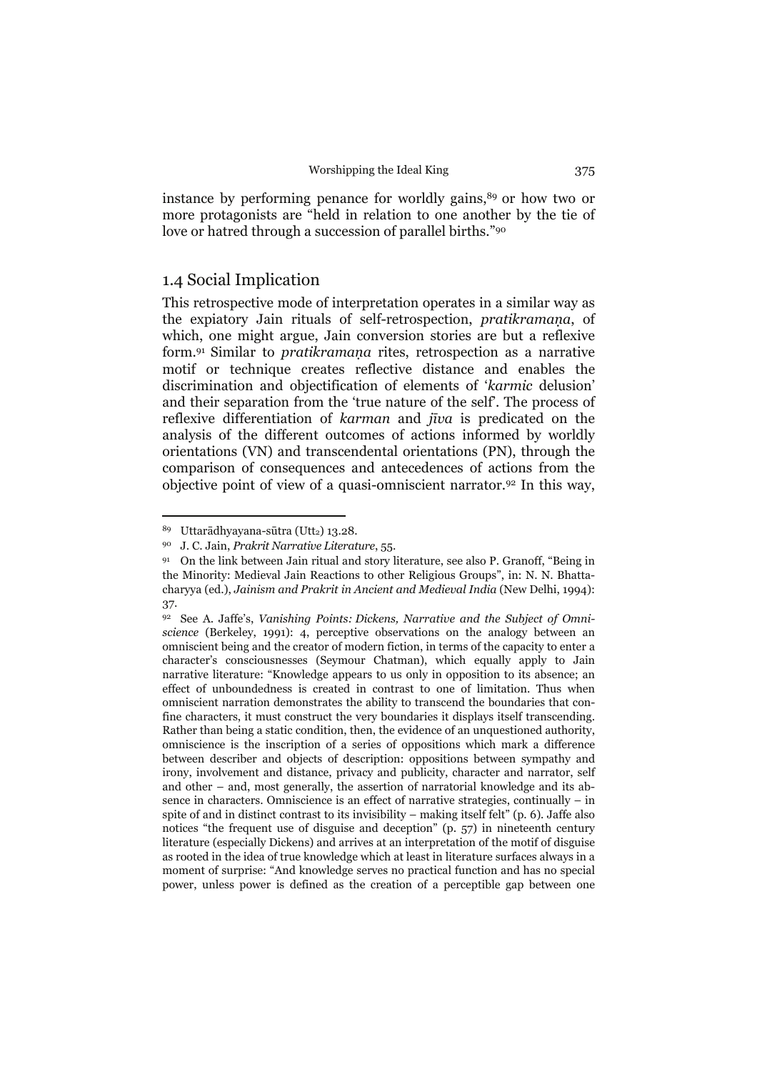instance by performing penance for worldly gains,[89] or how two or more protagonists are "held in relation to one another by the tie of love or hatred through a succession of parallel births."[90]

## 1.4 Social Implication

This retrospective mode of interpretation operates in a similar way as the expiatory Jain rituals of self-retrospection, *pratikramaṇa*, of which, one might argue, Jain conversion stories are but a reflexive form.[91] Similar to *pratikramaṇa* rites, retrospection as a narrative motif or technique creates reflective distance and enables the discrimination and objectification of elements of '*karmic* delusion' and their separation from the 'true nature of the self'. The process of reflexive differentiation of *karman* and *jīva* is predicated on the analysis of the different outcomes of actions informed by worldly orientations (VN) and transcendental orientations (PN), through the comparison of consequences and antecedences of actions from the objective point of view of a quasi-omniscient narrator.[92] In this way,

---

[89] Uttarādhyayana-sūtra (Utt$_2$) 13.28.

[90] J. C. Jain, *Prakrit Narrative Literature*, 55.

[91] On the link between Jain ritual and story literature, see also P. Granoff, "Being in the Minority: Medieval Jain Reactions to other Religious Groups", in: N. N. Bhattacharyya (ed.), *Jainism and Prakrit in Ancient and Medieval India* (New Delhi, 1994): 37.

[92] See A. Jaffe's, *Vanishing Points: Dickens, Narrative and the Subject of Omniscience* (Berkeley, 1991): 4, perceptive observations on the analogy between an omniscient being and the creator of modern fiction, in terms of the capacity to enter a character's consciousnesses (Seymour Chatman), which equally apply to Jain narrative literature: "Knowledge appears to us only in opposition to its absence; an effect of unboundedness is created in contrast to one of limitation. Thus when omniscient narration demonstrates the ability to transcend the boundaries that confine characters, it must construct the very boundaries it displays itself transcending. Rather than being a static condition, then, the evidence of an unquestioned authority, omniscience is the inscription of a series of oppositions which mark a difference between describer and objects of description: oppositions between sympathy and irony, involvement and distance, privacy and publicity, character and narrator, self and other – and, most generally, the assertion of narratorial knowledge and its absence in characters. Omniscience is an effect of narrative strategies, continually – in spite of and in distinct contrast to its invisibility – making itself felt" (p. 6). Jaffe also notices "the frequent use of disguise and deception" (p. 57) in nineteenth century literature (especially Dickens) and arrives at an interpretation of the motif of disguise as rooted in the idea of true knowledge which at least in literature surfaces always in a moment of surprise: "And knowledge serves no practical function and has no special power, unless power is defined as the creation of a perceptible gap between one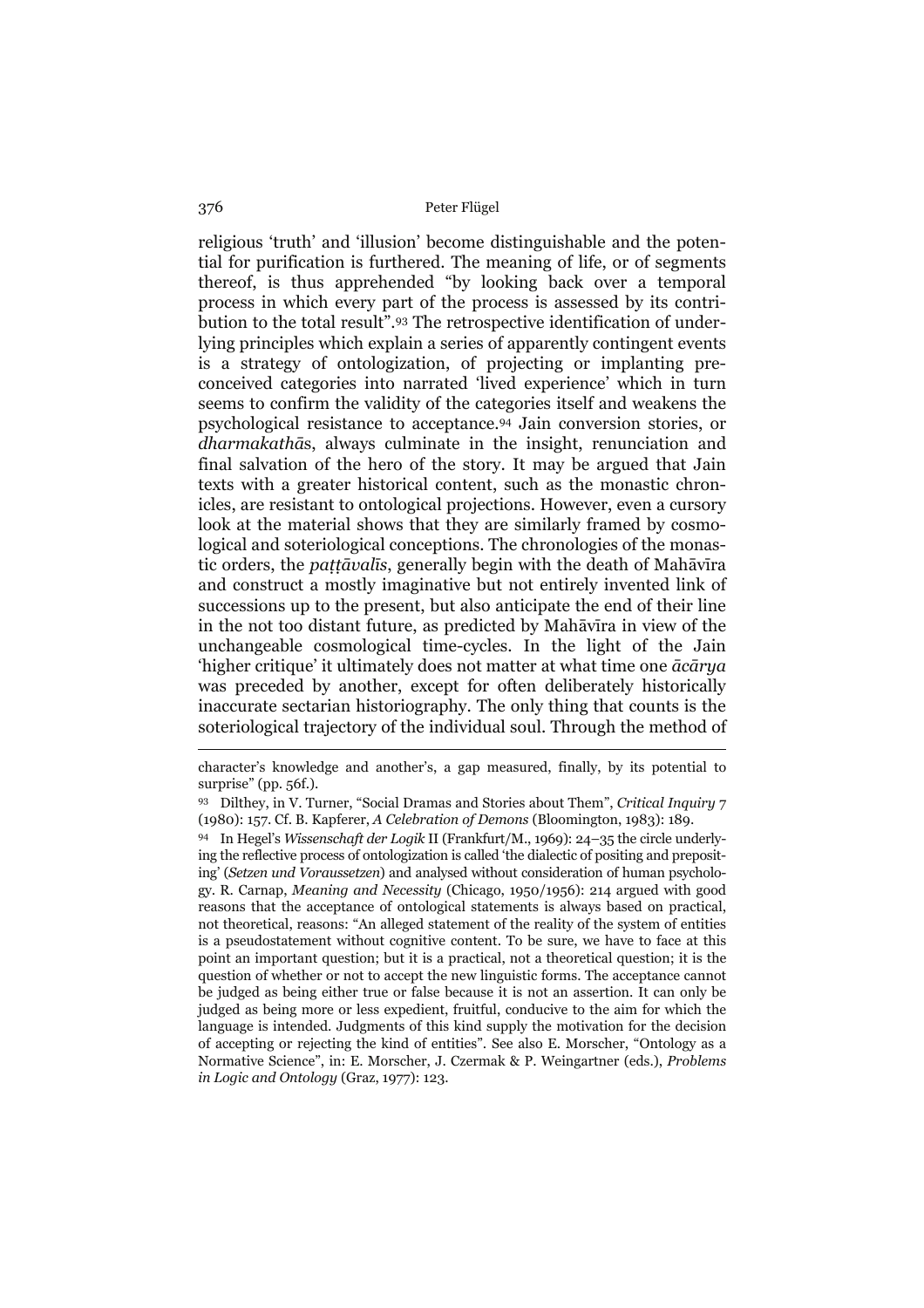religious 'truth' and 'illusion' become distinguishable and the potential for purification is furthered. The meaning of life, or of segments thereof, is thus apprehended "by looking back over a temporal process in which every part of the process is assessed by its contribution to the total result".[93] The retrospective identification of underlying principles which explain a series of apparently contingent events is a strategy of ontologization, of projecting or implanting preconceived categories into narrated 'lived experience' which in turn seems to confirm the validity of the categories itself and weakens the psychological resistance to acceptance.[94] Jain conversion stories, or *dharmakathās*, always culminate in the insight, renunciation and final salvation of the hero of the story. It may be argued that Jain texts with a greater historical content, such as the monastic chronicles, are resistant to ontological projections. However, even a cursory look at the material shows that they are similarly framed by cosmological and soteriological conceptions. The chronologies of the monastic orders, the *paṭṭāvalīs*, generally begin with the death of Mahāvīra and construct a mostly imaginative but not entirely invented link of successions up to the present, but also anticipate the end of their line in the not too distant future, as predicted by Mahāvīra in view of the unchangeable cosmological time-cycles. In the light of the Jain 'higher critique' it ultimately does not matter at what time one *ācārya* was preceded by another, except for often deliberately historically inaccurate sectarian historiography. The only thing that counts is the soteriological trajectory of the individual soul. Through the method of

---

character's knowledge and another's, a gap measured, finally, by its potential to surprise" (pp. 56f.).

[93] Dilthey, in V. Turner, "Social Dramas and Stories about Them", *Critical Inquiry* 7 (1980): 157. Cf. B. Kapferer, *A Celebration of Demons* (Bloomington, 1983): 189.

[94] In Hegel's *Wissenschaft der Logik* II (Frankfurt/M., 1969): 24–35 the circle underlying the reflective process of ontologization is called 'the dialectic of positing and prepositing' (*Setzen und Voraussetzen*) and analysed without consideration of human psychology. R. Carnap, *Meaning and Necessity* (Chicago, 1950/1956): 214 argued with good reasons that the acceptance of ontological statements is always based on practical, not theoretical, reasons: "An alleged statement of the reality of the system of entities is a pseudostatement without cognitive content. To be sure, we have to face at this point an important question; but it is a practical, not a theoretical question; it is the question of whether or not to accept the new linguistic forms. The acceptance cannot be judged as being either true or false because it is not an assertion. It can only be judged as being more or less expedient, fruitful, conducive to the aim for which the language is intended. Judgments of this kind supply the motivation for the decision of accepting or rejecting the kind of entities". See also E. Morscher, "Ontology as a Normative Science", in: E. Morscher, J. Czermak & P. Weingartner (eds.), *Problems in Logic and Ontology* (Graz, 1977): 123.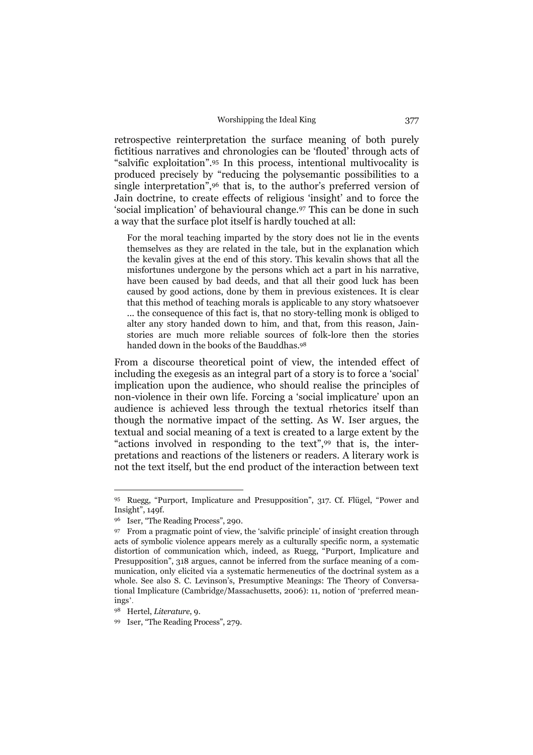retrospective reinterpretation the surface meaning of both purely fictitious narratives and chronologies can be 'flouted' through acts of "salvific exploitation".[95] In this process, intentional multivocality is produced precisely by "reducing the polysemantic possibilities to a single interpretation",[96] that is, to the author's preferred version of Jain doctrine, to create effects of religious 'insight' and to force the 'social implication' of behavioural change.[97] This can be done in such a way that the surface plot itself is hardly touched at all:

> For the moral teaching imparted by the story does not lie in the events themselves as they are related in the tale, but in the explanation which the kevalin gives at the end of this story. This kevalin shows that all the misfortunes undergone by the persons which act a part in his narrative, have been caused by bad deeds, and that all their good luck has been caused by good actions, done by them in previous existences. It is clear that this method of teaching morals is applicable to any story whatsoever ... the consequence of this fact is, that no story-telling monk is obliged to alter any story handed down to him, and that, from this reason, Jain-stories are much more reliable sources of folk-lore then the stories handed down in the books of the Bauddhas.[98]

From a discourse theoretical point of view, the intended effect of including the exegesis as an integral part of a story is to force a 'social' implication upon the audience, who should realise the principles of non-violence in their own life. Forcing a 'social implicature' upon an audience is achieved less through the textual rhetorics itself than though the normative impact of the setting. As W. Iser argues, the textual and social meaning of a text is created to a large extent by the "actions involved in responding to the text",[99] that is, the interpretations and reactions of the listeners or readers. A literary work is not the text itself, but the end product of the interaction between text

---

[95] Ruegg, "Purport, Implicature and Presupposition", 317. Cf. Flügel, "Power and Insight", 149f.

[96] Iser, "The Reading Process", 290.

[97] From a pragmatic point of view, the 'salvific principle' of insight creation through acts of symbolic violence appears merely as a culturally specific norm, a systematic distortion of communication which, indeed, as Ruegg, "Purport, Implicature and Presupposition", 318 argues, cannot be inferred from the surface meaning of a communication, only elicited via a systematic hermeneutics of the doctrinal system as a whole. See also S. C. Levinson's, Presumptive Meanings: The Theory of Conversational Implicature (Cambridge/Massachusetts, 2006): 11, notion of 'preferred meanings'.

[98] Hertel, *Literature*, 9.

[99] Iser, "The Reading Process", 279.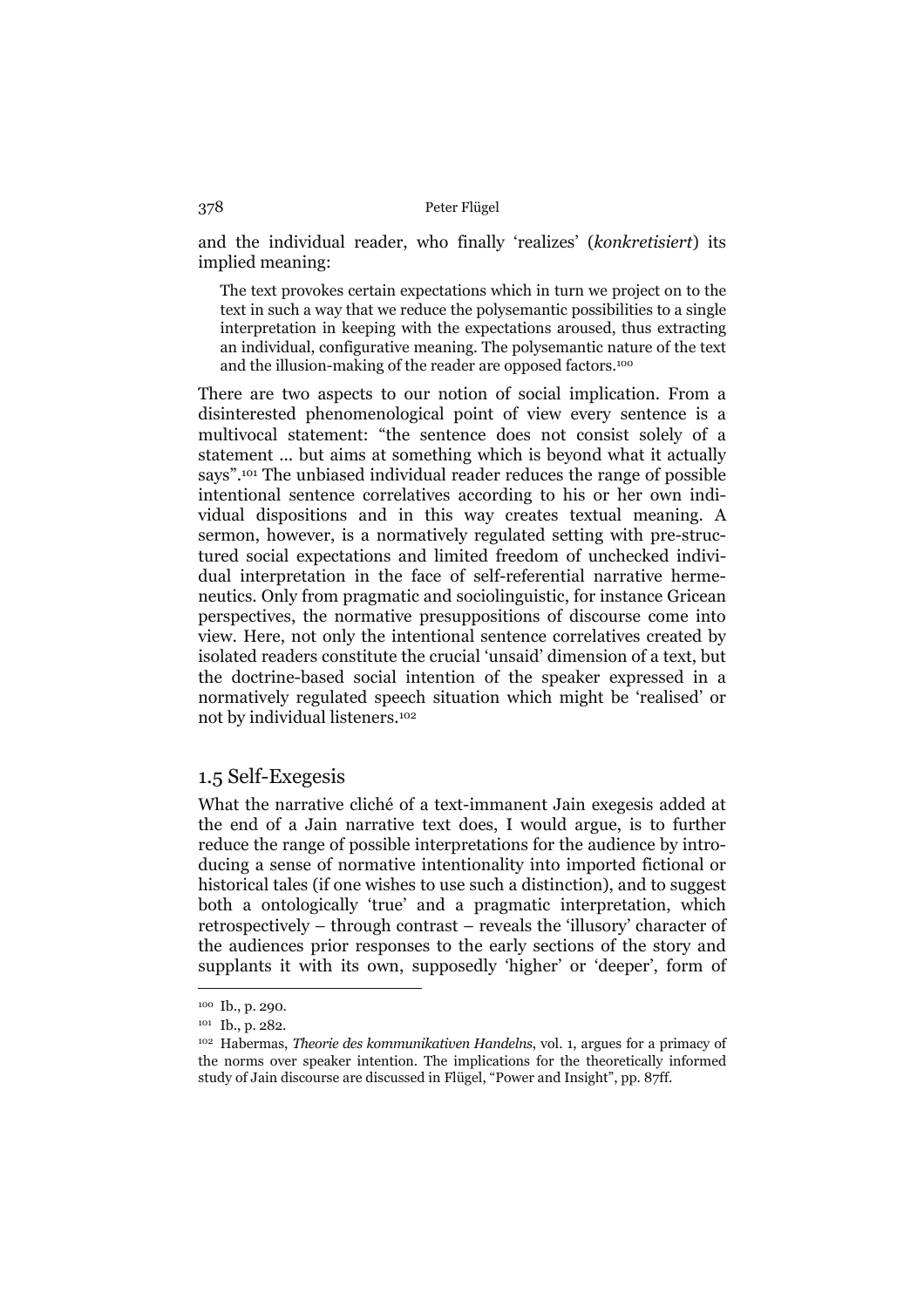and the individual reader, who finally 'realizes' (*konkretisiert*) its implied meaning:

> The text provokes certain expectations which in turn we project on to the text in such a way that we reduce the polysemantic possibilities to a single interpretation in keeping with the expectations aroused, thus extracting an individual, configurative meaning. The polysemantic nature of the text and the illusion-making of the reader are opposed factors.[100]

There are two aspects to our notion of social implication. From a disinterested phenomenological point of view every sentence is a multivocal statement: "the sentence does not consist solely of a statement ... but aims at something which is beyond what it actually says".[101] The unbiased individual reader reduces the range of possible intentional sentence correlatives according to his or her own individual dispositions and in this way creates textual meaning. A sermon, however, is a normatively regulated setting with pre-structured social expectations and limited freedom of unchecked individual interpretation in the face of self-referential narrative hermeneutics. Only from pragmatic and sociolinguistic, for instance Gricean perspectives, the normative presuppositions of discourse come into view. Here, not only the intentional sentence correlatives created by isolated readers constitute the crucial 'unsaid' dimension of a text, but the doctrine-based social intention of the speaker expressed in a normatively regulated speech situation which might be 'realised' or not by individual listeners.[102]

## 1.5 Self-Exegesis

What the narrative cliché of a text-immanent Jain exegesis added at the end of a Jain narrative text does, I would argue, is to further reduce the range of possible interpretations for the audience by introducing a sense of normative intentionality into imported fictional or historical tales (if one wishes to use such a distinction), and to suggest both a ontologically 'true' and a pragmatic interpretation, which retrospectively – through contrast – reveals the 'illusory' character of the audiences prior responses to the early sections of the story and supplants it with its own, supposedly 'higher' or 'deeper', form of

---

[100] Ib., p. 290.

[101] Ib., p. 282.

[102] Habermas, *Theorie des kommunikativen Handelns*, vol. 1, argues for a primacy of the norms over speaker intention. The implications for the theoretically informed study of Jain discourse are discussed in Flügel, "Power and Insight", pp. 87ff.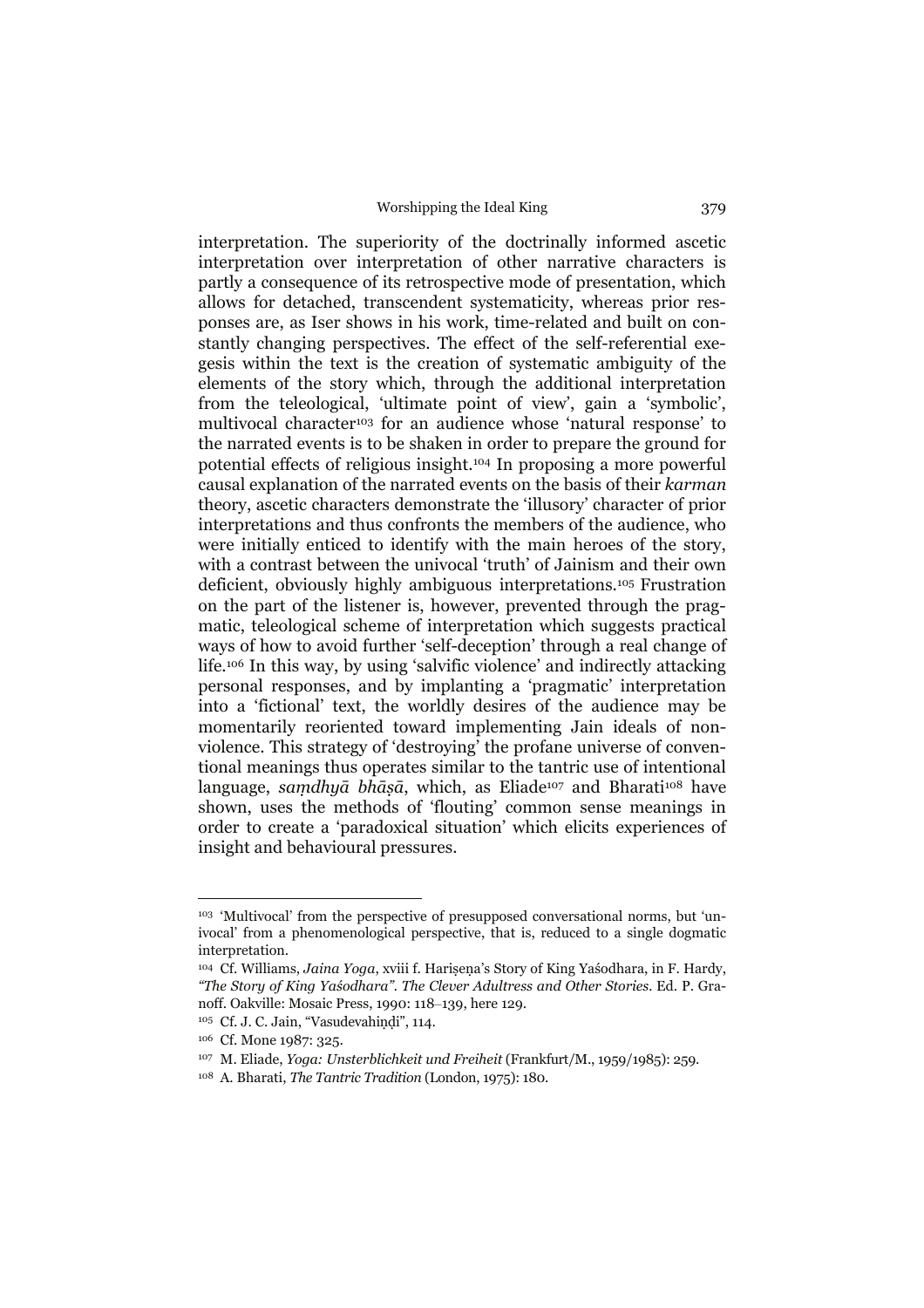interpretation. The superiority of the doctrinally informed ascetic interpretation over interpretation of other narrative characters is partly a consequence of its retrospective mode of presentation, which allows for detached, transcendent systematicity, whereas prior responses are, as Iser shows in his work, time-related and built on constantly changing perspectives. The effect of the self-referential exegesis within the text is the creation of systematic ambiguity of the elements of the story which, through the additional interpretation from the teleological, 'ultimate point of view', gain a 'symbolic', multivocal character[103] for an audience whose 'natural response' to the narrated events is to be shaken in order to prepare the ground for potential effects of religious insight.[104] In proposing a more powerful causal explanation of the narrated events on the basis of their *karman* theory, ascetic characters demonstrate the 'illusory' character of prior interpretations and thus confronts the members of the audience, who were initially enticed to identify with the main heroes of the story, with a contrast between the univocal 'truth' of Jainism and their own deficient, obviously highly ambiguous interpretations.[105] Frustration on the part of the listener is, however, prevented through the pragmatic, teleological scheme of interpretation which suggests practical ways of how to avoid further 'self-deception' through a real change of life.[106] In this way, by using 'salvific violence' and indirectly attacking personal responses, and by implanting a 'pragmatic' interpretation into a 'fictional' text, the worldly desires of the audience may be momentarily reoriented toward implementing Jain ideals of non-violence. This strategy of 'destroying' the profane universe of conventional meanings thus operates similar to the tantric use of intentional language, *saṃdhyā bhāṣā*, which, as Eliade[107] and Bharati[108] have shown, uses the methods of 'flouting' common sense meanings in order to create a 'paradoxical situation' which elicits experiences of insight and behavioural pressures.

---

[103] 'Multivocal' from the perspective of presupposed conversational norms, but 'univocal' from a phenomenological perspective, that is, reduced to a single dogmatic interpretation.

[104] Cf. Williams, *Jaina Yoga*, xviii f. Hariṣeṇa's Story of King Yaśodhara, in F. Hardy, *"The Story of King Yaśodhara". The Clever Adultress and Other Stories*. Ed. P. Granoff. Oakville: Mosaic Press, 1990: 118–139, here 129.

[105] Cf. J. C. Jain, "Vasudevahiṇḍi", 114.

[106] Cf. Mone 1987: 325.

[107] M. Eliade, *Yoga: Unsterblichkeit und Freiheit* (Frankfurt/M., 1959/1985): 259.

[108] A. Bharati, *The Tantric Tradition* (London, 1975): 180.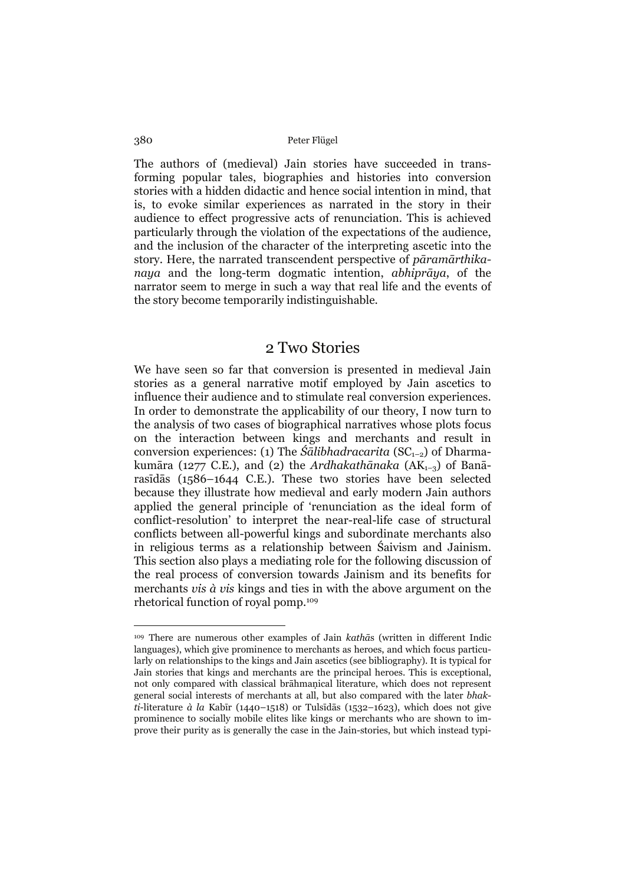The authors of (medieval) Jain stories have succeeded in transforming popular tales, biographies and histories into conversion stories with a hidden didactic and hence social intention in mind, that is, to evoke similar experiences as narrated in the story in their audience to effect progressive acts of renunciation. This is achieved particularly through the violation of the expectations of the audience, and the inclusion of the character of the interpreting ascetic into the story. Here, the narrated transcendent perspective of *pāramārthika-naya* and the long-term dogmatic intention, *abhiprāya*, of the narrator seem to merge in such a way that real life and the events of the story become temporarily indistinguishable.

## 2 Two Stories

We have seen so far that conversion is presented in medieval Jain stories as a general narrative motif employed by Jain ascetics to influence their audience and to stimulate real conversion experiences. In order to demonstrate the applicability of our theory, I now turn to the analysis of two cases of biographical narratives whose plots focus on the interaction between kings and merchants and result in conversion experiences: (1) The *Śālibhadracarita* ($SC_{1-2}$) of Dharmakumāra (1277 C.E.), and (2) the *Ardhakathānaka* ($AK_{1-3}$) of Banārasīdās (1586–1644 C.E.). These two stories have been selected because they illustrate how medieval and early modern Jain authors applied the general principle of 'renunciation as the ideal form of conflict-resolution' to interpret the near-real-life case of structural conflicts between all-powerful kings and subordinate merchants also in religious terms as a relationship between Śaivism and Jainism. This section also plays a mediating role for the following discussion of the real process of conversion towards Jainism and its benefits for merchants *vis à vis* kings and ties in with the above argument on the rhetorical function of royal pomp.[109]

---

[109] There are numerous other examples of Jain *kathā*s (written in different Indic languages), which give prominence to merchants as heroes, and which focus particularly on relationships to the kings and Jain ascetics (see bibliography). It is typical for Jain stories that kings and merchants are the principal heroes. This is exceptional, not only compared with classical brāhmaṇical literature, which does not represent general social interests of merchants at all, but also compared with the later *bhakti*-literature *à la* Kabīr (1440–1518) or Tulsīdās (1532–1623), which does not give prominence to socially mobile elites like kings or merchants who are shown to improve their purity as is generally the case in the Jain-stories, but which instead typi-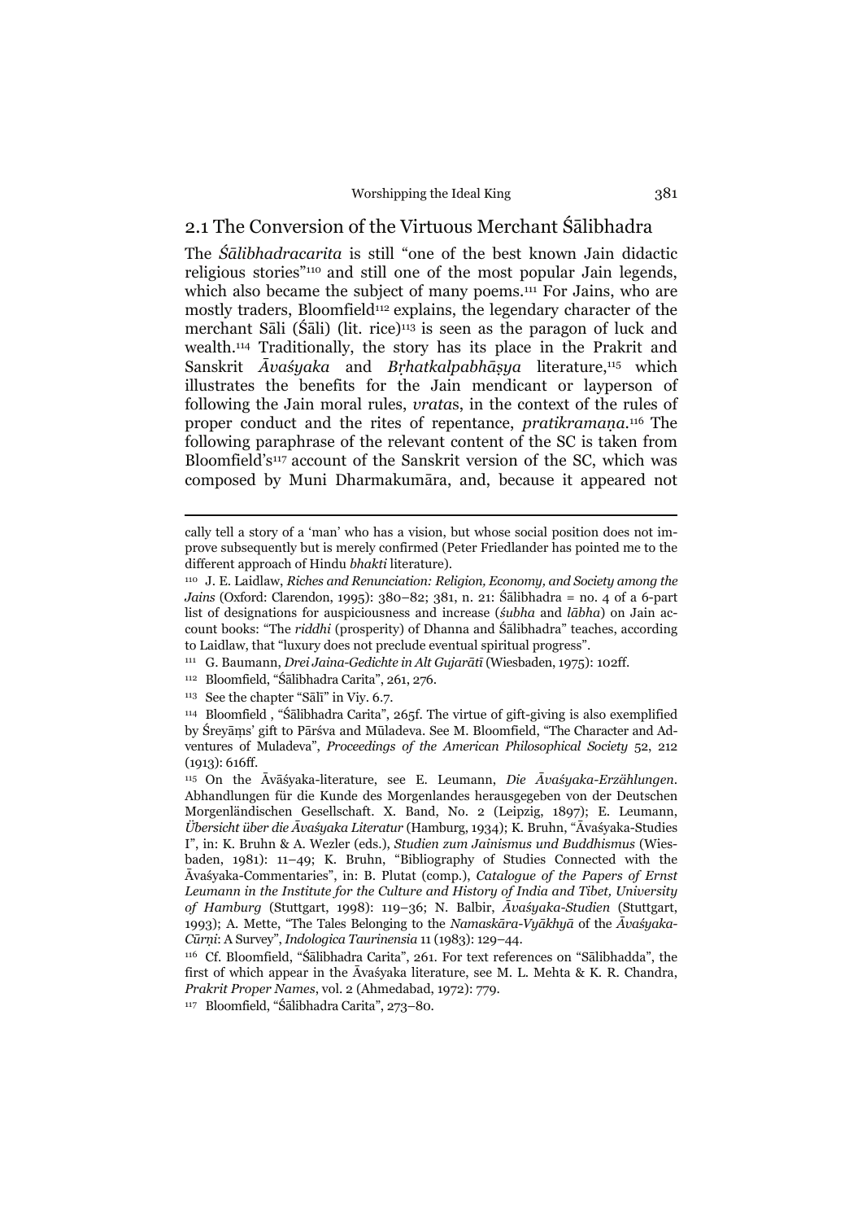## 2.1 The Conversion of the Virtuous Merchant Śālibhadra

The *Śālibhadracarita* is still "one of the best known Jain didactic religious stories"[110] and still one of the most popular Jain legends, which also became the subject of many poems.[111] For Jains, who are mostly traders, Bloomfield[112] explains, the legendary character of the merchant Sāli (Śāli) (lit. rice)[113] is seen as the paragon of luck and wealth.[114] Traditionally, the story has its place in the Prakrit and Sanskrit *Āvaśyaka* and *Bṛhatkalpabhāṣya* literature,[115] which illustrates the benefits for the Jain mendicant or layperson of following the Jain moral rules, *vratas*, in the context of the rules of proper conduct and the rites of repentance, *pratikramaṇa*.[116] The following paraphrase of the relevant content of the SC is taken from Bloomfield's[117] account of the Sanskrit version of the SC, which was composed by Muni Dharmakumāra, and, because it appeared not

---

cally tell a story of a 'man' who has a vision, but whose social position does not improve subsequently but is merely confirmed (Peter Friedlander has pointed me to the different approach of Hindu *bhakti* literature).

[110] J. E. Laidlaw, *Riches and Renunciation: Religion, Economy, and Society among the Jains* (Oxford: Clarendon, 1995): 380–82; 381, n. 21: Śālibhadra = no. 4 of a 6-part list of designations for auspiciousness and increase (*śubha* and *lābha*) on Jain account books: "The *riddhi* (prosperity) of Dhanna and Śālibhadra" teaches, according to Laidlaw, that "luxury does not preclude eventual spiritual progress".

[111] G. Baumann, *Drei Jaina-Gedichte in Alt Gujarātī* (Wiesbaden, 1975): 102ff.

[112] Bloomfield, "Śālibhadra Carita", 261, 276.

[113] See the chapter "Sālī" in Viy. 6.7.

[114] Bloomfield , "Śālibhadra Carita", 265f. The virtue of gift-giving is also exemplified by Śreyāṃs' gift to Pārśva and Mūladeva. See M. Bloomfield, "The Character and Adventures of Muladeva", *Proceedings of the American Philosophical Society* 52, 212 (1913): 616ff.

[115] On the Āvāśyaka-literature, see E. Leumann, *Die Āvaśyaka-Erzählungen*. Abhandlungen für die Kunde des Morgenlandes herausgegeben von der Deutschen Morgenländischen Gesellschaft. X. Band, No. 2 (Leipzig, 1897); E. Leumann, *Übersicht über die Āvaśyaka Literatur* (Hamburg, 1934); K. Bruhn, "Āvaśyaka-Studies I", in: K. Bruhn & A. Wezler (eds.), *Studien zum Jainismus und Buddhismus* (Wiesbaden, 1981): 11–49; K. Bruhn, "Bibliography of Studies Connected with the Āvaśyaka-Commentaries", in: B. Plutat (comp.), *Catalogue of the Papers of Ernst Leumann in the Institute for the Culture and History of India and Tibet, University of Hamburg* (Stuttgart, 1998): 119–36; N. Balbir, *Āvaśyaka-Studien* (Stuttgart, 1993); A. Mette, "The Tales Belonging to the *Namaskāra-Vyākhyā* of the *Āvaśyaka-Cūrṇi*: A Survey", *Indologica Taurinensia* 11 (1983): 129–44.

[116] Cf. Bloomfield, "Śālibhadra Carita", 261. For text references on "Sālibhadda", the first of which appear in the Āvaśyaka literature, see M. L. Mehta & K. R. Chandra, *Prakrit Proper Names*, vol. 2 (Ahmedabad, 1972): 779.

[117] Bloomfield, "Śālibhadra Carita", 273–80.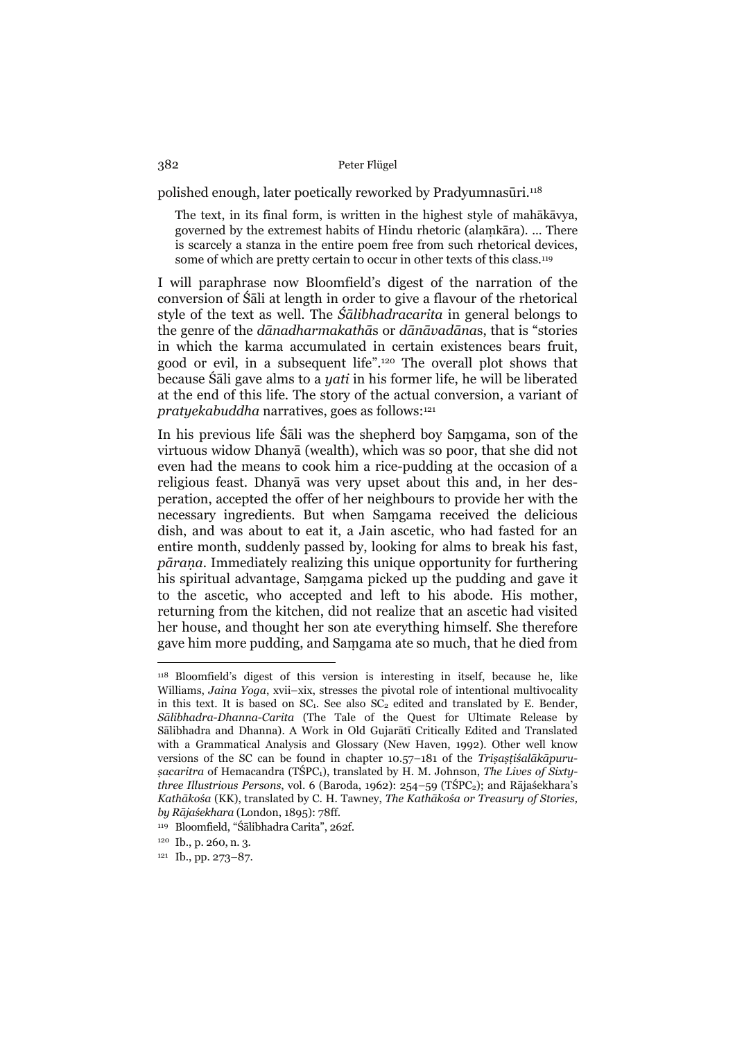polished enough, later poetically reworked by Pradyumnasūri.[118]

> The text, in its final form, is written in the highest style of mahākāvya, governed by the extremest habits of Hindu rhetoric (alaṃkāra). … There is scarcely a stanza in the entire poem free from such rhetorical devices, some of which are pretty certain to occur in other texts of this class.[119]

I will paraphrase now Bloomfield's digest of the narration of the conversion of Śāli at length in order to give a flavour of the rhetorical style of the text as well. The *Śālibhadracarita* in general belongs to the genre of the *dānadharmakathā*s or *dānāvadāna*s, that is "stories in which the karma accumulated in certain existences bears fruit, good or evil, in a subsequent life".[120] The overall plot shows that because Śāli gave alms to a *yati* in his former life, he will be liberated at the end of this life. The story of the actual conversion, a variant of *pratyekabuddha* narratives, goes as follows:[121]

In his previous life Śāli was the shepherd boy Saṃgama, son of the virtuous widow Dhanyā (wealth), which was so poor, that she did not even had the means to cook him a rice-pudding at the occasion of a religious feast. Dhanyā was very upset about this and, in her desperation, accepted the offer of her neighbours to provide her with the necessary ingredients. But when Saṃgama received the delicious dish, and was about to eat it, a Jain ascetic, who had fasted for an entire month, suddenly passed by, looking for alms to break his fast, *pāraṇa*. Immediately realizing this unique opportunity for furthering his spiritual advantage, Saṃgama picked up the pudding and gave it to the ascetic, who accepted and left to his abode. His mother, returning from the kitchen, did not realize that an ascetic had visited her house, and thought her son ate everything himself. She therefore gave him more pudding, and Saṃgama ate so much, that he died from

---

[118] Bloomfield's digest of this version is interesting in itself, because he, like Williams, *Jaina Yoga*, xvii–xix, stresses the pivotal role of intentional multivocality in this text. It is based on $SC_1$. See also $SC_2$ edited and translated by E. Bender, *Sālibhadra-Dhanna-Carita* (The Tale of the Quest for Ultimate Release by Sālibhadra and Dhanna). A Work in Old Gujarātī Critically Edited and Translated with a Grammatical Analysis and Glossary (New Haven, 1992). Other well know versions of the SC can be found in chapter 10.57–181 of the *Triṣaṣṭiśalākāpuruṣacaritra* of Hemacandra ($TŚPC_1$), translated by H. M. Johnson, *The Lives of Sixty-three Illustrious Persons*, vol. 6 (Baroda, 1962): 254–59 ($TŚPC_2$); and Rājaśekhara's *Kathākośa* (KK), translated by C. H. Tawney, *The Kathākośa or Treasury of Stories, by Rājaśekhara* (London, 1895): 78ff.

[119] Bloomfield, "Śālibhadra Carita", 262f.

[120] Ib., p. 260, n. 3.

[121] Ib., pp. 273–87.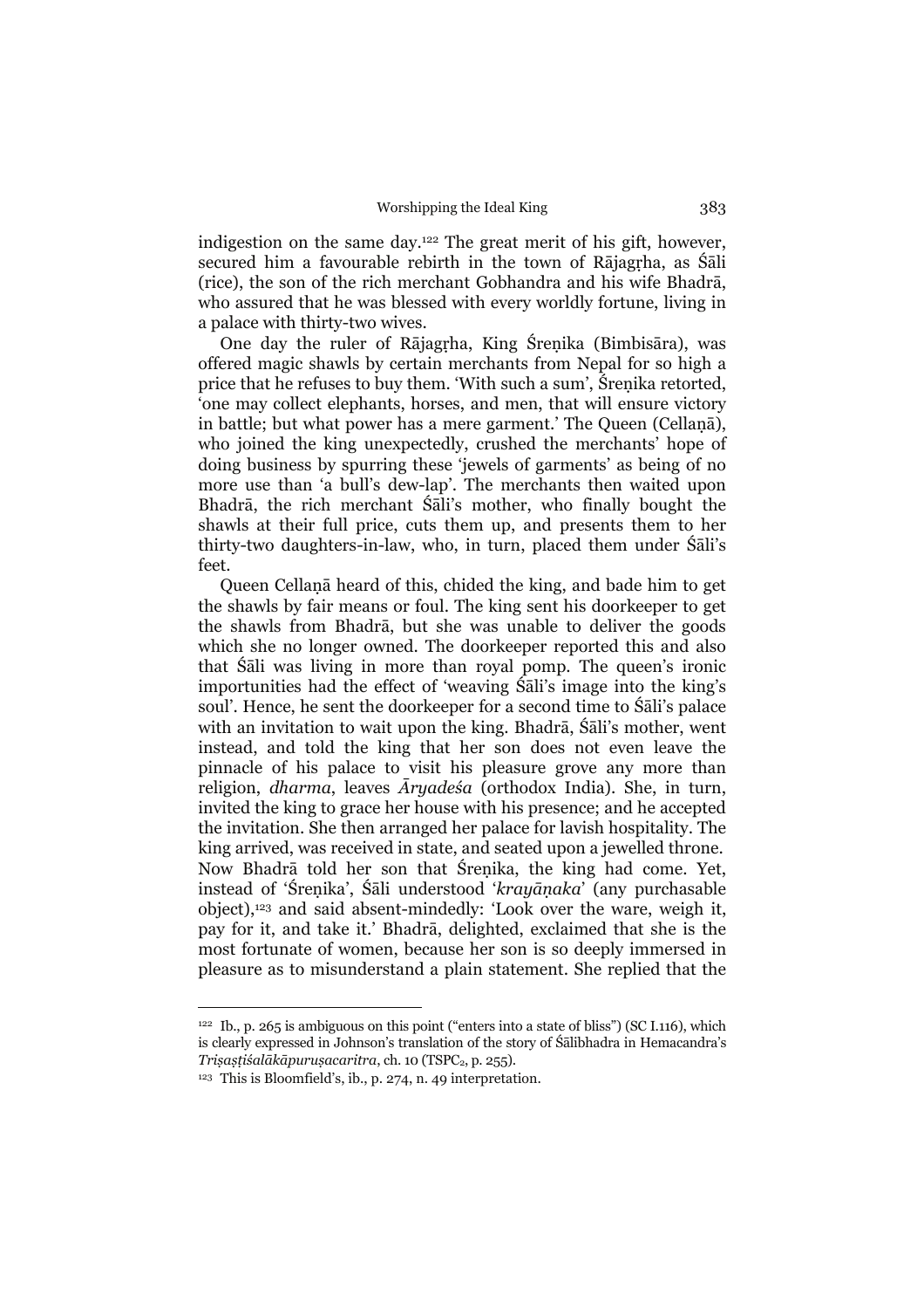indigestion on the same day.[122] The great merit of his gift, however, secured him a favourable rebirth in the town of Rājagṛha, as Śāli (rice), the son of the rich merchant Gobhandra and his wife Bhadrā, who assured that he was blessed with every worldly fortune, living in a palace with thirty-two wives.

One day the ruler of Rājagṛha, King Śreṇika (Bimbisāra), was offered magic shawls by certain merchants from Nepal for so high a price that he refuses to buy them. 'With such a sum', Śreṇika retorted, 'one may collect elephants, horses, and men, that will ensure victory in battle; but what power has a mere garment.' The Queen (Cellaṇā), who joined the king unexpectedly, crushed the merchants' hope of doing business by spurring these 'jewels of garments' as being of no more use than 'a bull's dew-lap'. The merchants then waited upon Bhadrā, the rich merchant Śāli's mother, who finally bought the shawls at their full price, cuts them up, and presents them to her thirty-two daughters-in-law, who, in turn, placed them under Śāli's feet.

Queen Cellaṇā heard of this, chided the king, and bade him to get the shawls by fair means or foul. The king sent his doorkeeper to get the shawls from Bhadrā, but she was unable to deliver the goods which she no longer owned. The doorkeeper reported this and also that Śāli was living in more than royal pomp. The queen's ironic importunities had the effect of 'weaving Śāli's image into the king's soul'. Hence, he sent the doorkeeper for a second time to Śāli's palace with an invitation to wait upon the king. Bhadrā, Śāli's mother, went instead, and told the king that her son does not even leave the pinnacle of his palace to visit his pleasure grove any more than religion, *dharma*, leaves *Āryadeśa* (orthodox India). She, in turn, invited the king to grace her house with his presence; and he accepted the invitation. She then arranged her palace for lavish hospitality. The king arrived, was received in state, and seated upon a jewelled throne. Now Bhadrā told her son that Śreṇika, the king had come. Yet, instead of 'Śreṇika', Śāli understood '*krayāṇaka*' (any purchasable object),[123] and said absent-mindedly: 'Look over the ware, weigh it, pay for it, and take it.' Bhadrā, delighted, exclaimed that she is the most fortunate of women, because her son is so deeply immersed in pleasure as to misunderstand a plain statement. She replied that the

---

[122] Ib., p. 265 is ambiguous on this point ("enters into a state of bliss") (SC I.116), which is clearly expressed in Johnson's translation of the story of Śālibhadra in Hemacandra's *Triṣaṣṭiśalākāpuruṣacaritra*, ch. 10 (TSPC$_2$, p. 255).

[123] This is Bloomfield's, ib., p. 274, n. 49 interpretation.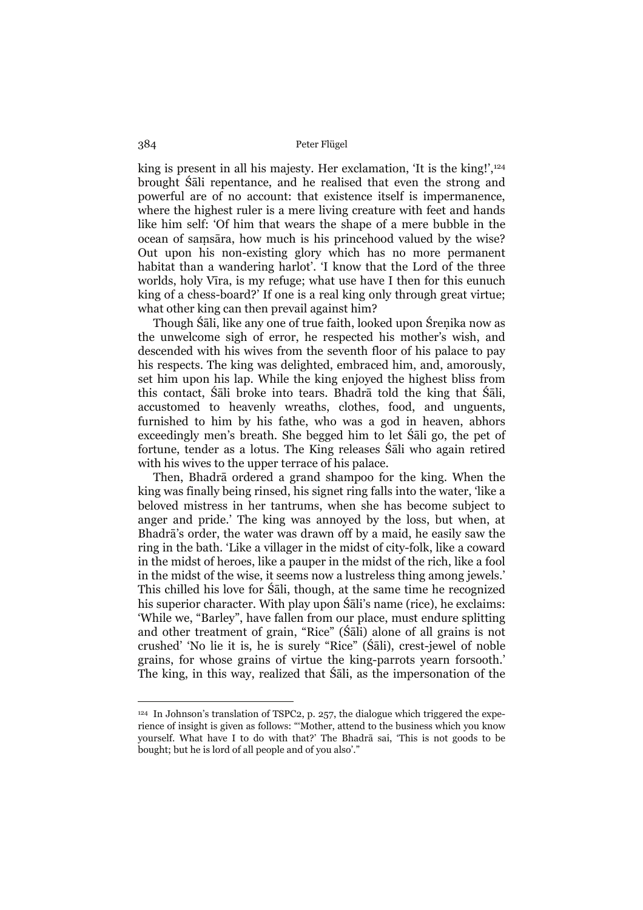king is present in all his majesty. Her exclamation, 'It is the king!',[124] brought Śāli repentance, and he realised that even the strong and powerful are of no account: that existence itself is impermanence, where the highest ruler is a mere living creature with feet and hands like him self: 'Of him that wears the shape of a mere bubble in the ocean of saṃsāra, how much is his princehood valued by the wise? Out upon his non-existing glory which has no more permanent habitat than a wandering harlot'. 'I know that the Lord of the three worlds, holy Vīra, is my refuge; what use have I then for this eunuch king of a chess-board?' If one is a real king only through great virtue; what other king can then prevail against him?

Though Śāli, like any one of true faith, looked upon Śreṇika now as the unwelcome sigh of error, he respected his mother's wish, and descended with his wives from the seventh floor of his palace to pay his respects. The king was delighted, embraced him, and, amorously, set him upon his lap. While the king enjoyed the highest bliss from this contact, Śāli broke into tears. Bhadrā told the king that Śāli, accustomed to heavenly wreaths, clothes, food, and unguents, furnished to him by his fathe, who was a god in heaven, abhors exceedingly men's breath. She begged him to let Śāli go, the pet of fortune, tender as a lotus. The King releases Śāli who again retired with his wives to the upper terrace of his palace.

Then, Bhadrā ordered a grand shampoo for the king. When the king was finally being rinsed, his signet ring falls into the water, 'like a beloved mistress in her tantrums, when she has become subject to anger and pride.' The king was annoyed by the loss, but when, at Bhadrā's order, the water was drawn off by a maid, he easily saw the ring in the bath. 'Like a villager in the midst of city-folk, like a coward in the midst of heroes, like a pauper in the midst of the rich, like a fool in the midst of the wise, it seems now a lustreless thing among jewels.' This chilled his love for Śāli, though, at the same time he recognized his superior character. With play upon Śāli's name (rice), he exclaims: 'While we, "Barley", have fallen from our place, must endure splitting and other treatment of grain, "Rice" (Śāli) alone of all grains is not crushed' 'No lie it is, he is surely "Rice" (Śāli), crest-jewel of noble grains, for whose grains of virtue the king-parrots yearn forsooth.' The king, in this way, realized that Śāli, as the impersonation of the

---

[124] In Johnson's translation of TSPC2, p. 257, the dialogue which triggered the experience of insight is given as follows: "'Mother, attend to the business which you know yourself. What have I to do with that?' The Bhadrā sai, 'This is not goods to be bought; but he is lord of all people and of you also'."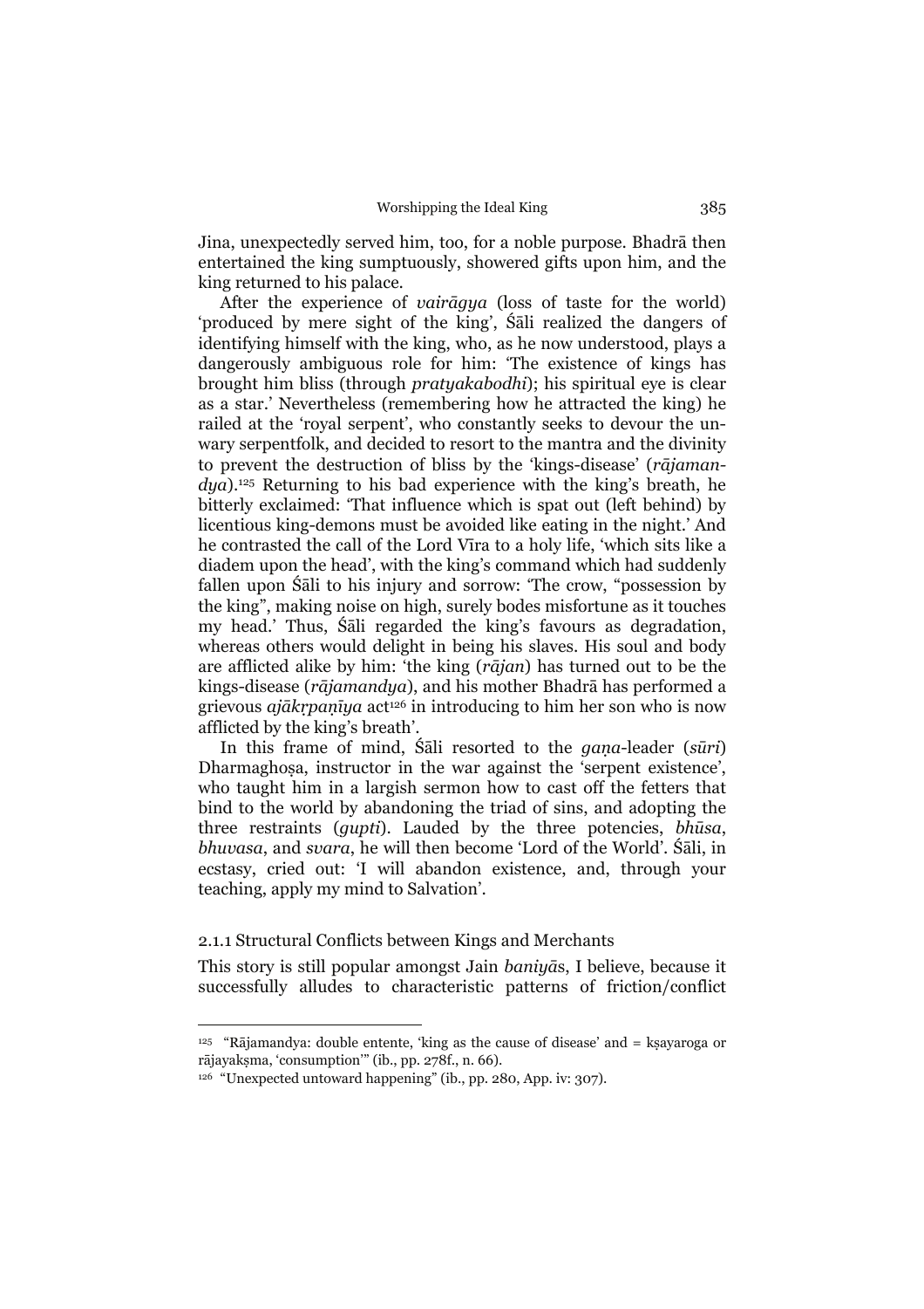Jina, unexpectedly served him, too, for a noble purpose. Bhadrā then entertained the king sumptuously, showered gifts upon him, and the king returned to his palace.

After the experience of *vairāgya* (loss of taste for the world) 'produced by mere sight of the king', Śāli realized the dangers of identifying himself with the king, who, as he now understood, plays a dangerously ambiguous role for him: 'The existence of kings has brought him bliss (through *pratyakabodhi*); his spiritual eye is clear as a star.' Nevertheless (remembering how he attracted the king) he railed at the 'royal serpent', who constantly seeks to devour the unwary serpentfolk, and decided to resort to the mantra and the divinity to prevent the destruction of bliss by the 'kings-disease' (*rājamandya*).[125] Returning to his bad experience with the king's breath, he bitterly exclaimed: 'That influence which is spat out (left behind) by licentious king-demons must be avoided like eating in the night.' And he contrasted the call of the Lord Vīra to a holy life, 'which sits like a diadem upon the head', with the king's command which had suddenly fallen upon Śāli to his injury and sorrow: 'The crow, "possession by the king", making noise on high, surely bodes misfortune as it touches my head.' Thus, Śāli regarded the king's favours as degradation, whereas others would delight in being his slaves. His soul and body are afflicted alike by him: 'the king (*rājan*) has turned out to be the kings-disease (*rājamandya*), and his mother Bhadrā has performed a grievous *ajākṛpaṇīya* act[126] in introducing to him her son who is now afflicted by the king's breath'.

In this frame of mind, Śāli resorted to the *gaṇa*-leader (*sūri*) Dharmaghoṣa, instructor in the war against the 'serpent existence', who taught him in a largish sermon how to cast off the fetters that bind to the world by abandoning the triad of sins, and adopting the three restraints (*gupti*). Lauded by the three potencies, *bhūsa*, *bhuvasa*, and *svara*, he will then become 'Lord of the World'. Śāli, in ecstasy, cried out: 'I will abandon existence, and, through your teaching, apply my mind to Salvation'.

### 2.1.1 Structural Conflicts between Kings and Merchants

This story is still popular amongst Jain *baniyā*s, I believe, because it successfully alludes to characteristic patterns of friction/conflict

---

[125] "Rājamandya: double entente, 'king as the cause of disease' and = kṣayaroga or rājayakṣma, 'consumption'" (ib., pp. 278f., n. 66).

[126] "Unexpected untoward happening" (ib., pp. 280, App. iv: 307).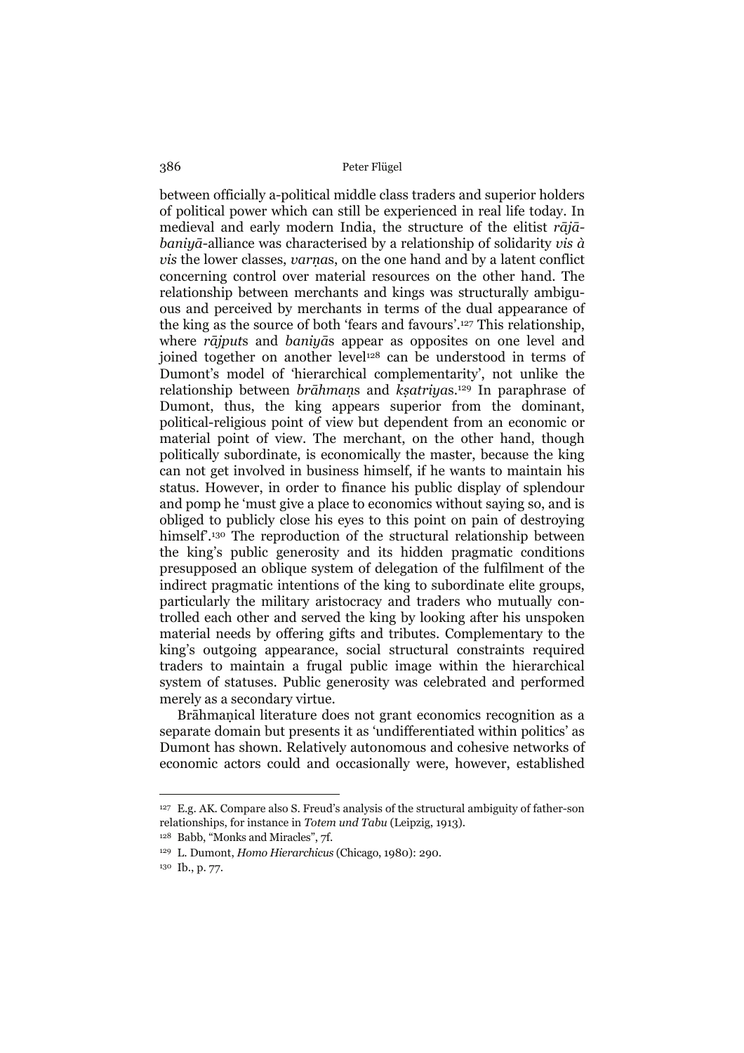between officially a-political middle class traders and superior holders of political power which can still be experienced in real life today. In medieval and early modern India, the structure of the elitist *rājā-baniyā*-alliance was characterised by a relationship of solidarity *vis à vis* the lower classes, *varṇa*s, on the one hand and by a latent conflict concerning control over material resources on the other hand. The relationship between merchants and kings was structurally ambiguous and perceived by merchants in terms of the dual appearance of the king as the source of both 'fears and favours'.[127] This relationship, where *rājput*s and *baniyā*s appear as opposites on one level and joined together on another level[128] can be understood in terms of Dumont's model of 'hierarchical complementarity', not unlike the relationship between *brāhmaṇ*s and *kṣatriya*s.[129] In paraphrase of Dumont, thus, the king appears superior from the dominant, political-religious point of view but dependent from an economic or material point of view. The merchant, on the other hand, though politically subordinate, is economically the master, because the king can not get involved in business himself, if he wants to maintain his status. However, in order to finance his public display of splendour and pomp he 'must give a place to economics without saying so, and is obliged to publicly close his eyes to this point on pain of destroying himself'.[130] The reproduction of the structural relationship between the king's public generosity and its hidden pragmatic conditions presupposed an oblique system of delegation of the fulfilment of the indirect pragmatic intentions of the king to subordinate elite groups, particularly the military aristocracy and traders who mutually controlled each other and served the king by looking after his unspoken material needs by offering gifts and tributes. Complementary to the king's outgoing appearance, social structural constraints required traders to maintain a frugal public image within the hierarchical system of statuses. Public generosity was celebrated and performed merely as a secondary virtue.

Brāhmaṇical literature does not grant economics recognition as a separate domain but presents it as 'undifferentiated within politics' as Dumont has shown. Relatively autonomous and cohesive networks of economic actors could and occasionally were, however, established

---

[127] E.g. AK. Compare also S. Freud's analysis of the structural ambiguity of father-son relationships, for instance in *Totem und Tabu* (Leipzig, 1913).

[128] Babb, "Monks and Miracles", 7f.

[129] L. Dumont, *Homo Hierarchicus* (Chicago, 1980): 290.

[130] Ib., p. 77.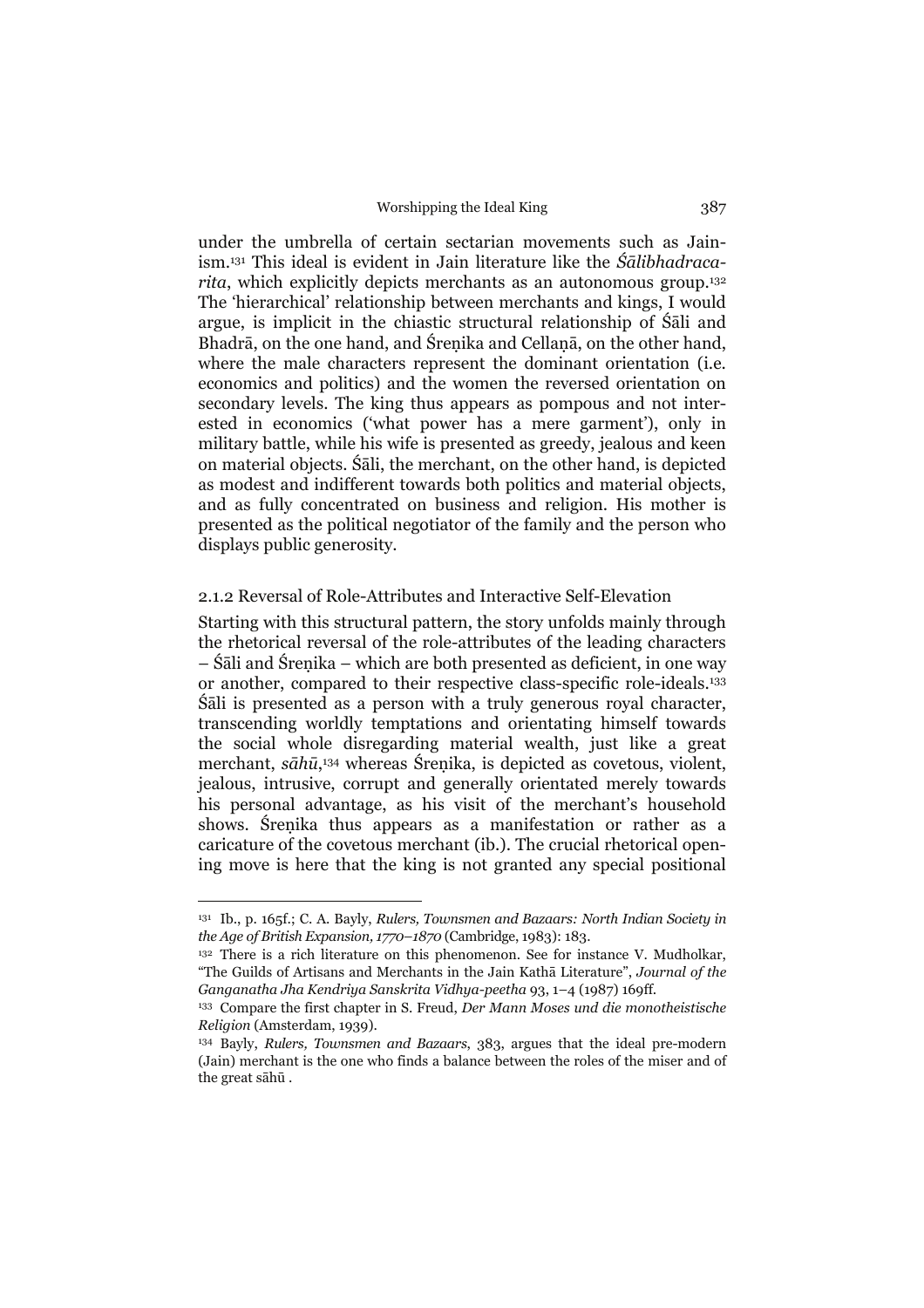under the umbrella of certain sectarian movements such as Jainism.[131] This ideal is evident in Jain literature like the *Śālibhadracarita*, which explicitly depicts merchants as an autonomous group.[132] The 'hierarchical' relationship between merchants and kings, I would argue, is implicit in the chiastic structural relationship of Śāli and Bhadrā, on the one hand, and Śreṇika and Cellaṇā, on the other hand, where the male characters represent the dominant orientation (i.e. economics and politics) and the women the reversed orientation on secondary levels. The king thus appears as pompous and not interested in economics ('what power has a mere garment'), only in military battle, while his wife is presented as greedy, jealous and keen on material objects. Śāli, the merchant, on the other hand, is depicted as modest and indifferent towards both politics and material objects, and as fully concentrated on business and religion. His mother is presented as the political negotiator of the family and the person who displays public generosity.

### 2.1.2 Reversal of Role-Attributes and Interactive Self-Elevation

Starting with this structural pattern, the story unfolds mainly through the rhetorical reversal of the role-attributes of the leading characters – Śāli and Śreṇika – which are both presented as deficient, in one way or another, compared to their respective class-specific role-ideals.[133] Śāli is presented as a person with a truly generous royal character, transcending worldly temptations and orientating himself towards the social whole disregarding material wealth, just like a great merchant, *sāhū*,[134] whereas Śreṇika, is depicted as covetous, violent, jealous, intrusive, corrupt and generally orientated merely towards his personal advantage, as his visit of the merchant's household shows. Śreṇika thus appears as a manifestation or rather as a caricature of the covetous merchant (ib.). The crucial rhetorical opening move is here that the king is not granted any special positional

---

[131] Ib., p. 165f.; C. A. Bayly, *Rulers, Townsmen and Bazaars: North Indian Society in the Age of British Expansion, 1770–1870* (Cambridge, 1983): 183.

[132] There is a rich literature on this phenomenon. See for instance V. Mudholkar, "The Guilds of Artisans and Merchants in the Jain Kathā Literature", *Journal of the Ganganatha Jha Kendriya Sanskrita Vidhya-peetha* 93, 1–4 (1987) 169ff.

[133] Compare the first chapter in S. Freud, *Der Mann Moses und die monotheistische Religion* (Amsterdam, 1939).

[134] Bayly, *Rulers, Townsmen and Bazaars*, 383, argues that the ideal pre-modern (Jain) merchant is the one who finds a balance between the roles of the miser and of the great sāhū .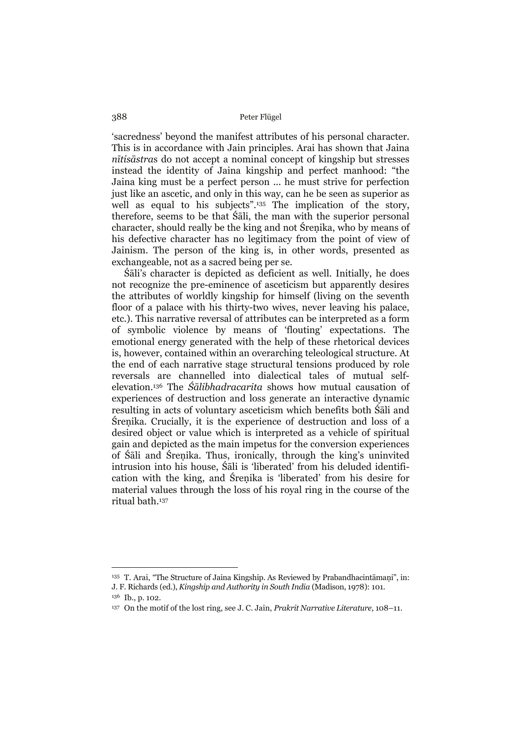'sacredness' beyond the manifest attributes of his personal character. This is in accordance with Jain principles. Arai has shown that Jaina *nītisāstra*s do not accept a nominal concept of kingship but stresses instead the identity of Jaina kingship and perfect manhood: "the Jaina king must be a perfect person ... he must strive for perfection just like an ascetic, and only in this way, can he be seen as superior as well as equal to his subjects".[135] The implication of the story, therefore, seems to be that Śāli, the man with the superior personal character, should really be the king and not Śreṇika, who by means of his defective character has no legitimacy from the point of view of Jainism. The person of the king is, in other words, presented as exchangeable, not as a sacred being per se.

Śāli's character is depicted as deficient as well. Initially, he does not recognize the pre-eminence of asceticism but apparently desires the attributes of worldly kingship for himself (living on the seventh floor of a palace with his thirty-two wives, never leaving his palace, etc.). This narrative reversal of attributes can be interpreted as a form of symbolic violence by means of 'flouting' expectations. The emotional energy generated with the help of these rhetorical devices is, however, contained within an overarching teleological structure. At the end of each narrative stage structural tensions produced by role reversals are channelled into dialectical tales of mutual self-elevation.[136] The *Śālibhadracarita* shows how mutual causation of experiences of destruction and loss generate an interactive dynamic resulting in acts of voluntary asceticism which benefits both Śāli and Śreṇika. Crucially, it is the experience of destruction and loss of a desired object or value which is interpreted as a vehicle of spiritual gain and depicted as the main impetus for the conversion experiences of Śāli and Śreṇika. Thus, ironically, through the king's uninvited intrusion into his house, Śāli is 'liberated' from his deluded identification with the king, and Śreṇika is 'liberated' from his desire for material values through the loss of his royal ring in the course of the ritual bath.[137]

---

[135] T. Arai, "The Structure of Jaina Kingship. As Reviewed by Prabandhacintāmaṇi", in: J. F. Richards (ed.), *Kingship and Authority in South India* (Madison, 1978): 101.

[136] Ib., p. 102.

[137] On the motif of the lost ring, see J. C. Jain, *Prakrit Narrative Literature*, 108–11.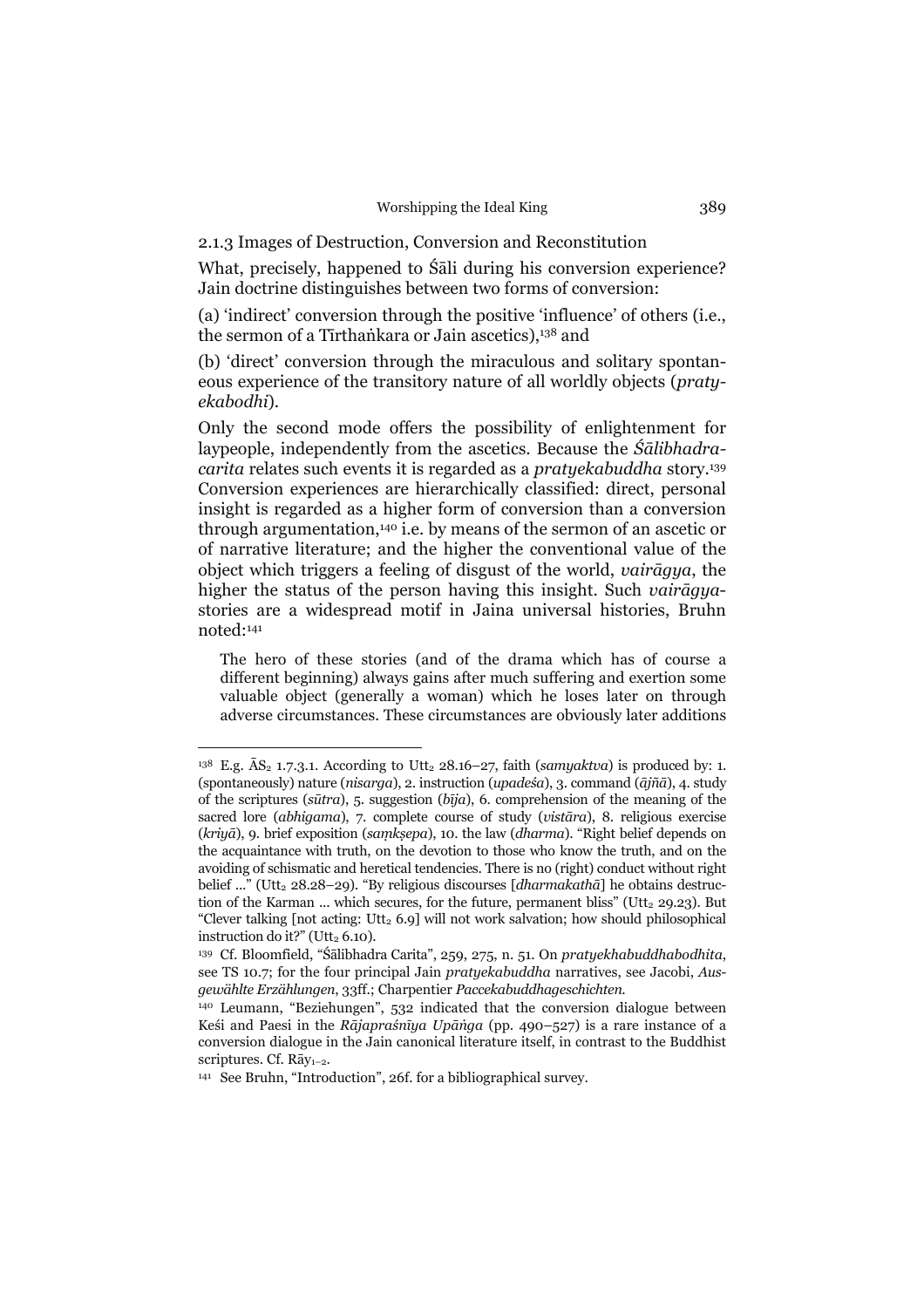### 2.1.3 Images of Destruction, Conversion and Reconstitution

What, precisely, happened to Śāli during his conversion experience? Jain doctrine distinguishes between two forms of conversion:

(a) 'indirect' conversion through the positive 'influence' of others (i.e., the sermon of a Tīrthaṅkara or Jain ascetics),[138] and

(b) 'direct' conversion through the miraculous and solitary spontaneous experience of the transitory nature of all worldly objects (*pratyekabodhi*).

Only the second mode offers the possibility of enlightenment for laypeople, independently from the ascetics. Because the *Śālibhadracarita* relates such events it is regarded as a *pratyekabuddha* story.[139] Conversion experiences are hierarchically classified: direct, personal insight is regarded as a higher form of conversion than a conversion through argumentation,[140] i.e. by means of the sermon of an ascetic or of narrative literature; and the higher the conventional value of the object which triggers a feeling of disgust of the world, *vairāgya*, the higher the status of the person having this insight. Such *vairāgya*-stories are a widespread motif in Jaina universal histories, Bruhn noted:[141]

> The hero of these stories (and of the drama which has of course a different beginning) always gains after much suffering and exertion some valuable object (generally a woman) which he loses later on through adverse circumstances. These circumstances are obviously later additions

---

[138] E.g. $\bar{A}S_2$ 1.7.3.1. According to $Utt_2$ 28.16–27, faith (*samyaktva*) is produced by: 1. (spontaneously) nature (*nisarga*), 2. instruction (*upadeśa*), 3. command (*ājñā*), 4. study of the scriptures (*sūtra*), 5. suggestion (*bīja*), 6. comprehension of the meaning of the sacred lore (*abhigama*), 7. complete course of study (*vistāra*), 8. religious exercise (*kriyā*), 9. brief exposition (*saṃkṣepa*), 10. the law (*dharma*). "Right belief depends on the acquaintance with truth, on the devotion to those who know the truth, and on the avoiding of schismatic and heretical tendencies. There is no (right) conduct without right belief ..." ($Utt_2$ 28.28–29). "By religious discourses [*dharmakathā*] he obtains destruction of the Karman ... which secures, for the future, permanent bliss" ($Utt_2$ 29.23). But "Clever talking [not acting: $Utt_2$ 6.9] will not work salvation; how should philosophical instruction do it?" ($Utt_2$ 6.10).

[139] Cf. Bloomfield, "Śālibhadra Carita", 259, 275, n. 51. On *pratyekhabuddhabodhita*, see TS 10.7; for the four principal Jain *pratyekabuddha* narratives, see Jacobi, *Ausgewählte Erzählungen*, 33ff.; Charpentier *Paccekabuddhageschichten.*

[140] Leumann, "Beziehungen", 532 indicated that the conversion dialogue between Keśi and Paesi in the *Rājapraśnīya Upāṅga* (pp. 490–527) is a rare instance of a conversion dialogue in the Jain canonical literature itself, in contrast to the Buddhist scriptures. Cf. $R\bar{a}y_{1-2}$.

[141] See Bruhn, "Introduction", 26f. for a bibliographical survey.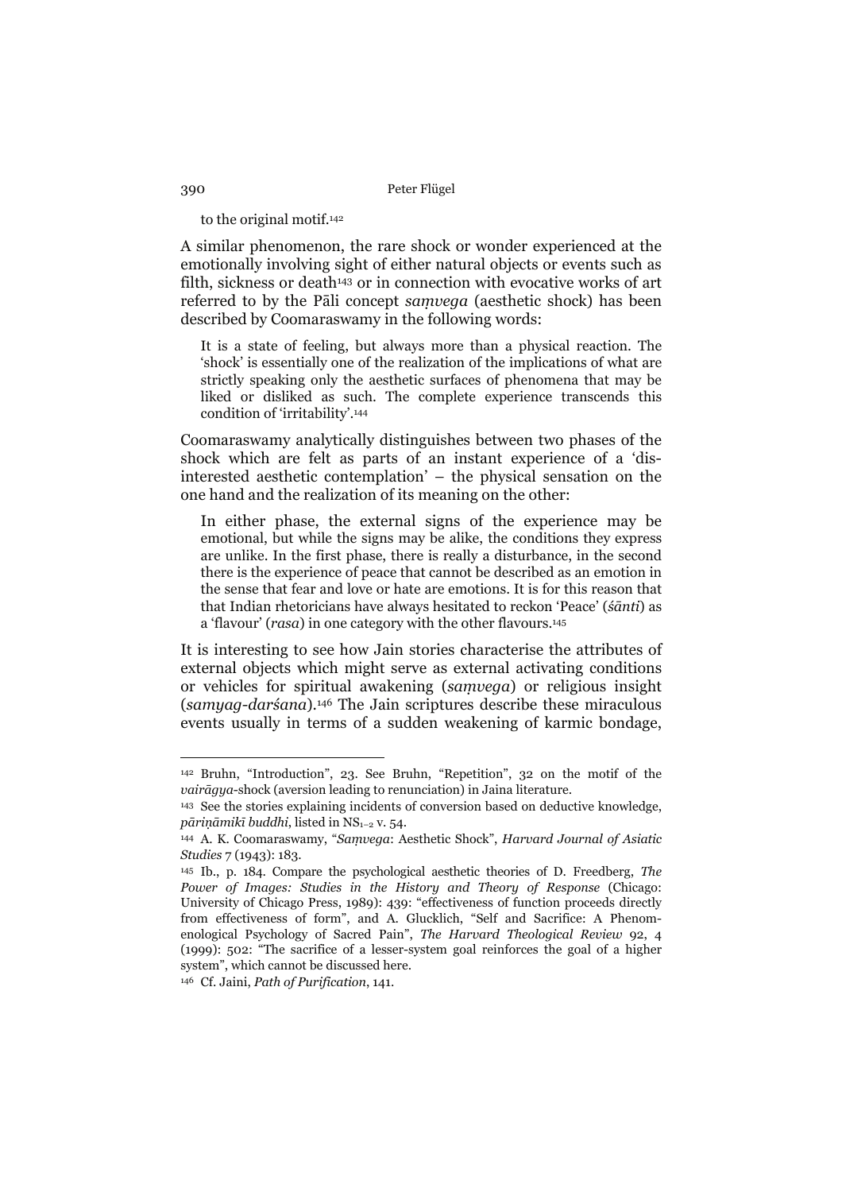to the original motif.[142]

A similar phenomenon, the rare shock or wonder experienced at the emotionally involving sight of either natural objects or events such as filth, sickness or death[143] or in connection with evocative works of art referred to by the Pāli concept *saṃvega* (aesthetic shock) has been described by Coomaraswamy in the following words:

> It is a state of feeling, but always more than a physical reaction. The 'shock' is essentially one of the realization of the implications of what are strictly speaking only the aesthetic surfaces of phenomena that may be liked or disliked as such. The complete experience transcends this condition of 'irritability'.[144]

Coomaraswamy analytically distinguishes between two phases of the shock which are felt as parts of an instant experience of a 'disinterested aesthetic contemplation' – the physical sensation on the one hand and the realization of its meaning on the other:

> In either phase, the external signs of the experience may be emotional, but while the signs may be alike, the conditions they express are unlike. In the first phase, there is really a disturbance, in the second there is the experience of peace that cannot be described as an emotion in the sense that fear and love or hate are emotions. It is for this reason that that Indian rhetoricians have always hesitated to reckon 'Peace' (*śānti*) as a 'flavour' (*rasa*) in one category with the other flavours.[145]

It is interesting to see how Jain stories characterise the attributes of external objects which might serve as external activating conditions or vehicles for spiritual awakening (*saṃvega*) or religious insight (*samyag-darśana*).[146] The Jain scriptures describe these miraculous events usually in terms of a sudden weakening of karmic bondage,

---

[142] Bruhn, "Introduction", 23. See Bruhn, "Repetition", 32 on the motif of the *vairāgya*-shock (aversion leading to renunciation) in Jaina literature.

[143] See the stories explaining incidents of conversion based on deductive knowledge, *pāriṇāmikī buddhi*, listed in $NS_{1-2}$ v. 54.

[144] A. K. Coomaraswamy, "*Saṃvega*: Aesthetic Shock", *Harvard Journal of Asiatic Studies* 7 (1943): 183.

[145] Ib., p. 184. Compare the psychological aesthetic theories of D. Freedberg, *The Power of Images: Studies in the History and Theory of Response* (Chicago: University of Chicago Press, 1989): 439: "effectiveness of function proceeds directly from effectiveness of form", and A. Glucklich, "Self and Sacrifice: A Phenomenological Psychology of Sacred Pain", *The Harvard Theological Review* 92, 4 (1999): 502: "The sacrifice of a lesser-system goal reinforces the goal of a higher system", which cannot be discussed here.

[146] Cf. Jaini, *Path of Purification*, 141.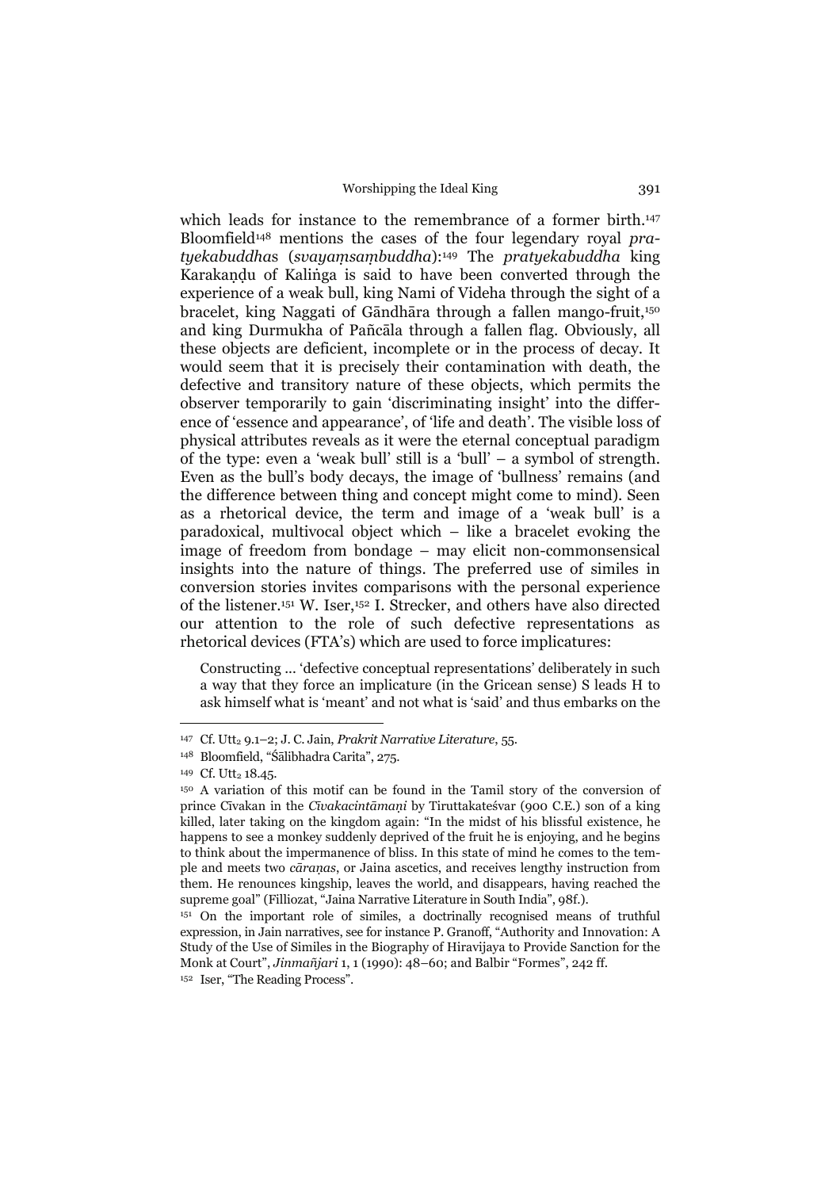which leads for instance to the remembrance of a former birth.[147] Bloomfield[148] mentions the cases of the four legendary royal *pratyekabuddha*s (*svayaṃsaṃbuddha*):[149] The *pratyekabuddha* king Karakaṇḍu of Kaliṅga is said to have been converted through the experience of a weak bull, king Nami of Videha through the sight of a bracelet, king Naggati of Gāndhāra through a fallen mango-fruit,[150] and king Durmukha of Pañcāla through a fallen flag. Obviously, all these objects are deficient, incomplete or in the process of decay. It would seem that it is precisely their contamination with death, the defective and transitory nature of these objects, which permits the observer temporarily to gain 'discriminating insight' into the difference of 'essence and appearance', of 'life and death'. The visible loss of physical attributes reveals as it were the eternal conceptual paradigm of the type: even a 'weak bull' still is a 'bull' – a symbol of strength. Even as the bull's body decays, the image of 'bullness' remains (and the difference between thing and concept might come to mind). Seen as a rhetorical device, the term and image of a 'weak bull' is a paradoxical, multivocal object which – like a bracelet evoking the image of freedom from bondage – may elicit non-commonsensical insights into the nature of things. The preferred use of similes in conversion stories invites comparisons with the personal experience of the listener.[151] W. Iser,[152] I. Strecker, and others have also directed our attention to the role of such defective representations as rhetorical devices (FTA's) which are used to force implicatures:

> Constructing ... 'defective conceptual representations' deliberately in such a way that they force an implicature (in the Gricean sense) S leads H to ask himself what is 'meant' and not what is 'said' and thus embarks on the

---

[147] Cf. Utt$_2$ 9.1–2; J. C. Jain, *Prakrit Narrative Literature*, 55.

[148] Bloomfield, "Śālibhadra Carita", 275.

[149] Cf. Utt$_2$ 18.45.

[150] A variation of this motif can be found in the Tamil story of the conversion of prince Cīvakan in the *Cīvakacintāmaṇi* by Tiruttakateśvar (900 C.E.) son of a king killed, later taking on the kingdom again: "In the midst of his blissful existence, he happens to see a monkey suddenly deprived of the fruit he is enjoying, and he begins to think about the impermanence of bliss. In this state of mind he comes to the temple and meets two *cāraṇas*, or Jaina ascetics, and receives lengthy instruction from them. He renounces kingship, leaves the world, and disappears, having reached the supreme goal" (Filliozat, "Jaina Narrative Literature in South India", 98f.).

[151] On the important role of similes, a doctrinally recognised means of truthful expression, in Jain narratives, see for instance P. Granoff, "Authority and Innovation: A Study of the Use of Similes in the Biography of Hiravijaya to Provide Sanction for the Monk at Court", *Jinmañjari* 1, 1 (1990): 48–60; and Balbir "Formes", 242 ff.

[152] Iser, "The Reading Process".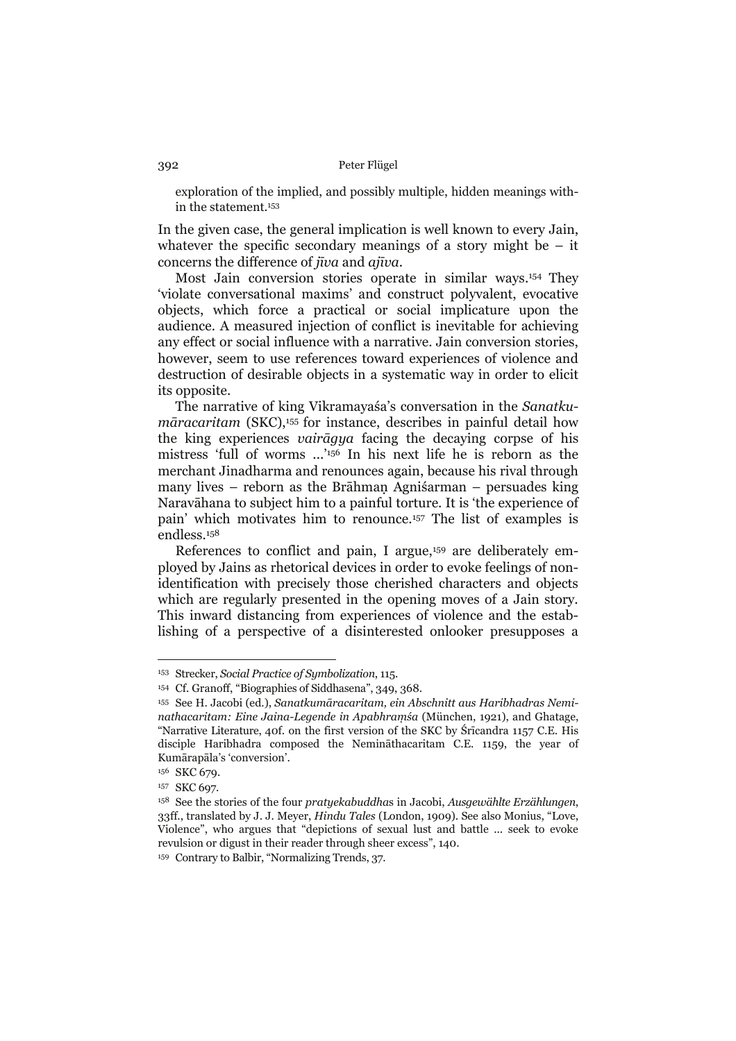exploration of the implied, and possibly multiple, hidden meanings within the statement.[153]

In the given case, the general implication is well known to every Jain, whatever the specific secondary meanings of a story might be – it concerns the difference of *jīva* and *ajīva*.

Most Jain conversion stories operate in similar ways.[154] They 'violate conversational maxims' and construct polyvalent, evocative objects, which force a practical or social implicature upon the audience. A measured injection of conflict is inevitable for achieving any effect or social influence with a narrative. Jain conversion stories, however, seem to use references toward experiences of violence and destruction of desirable objects in a systematic way in order to elicit its opposite.

The narrative of king Vikramayaśa's conversation in the *Sanatkumāracaritam* (SKC),[155] for instance, describes in painful detail how the king experiences *vairāgya* facing the decaying corpse of his mistress 'full of worms …'[156] In his next life he is reborn as the merchant Jinadharma and renounces again, because his rival through many lives – reborn as the Brāhmaṇ Agniśarman – persuades king Naravāhana to subject him to a painful torture. It is 'the experience of pain' which motivates him to renounce.[157] The list of examples is endless.[158]

References to conflict and pain, I argue,[159] are deliberately employed by Jains as rhetorical devices in order to evoke feelings of non-identification with precisely those cherished characters and objects which are regularly presented in the opening moves of a Jain story. This inward distancing from experiences of violence and the establishing of a perspective of a disinterested onlooker presupposes a

---

[153] Strecker, *Social Practice of Symbolization*, 115.

[154] Cf. Granoff, "Biographies of Siddhasena", 349, 368.

[155] See H. Jacobi (ed.), *Sanatkumāracaritam, ein Abschnitt aus Haribhadras Neminathacaritam: Eine Jaina-Legende in Apabhraṃśa* (München, 1921), and Ghatage, "Narrative Literature, 40f. on the first version of the SKC by Śrīcandra 1157 C.E. His disciple Haribhadra composed the Neminātha­caritam C.E. 1159, the year of Kumārapāla's 'conversion'.

[156] SKC 679.

[157] SKC 697.

[158] See the stories of the four *pratyekabuddha*s in Jacobi, *Ausgewählte Erzählungen*, 33ff., translated by J. J. Meyer, *Hindu Tales* (London, 1909). See also Monius, "Love, Violence", who argues that "depictions of sexual lust and battle … seek to evoke revulsion or digust in their reader through sheer excess", 140.

[159] Contrary to Balbir, "Normalizing Trends, 37.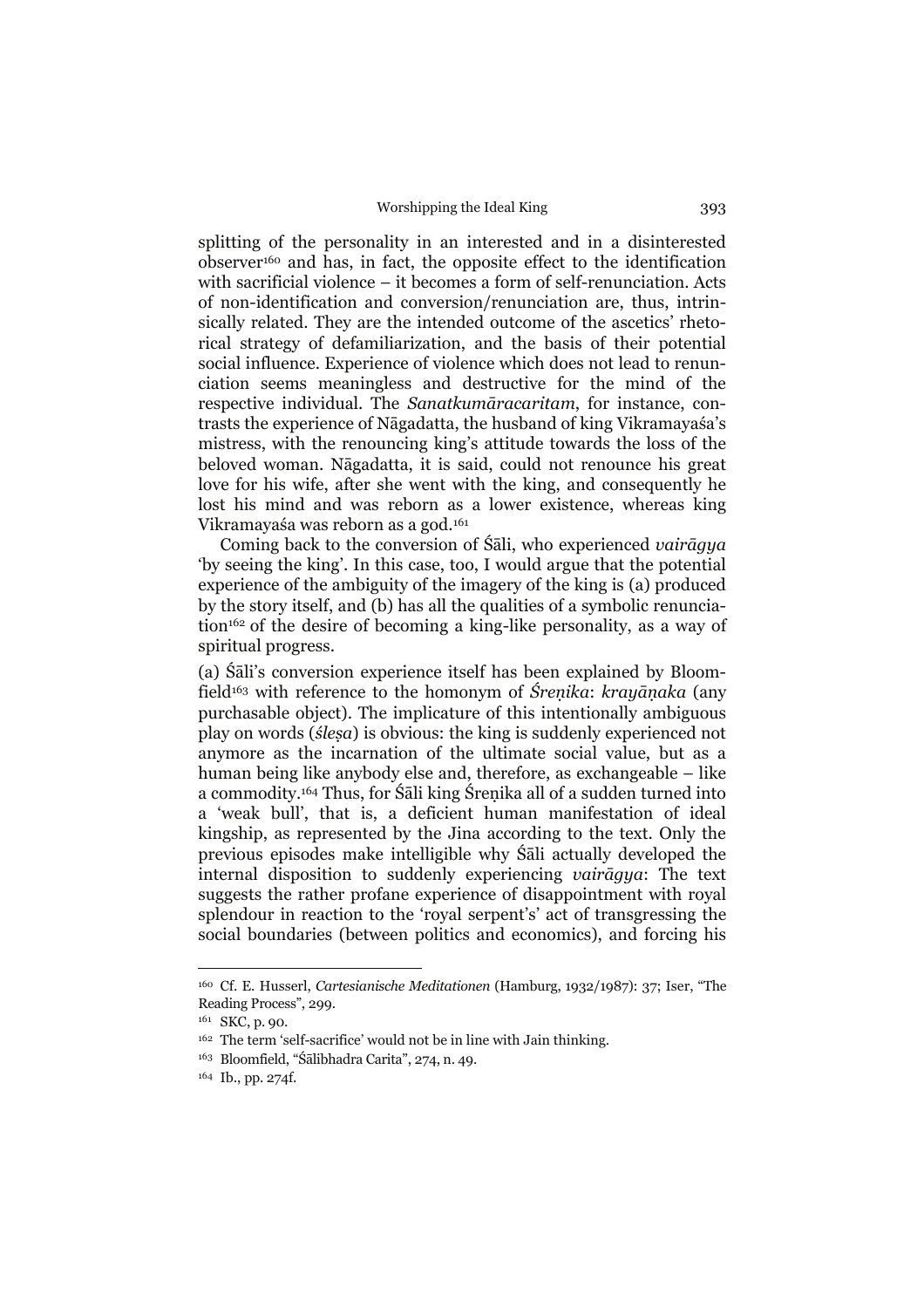splitting of the personality in an interested and in a disinterested observer[160] and has, in fact, the opposite effect to the identification with sacrificial violence – it becomes a form of self-renunciation. Acts of non-identification and conversion/renunciation are, thus, intrinsically related. They are the intended outcome of the ascetics' rhetorical strategy of defamiliarization, and the basis of their potential social influence. Experience of violence which does not lead to renunciation seems meaningless and destructive for the mind of the respective individual. The *Sanatkumāracaritam*, for instance, contrasts the experience of Nāgadatta, the husband of king Vikramayaśa's mistress, with the renouncing king's attitude towards the loss of the beloved woman. Nāgadatta, it is said, could not renounce his great love for his wife, after she went with the king, and consequently he lost his mind and was reborn as a lower existence, whereas king Vikramayaśa was reborn as a god.[161]

Coming back to the conversion of Śāli, who experienced *vairāgya* 'by seeing the king'. In this case, too, I would argue that the potential experience of the ambiguity of the imagery of the king is (a) produced by the story itself, and (b) has all the qualities of a symbolic renunciation[162] of the desire of becoming a king-like personality, as a way of spiritual progress.

(a) Śāli's conversion experience itself has been explained by Bloomfield[163] with reference to the homonym of *Śreṇika*: *krayāṇaka* (any purchasable object). The implicature of this intentionally ambiguous play on words (*śleṣa*) is obvious: the king is suddenly experienced not anymore as the incarnation of the ultimate social value, but as a human being like anybody else and, therefore, as exchangeable – like a commodity.[164] Thus, for Śāli king Śreṇika all of a sudden turned into a 'weak bull', that is, a deficient human manifestation of ideal kingship, as represented by the Jina according to the text. Only the previous episodes make intelligible why Śāli actually developed the internal disposition to suddenly experiencing *vairāgya*: The text suggests the rather profane experience of disappointment with royal splendour in reaction to the 'royal serpent's' act of transgressing the social boundaries (between politics and economics), and forcing his

---

[160] Cf. E. Husserl, *Cartesianische Meditationen* (Hamburg, 1932/1987): 37; Iser, "The Reading Process", 299.

[161] SKC, p. 90.

[162] The term 'self-sacrifice' would not be in line with Jain thinking.

[163] Bloomfield, "Śālibhadra Carita", 274, n. 49.

[164] Ib., pp. 274f.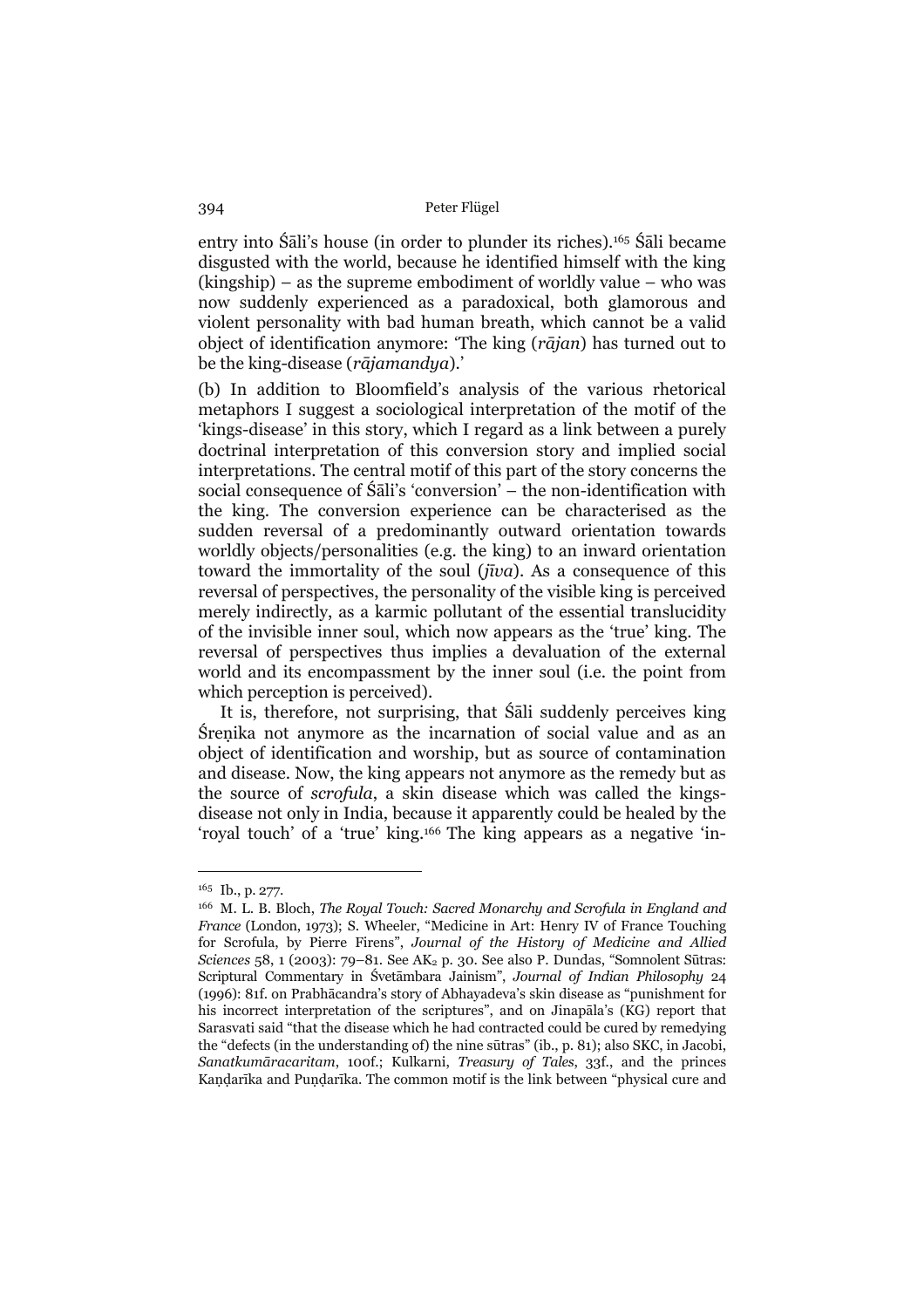entry into Śāli's house (in order to plunder its riches).[165] Śāli became disgusted with the world, because he identified himself with the king (kingship) – as the supreme embodiment of worldly value – who was now suddenly experienced as a paradoxical, both glamorous and violent personality with bad human breath, which cannot be a valid object of identification anymore: 'The king (*rājan*) has turned out to be the king-disease (*rājamandya*).'

(b) In addition to Bloomfield's analysis of the various rhetorical metaphors I suggest a sociological interpretation of the motif of the 'kings-disease' in this story, which I regard as a link between a purely doctrinal interpretation of this conversion story and implied social interpretations. The central motif of this part of the story concerns the social consequence of Śāli's 'conversion' – the non-identification with the king. The conversion experience can be characterised as the sudden reversal of a predominantly outward orientation towards worldly objects/personalities (e.g. the king) to an inward orientation toward the immortality of the soul (*jīva*). As a consequence of this reversal of perspectives, the personality of the visible king is perceived merely indirectly, as a karmic pollutant of the essential translucidity of the invisible inner soul, which now appears as the 'true' king. The reversal of perspectives thus implies a devaluation of the external world and its encompassment by the inner soul (i.e. the point from which perception is perceived).

It is, therefore, not surprising, that Śāli suddenly perceives king Śreṇika not anymore as the incarnation of social value and as an object of identification and worship, but as source of contamination and disease. Now, the king appears not anymore as the remedy but as the source of *scrofula*, a skin disease which was called the kings-disease not only in India, because it apparently could be healed by the 'royal touch' of a 'true' king.[166] The king appears as a negative 'in-

---

[165] Ib., p. 277.

[166] M. L. B. Bloch, *The Royal Touch: Sacred Monarchy and Scrofula in England and France* (London, 1973); S. Wheeler, "Medicine in Art: Henry IV of France Touching for Scrofula, by Pierre Firens", *Journal of the History of Medicine and Allied Sciences* 58, 1 (2003): 79–81. See $AK_2$ p. 30. See also P. Dundas, "Somnolent Sūtras: Scriptural Commentary in Śvetāmbara Jainism", *Journal of Indian Philosophy* 24 (1996): 81f. on Prabhācandra's story of Abhayadeva's skin disease as "punishment for his incorrect interpretation of the scriptures", and on Jinapāla's (KG) report that Sarasvati said "that the disease which he had contracted could be cured by remedying the "defects (in the understanding of) the nine sūtras" (ib., p. 81); also SKC, in Jacobi, *Sanatkumāracaritam*, 100f.; Kulkarni, *Treasury of Tales*, 33f., and the princes Kaṇḍarīka and Puṇḍarīka. The common motif is the link between "physical cure and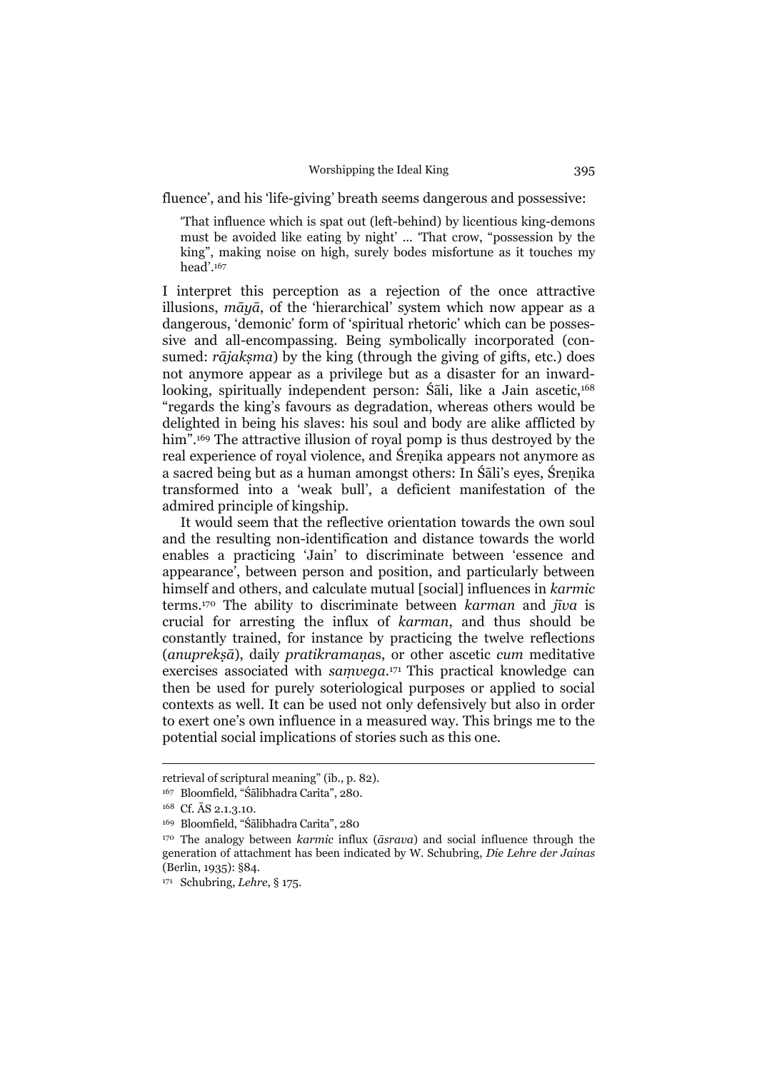fluence', and his 'life-giving' breath seems dangerous and possessive:

> 'That influence which is spat out (left-behind) by licentious king-demons must be avoided like eating by night' ... 'That crow, "possession by the king", making noise on high, surely bodes misfortune as it touches my head'.[167]

I interpret this perception as a rejection of the once attractive illusions, *māyā*, of the 'hierarchical' system which now appear as a dangerous, 'demonic' form of 'spiritual rhetoric' which can be possessive and all-encompassing. Being symbolically incorporated (consumed: *rājakṣma*) by the king (through the giving of gifts, etc.) does not anymore appear as a privilege but as a disaster for an inward-looking, spiritually independent person: Śāli, like a Jain ascetic,[168] "regards the king's favours as degradation, whereas others would be delighted in being his slaves: his soul and body are alike afflicted by him".[169] The attractive illusion of royal pomp is thus destroyed by the real experience of royal violence, and Śreṇika appears not anymore as a sacred being but as a human amongst others: In Śāli's eyes, Śreṇika transformed into a 'weak bull', a deficient manifestation of the admired principle of kingship.

It would seem that the reflective orientation towards the own soul and the resulting non-identification and distance towards the world enables a practicing 'Jain' to discriminate between 'essence and appearance', between person and position, and particularly between himself and others, and calculate mutual [social] influences in *karmic* terms.[170] The ability to discriminate between *karman* and *jīva* is crucial for arresting the influx of *karman*, and thus should be constantly trained, for instance by practicing the twelve reflections (*anuprekṣā*), daily *pratikramaṇa*s, or other ascetic *cum* meditative exercises associated with *saṃvega*.[171] This practical knowledge can then be used for purely soteriological purposes or applied to social contexts as well. It can be used not only defensively but also in order to exert one's own influence in a measured way. This brings me to the potential social implications of stories such as this one.

---

retrieval of scriptural meaning" (ib., p. 82).

[167] Bloomfield, "Śālibhadra Carita", 280.

[168] Cf. ĀS 2.1.3.10.

[169] Bloomfield, "Śālibhadra Carita", 280

[170] The analogy between *karmic* influx (*āsrava*) and social influence through the generation of attachment has been indicated by W. Schubring, *Die Lehre der Jainas* (Berlin, 1935): §84.

[171] Schubring, *Lehre*, § 175.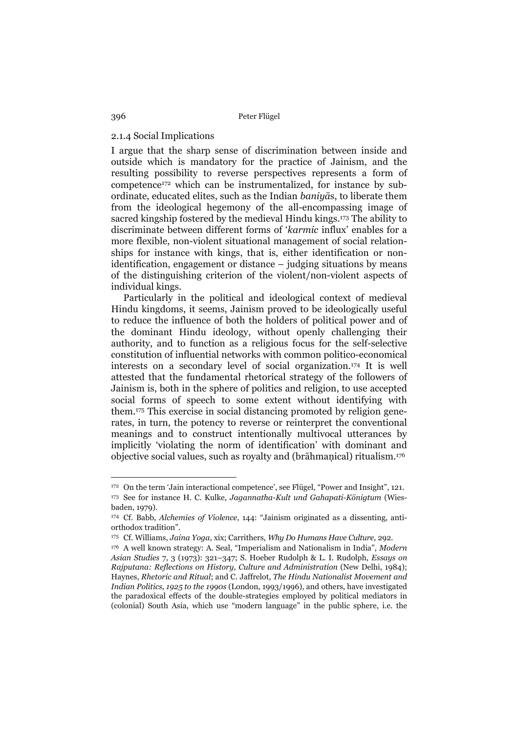### 2.1.4 Social Implications

I argue that the sharp sense of discrimination between inside and outside which is mandatory for the practice of Jainism, and the resulting possibility to reverse perspectives represents a form of competence[172] which can be instrumentalized, for instance by subordinate, educated elites, such as the Indian *baniyā*s, to liberate them from the ideological hegemony of the all-encompassing image of sacred kingship fostered by the medieval Hindu kings.[173] The ability to discriminate between different forms of '*karmic* influx' enables for a more flexible, non-violent situational management of social relationships for instance with kings, that is, either identification or non-identification, engagement or distance – judging situations by means of the distinguishing criterion of the violent/non-violent aspects of individual kings.

Particularly in the political and ideological context of medieval Hindu kingdoms, it seems, Jainism proved to be ideologically useful to reduce the influence of both the holders of political power and of the dominant Hindu ideology, without openly challenging their authority, and to function as a religious focus for the self-selective constitution of influential networks with common politico-economical interests on a secondary level of social organization.[174] It is well attested that the fundamental rhetorical strategy of the followers of Jainism is, both in the sphere of politics and religion, to use accepted social forms of speech to some extent without identifying with them.[175] This exercise in social distancing promoted by religion generates, in turn, the potency to reverse or reinterpret the conventional meanings and to construct intentionally multivocal utterances by implicitly 'violating the norm of identification' with dominant and objective social values, such as royalty and (brāhmaṇical) ritualism.[176]

---

[172] On the term 'Jain interactional competence', see Flügel, "Power and Insight", 121.

[173] See for instance H. C. Kulke, *Jagannatha-Kult und Gahapati-Königtum* (Wiesbaden, 1979).

[174] Cf. Babb, *Alchemies of Violence*, 144: "Jainism originated as a dissenting, anti-orthodox tradition".

[175] Cf. Williams, *Jaina Yoga*, xix; Carrithers, *Why Do Humans Have Culture*, 292.

[176] A well known strategy: A. Seal, "Imperialism and Nationalism in India", *Modern Asian Studies* 7, 3 (1973): 321–347; S. Hoeber Rudolph & L. I. Rudolph, *Essays on Rajputana: Reflections on History, Culture and Administration* (New Delhi, 1984); Haynes, *Rhetoric and Ritual*; and C. Jaffrelot, *The Hindu Nationalist Movement and Indian Politics, 1925 to the 1990s* (London, 1993/1996), and others, have investigated the paradoxical effects of the double-strategies employed by political mediators in (colonial) South Asia, which use "modern language" in the public sphere, i.e. the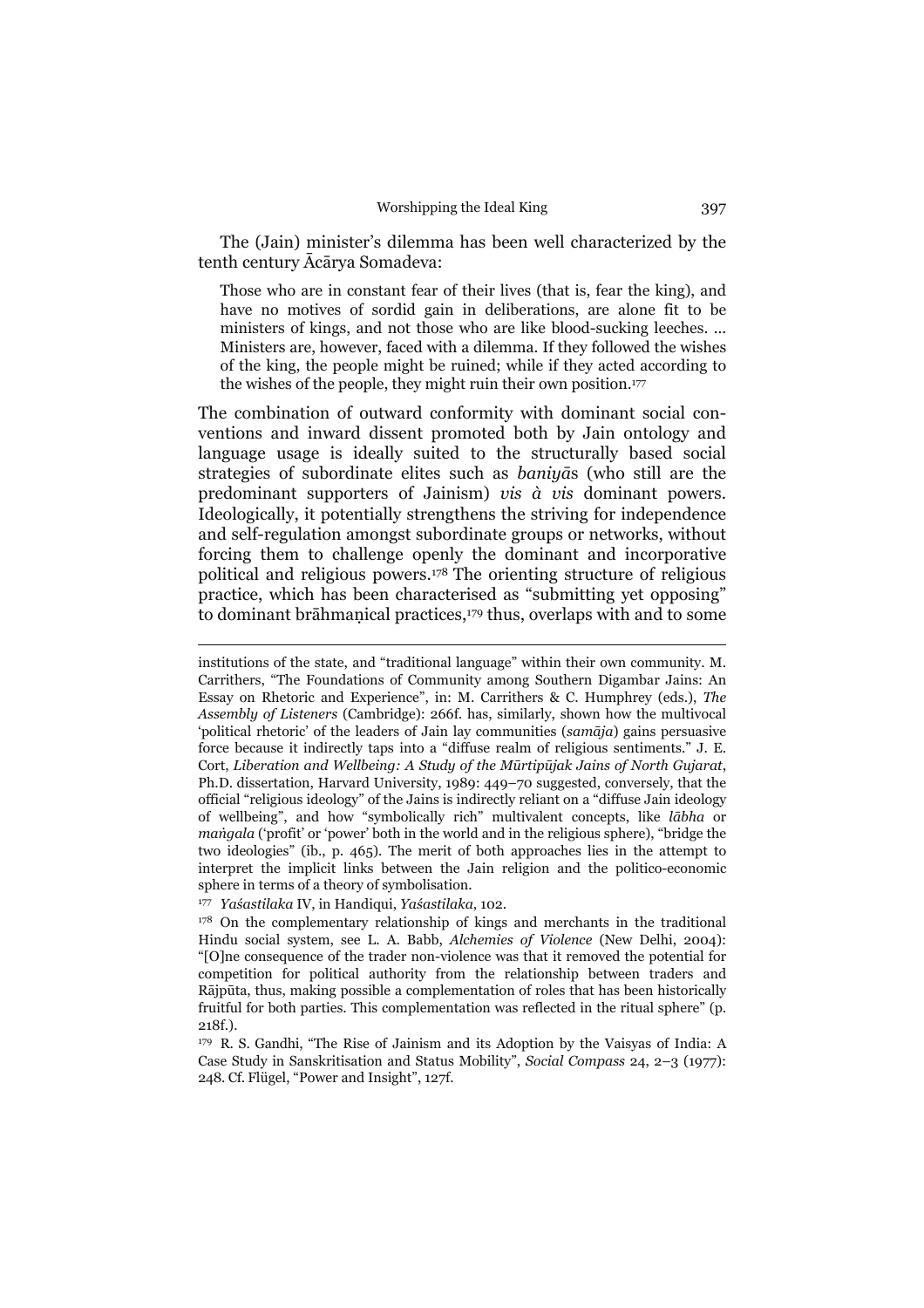The (Jain) minister's dilemma has been well characterized by the tenth century Ācārya Somadeva:

> Those who are in constant fear of their lives (that is, fear the king), and have no motives of sordid gain in deliberations, are alone fit to be ministers of kings, and not those who are like blood-sucking leeches. ... Ministers are, however, faced with a dilemma. If they followed the wishes of the king, the people might be ruined; while if they acted according to the wishes of the people, they might ruin their own position.[177]

The combination of outward conformity with dominant social conventions and inward dissent promoted both by Jain ontology and language usage is ideally suited to the structurally based social strategies of subordinate elites such as *baniyā*s (who still are the predominant supporters of Jainism) *vis à vis* dominant powers. Ideologically, it potentially strengthens the striving for independence and self-regulation amongst subordinate groups or networks, without forcing them to challenge openly the dominant and incorporative political and religious powers.[178] The orienting structure of religious practice, which has been characterised as "submitting yet opposing" to dominant brāhmaṇical practices,[179] thus, overlaps with and to some

---

institutions of the state, and "traditional language" within their own community. M. Carrithers, "The Foundations of Community among Southern Digambar Jains: An Essay on Rhetoric and Experience", in: M. Carrithers & C. Humphrey (eds.), *The Assembly of Listeners* (Cambridge): 266f. has, similarly, shown how the multivocal 'political rhetoric' of the leaders of Jain lay communities (*samāja*) gains persuasive force because it indirectly taps into a "diffuse realm of religious sentiments." J. E. Cort, *Liberation and Wellbeing: A Study of the Mūrtipūjak Jains of North Gujarat*, Ph.D. dissertation, Harvard University, 1989: 449–70 suggested, conversely, that the official "religious ideology" of the Jains is indirectly reliant on a "diffuse Jain ideology of wellbeing", and how "symbolically rich" multivalent concepts, like *lābha* or *maṅgala* ('profit' or 'power' both in the world and in the religious sphere), "bridge the two ideologies" (ib., p. 465). The merit of both approaches lies in the attempt to interpret the implicit links between the Jain religion and the politico-economic sphere in terms of a theory of symbolisation.

[177] *Yaśastilaka* IV, in Handiqui, *Yaśastilaka*, 102.

[178] On the complementary relationship of kings and merchants in the traditional Hindu social system, see L. A. Babb, *Alchemies of Violence* (New Delhi, 2004): "[O]ne consequence of the trader non-violence was that it removed the potential for competition for political authority from the relationship between traders and Rājpūta, thus, making possible a complementation of roles that has been historically fruitful for both parties. This complementation was reflected in the ritual sphere" (p. 218f.).

[179] R. S. Gandhi, "The Rise of Jainism and its Adoption by the Vaisyas of India: A Case Study in Sanskritisation and Status Mobility", *Social Compass* 24, 2–3 (1977): 248. Cf. Flügel, "Power and Insight", 127f.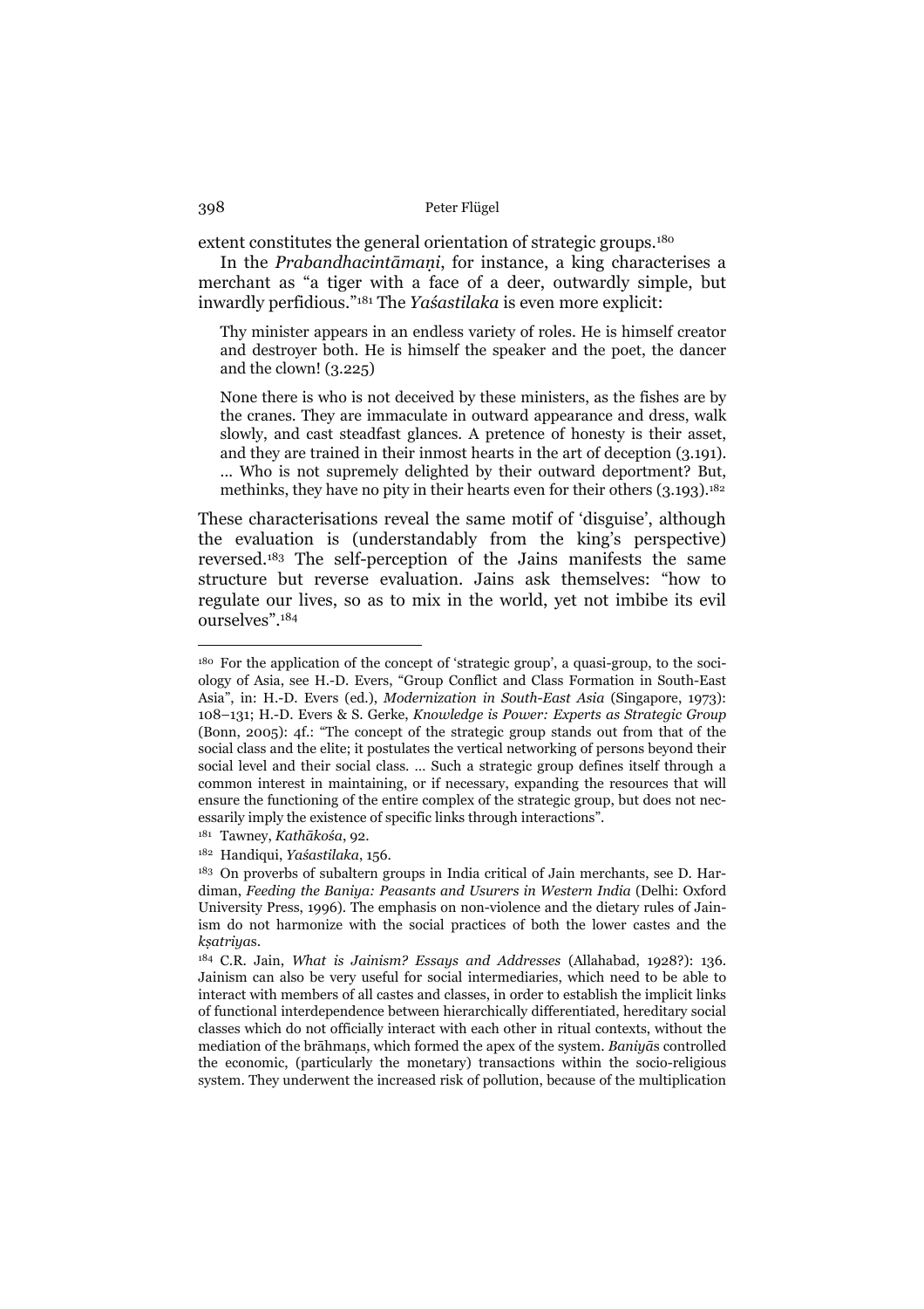extent constitutes the general orientation of strategic groups.[180]

In the *Prabandhacintāmaṇi*, for instance, a king characterises a merchant as "a tiger with a face of a deer, outwardly simple, but inwardly perfidious."[181] The *Yaśastilaka* is even more explicit:

> Thy minister appears in an endless variety of roles. He is himself creator and destroyer both. He is himself the speaker and the poet, the dancer and the clown! (3.225)
>
> None there is who is not deceived by these ministers, as the fishes are by the cranes. They are immaculate in outward appearance and dress, walk slowly, and cast steadfast glances. A pretence of honesty is their asset, and they are trained in their inmost hearts in the art of deception (3.191). ... Who is not supremely delighted by their outward deportment? But, methinks, they have no pity in their hearts even for their others (3.193).[182]

These characterisations reveal the same motif of 'disguise', although the evaluation is (understandably from the king's perspective) reversed.[183] The self-perception of the Jains manifests the same structure but reverse evaluation. Jains ask themselves: "how to regulate our lives, so as to mix in the world, yet not imbibe its evil ourselves".[184]

---

[180] For the application of the concept of 'strategic group', a quasi-group, to the sociology of Asia, see H.-D. Evers, "Group Conflict and Class Formation in South-East Asia", in: H.-D. Evers (ed.), *Modernization in South-East Asia* (Singapore, 1973): 108–131; H.-D. Evers & S. Gerke, *Knowledge is Power: Experts as Strategic Group* (Bonn, 2005): 4f.: "The concept of the strategic group stands out from that of the social class and the elite; it postulates the vertical networking of persons beyond their social level and their social class. ... Such a strategic group defines itself through a common interest in maintaining, or if necessary, expanding the resources that will ensure the functioning of the entire complex of the strategic group, but does not necessarily imply the existence of specific links through interactions".

[181] Tawney, *Kathākośa*, 92.

[182] Handiqui, *Yaśastilaka*, 156.

[183] On proverbs of subaltern groups in India critical of Jain merchants, see D. Hardiman, *Feeding the Baniya: Peasants and Usurers in Western India* (Delhi: Oxford University Press, 1996). The emphasis on non-violence and the dietary rules of Jainism do not harmonize with the social practices of both the lower castes and the *kṣatriya*s.

[184] C.R. Jain, *What is Jainism? Essays and Addresses* (Allahabad, 1928?): 136. Jainism can also be very useful for social intermediaries, which need to be able to interact with members of all castes and classes, in order to establish the implicit links of functional interdependence between hierarchically differentiated, hereditary social classes which do not officially interact with each other in ritual contexts, without the mediation of the brāhmaṇs, which formed the apex of the system. *Baniyā*s controlled the economic, (particularly the monetary) transactions within the socio-religious system. They underwent the increased risk of pollution, because of the multiplication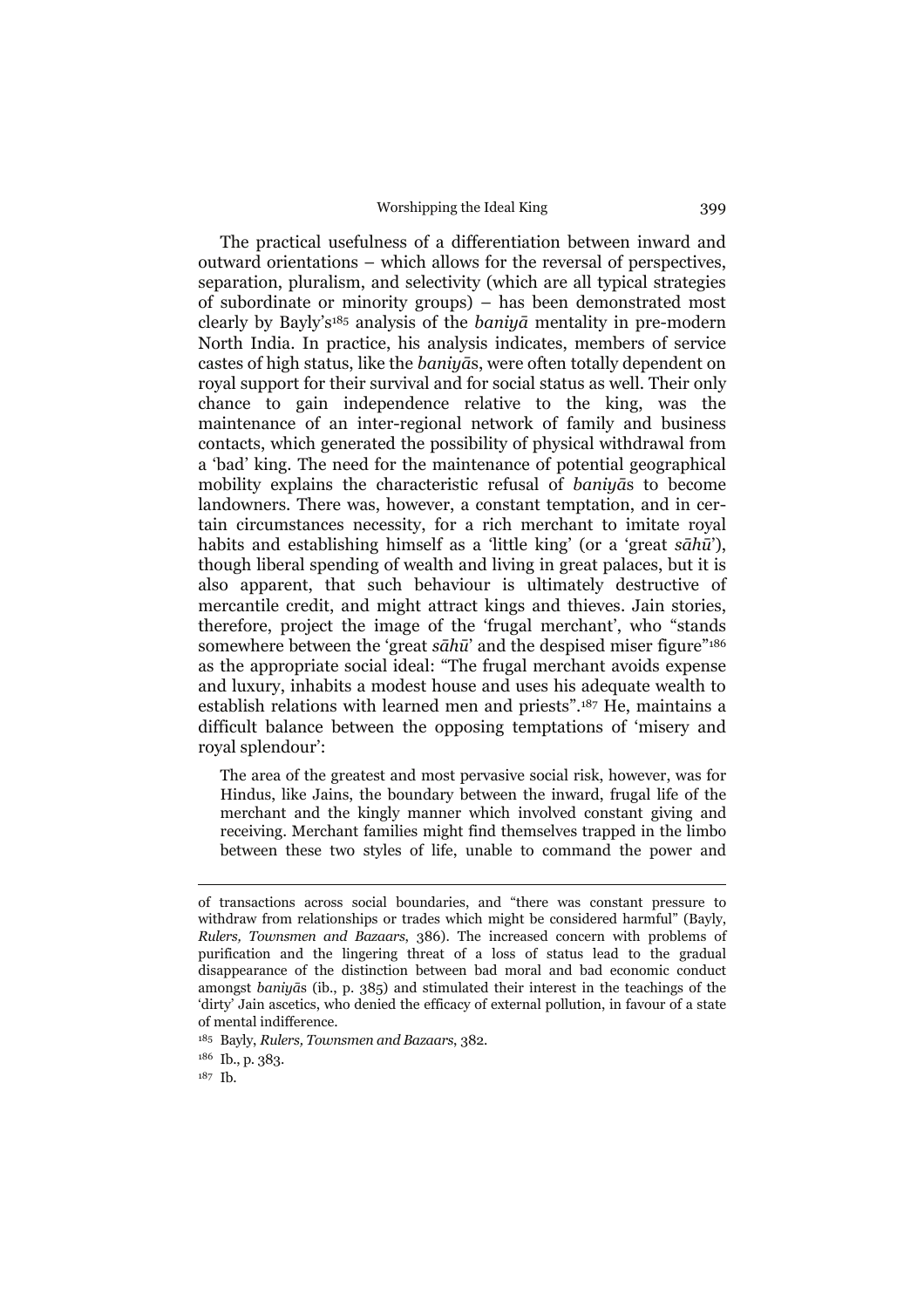The practical usefulness of a differentiation between inward and outward orientations – which allows for the reversal of perspectives, separation, pluralism, and selectivity (which are all typical strategies of subordinate or minority groups) – has been demonstrated most clearly by Bayly's[185] analysis of the *baniyā* mentality in pre-modern North India. In practice, his analysis indicates, members of service castes of high status, like the *baniyā*s, were often totally dependent on royal support for their survival and for social status as well. Their only chance to gain independence relative to the king, was the maintenance of an inter-regional network of family and business contacts, which generated the possibility of physical withdrawal from a 'bad' king. The need for the maintenance of potential geographical mobility explains the characteristic refusal of *baniyā*s to become landowners. There was, however, a constant temptation, and in certain circumstances necessity, for a rich merchant to imitate royal habits and establishing himself as a 'little king' (or a 'great *sāhū*'), though liberal spending of wealth and living in great palaces, but it is also apparent, that such behaviour is ultimately destructive of mercantile credit, and might attract kings and thieves. Jain stories, therefore, project the image of the 'frugal merchant', who "stands somewhere between the 'great *sāhū*' and the despised miser figure"[186] as the appropriate social ideal: "The frugal merchant avoids expense and luxury, inhabits a modest house and uses his adequate wealth to establish relations with learned men and priests".[187] He, maintains a difficult balance between the opposing temptations of 'misery and royal splendour':

> The area of the greatest and most pervasive social risk, however, was for Hindus, like Jains, the boundary between the inward, frugal life of the merchant and the kingly manner which involved constant giving and receiving. Merchant families might find themselves trapped in the limbo between these two styles of life, unable to command the power and

---

of transactions across social boundaries, and "there was constant pressure to withdraw from relationships or trades which might be considered harmful" (Bayly, *Rulers, Townsmen and Bazaars*, 386). The increased concern with problems of purification and the lingering threat of a loss of status lead to the gradual disappearance of the distinction between bad moral and bad economic conduct amongst *baniyā*s (ib., p. 385) and stimulated their interest in the teachings of the 'dirty' Jain ascetics, who denied the efficacy of external pollution, in favour of a state of mental indifference.

[185] Bayly, *Rulers, Townsmen and Bazaars*, 382.

[186] Ib., p. 383.

[187] Ib.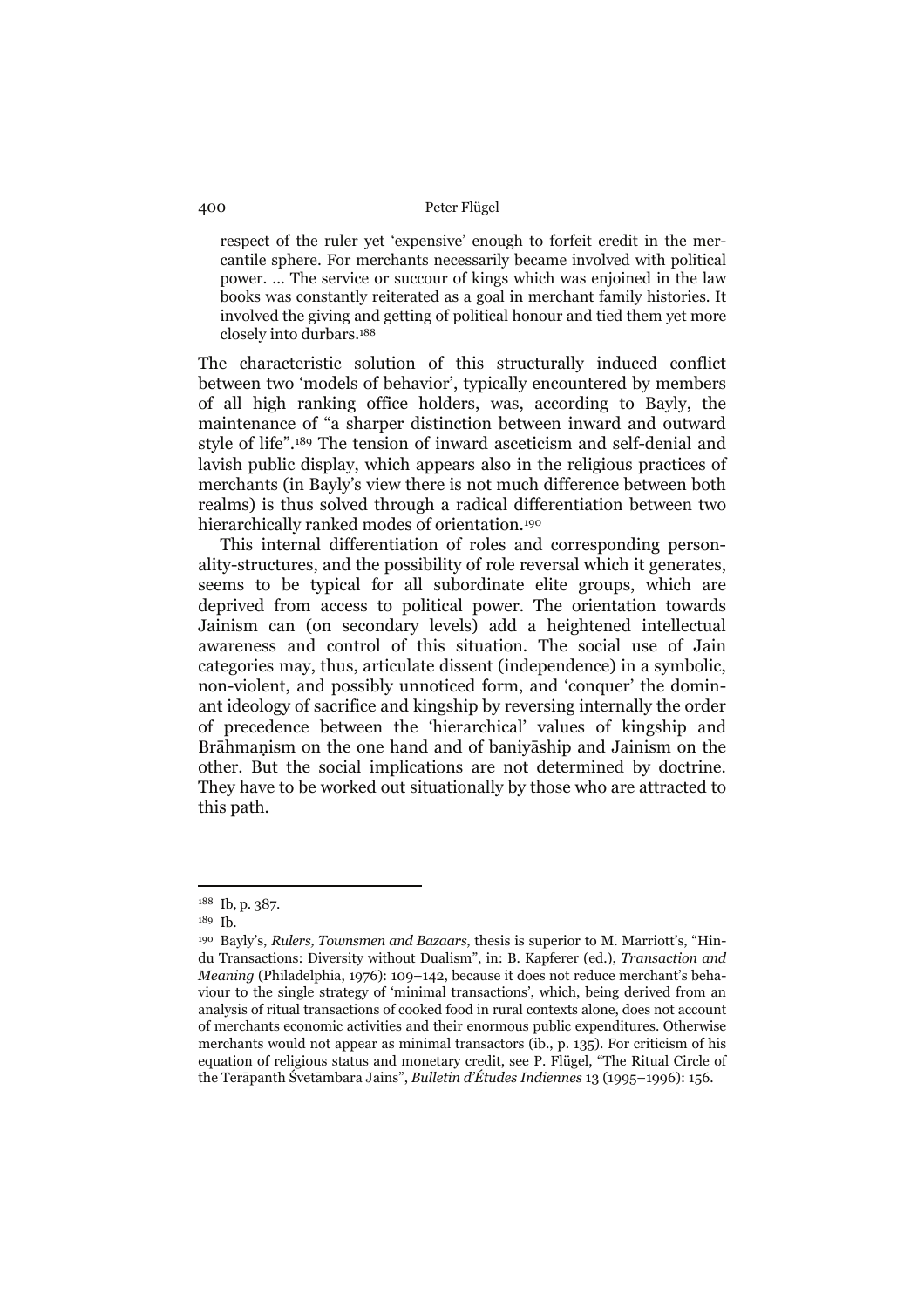> respect of the ruler yet 'expensive' enough to forfeit credit in the mercantile sphere. For merchants necessarily became involved with political power. ... The service or succour of kings which was enjoined in the law books was constantly reiterated as a goal in merchant family histories. It involved the giving and getting of political honour and tied them yet more closely into durbars.[188]

The characteristic solution of this structurally induced conflict between two 'models of behavior', typically encountered by members of all high ranking office holders, was, according to Bayly, the maintenance of "a sharper distinction between inward and outward style of life".[189] The tension of inward asceticism and self-denial and lavish public display, which appears also in the religious practices of merchants (in Bayly's view there is not much difference between both realms) is thus solved through a radical differentiation between two hierarchically ranked modes of orientation.[190]

This internal differentiation of roles and corresponding personality-structures, and the possibility of role reversal which it generates, seems to be typical for all subordinate elite groups, which are deprived from access to political power. The orientation towards Jainism can (on secondary levels) add a heightened intellectual awareness and control of this situation. The social use of Jain categories may, thus, articulate dissent (independence) in a symbolic, non-violent, and possibly unnoticed form, and 'conquer' the dominant ideology of sacrifice and kingship by reversing internally the order of precedence between the 'hierarchical' values of kingship and Brāhmaṇism on the one hand and of baniyāship and Jainism on the other. But the social implications are not determined by doctrine. They have to be worked out situationally by those who are attracted to this path.

---

[188] Ib, p. 387.

[189] Ib.

[190] Bayly's, *Rulers, Townsmen and Bazaars*, thesis is superior to M. Marriott's, "Hindu Transactions: Diversity without Dualism", in: B. Kapferer (ed.), *Transaction and Meaning* (Philadelphia, 1976): 109–142, because it does not reduce merchant's behaviour to the single strategy of 'minimal transactions', which, being derived from an analysis of ritual transactions of cooked food in rural contexts alone, does not account of merchants economic activities and their enormous public expenditures. Otherwise merchants would not appear as minimal transactors (ib., p. 135). For criticism of his equation of religious status and monetary credit, see P. Flügel, "The Ritual Circle of the Terāpanth Śvetāmbara Jains", *Bulletin d'Études Indiennes* 13 (1995–1996): 156.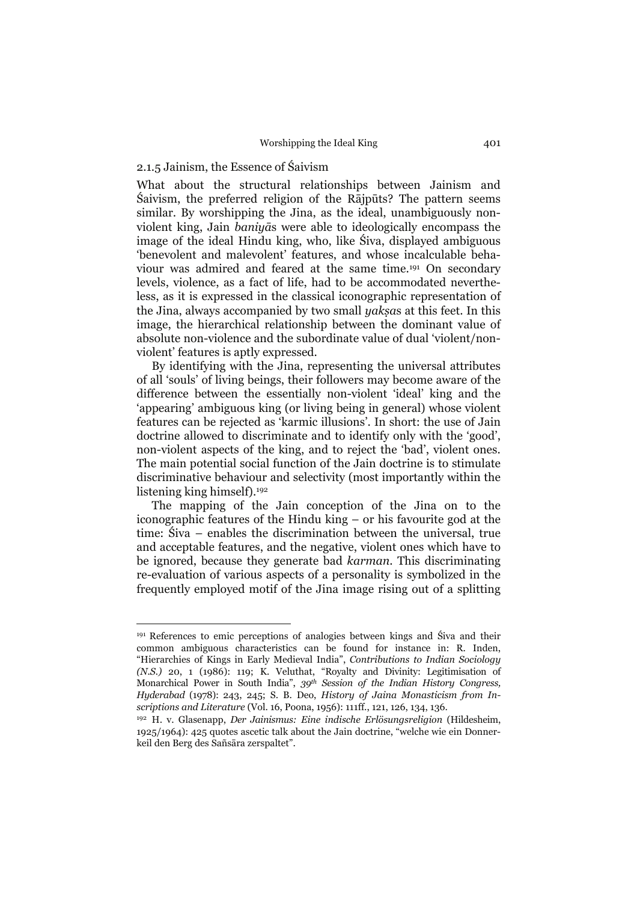### 2.1.5 Jainism, the Essence of Śaivism

What about the structural relationships between Jainism and Śaivism, the preferred religion of the Rājpūts? The pattern seems similar. By worshipping the Jina, as the ideal, unambiguously non-violent king, Jain *baniyā*s were able to ideologically encompass the image of the ideal Hindu king, who, like Śiva, displayed ambiguous 'benevolent and malevolent' features, and whose incalculable behaviour was admired and feared at the same time.[191] On secondary levels, violence, as a fact of life, had to be accommodated nevertheless, as it is expressed in the classical iconographic representation of the Jina, always accompanied by two small *yakṣa*s at this feet. In this image, the hierarchical relationship between the dominant value of absolute non-violence and the subordinate value of dual 'violent/non-violent' features is aptly expressed.

By identifying with the Jina, representing the universal attributes of all 'souls' of living beings, their followers may become aware of the difference between the essentially non-violent 'ideal' king and the 'appearing' ambiguous king (or living being in general) whose violent features can be rejected as 'karmic illusions'. In short: the use of Jain doctrine allowed to discriminate and to identify only with the 'good', non-violent aspects of the king, and to reject the 'bad', violent ones. The main potential social function of the Jain doctrine is to stimulate discriminative behaviour and selectivity (most importantly within the listening king himself).[192]

The mapping of the Jain conception of the Jina on to the iconographic features of the Hindu king – or his favourite god at the time: Śiva – enables the discrimination between the universal, true and acceptable features, and the negative, violent ones which have to be ignored, because they generate bad *karman*. This discriminating re-evaluation of various aspects of a personality is symbolized in the frequently employed motif of the Jina image rising out of a splitting

---

[191] References to emic perceptions of analogies between kings and Śiva and their common ambiguous characteristics can be found for instance in: R. Inden, "Hierarchies of Kings in Early Medieval India", *Contributions to Indian Sociology (N.S.)* 20, 1 (1986): 119; K. Veluthat, "Royalty and Divinity: Legitimisation of Monarchical Power in South India", *39th Session of the Indian History Congress, Hyderabad* (1978): 243, 245; S. B. Deo, *History of Jaina Monasticism from Inscriptions and Literature* (Vol. 16, Poona, 1956): 111ff., 121, 126, 134, 136.

[192] H. v. Glasenapp, *Der Jainismus: Eine indische Erlösungsreligion* (Hildesheim, 1925/1964): 425 quotes ascetic talk about the Jain doctrine, "welche wie ein Donnerkeil den Berg des Sañsāra zerspaltet".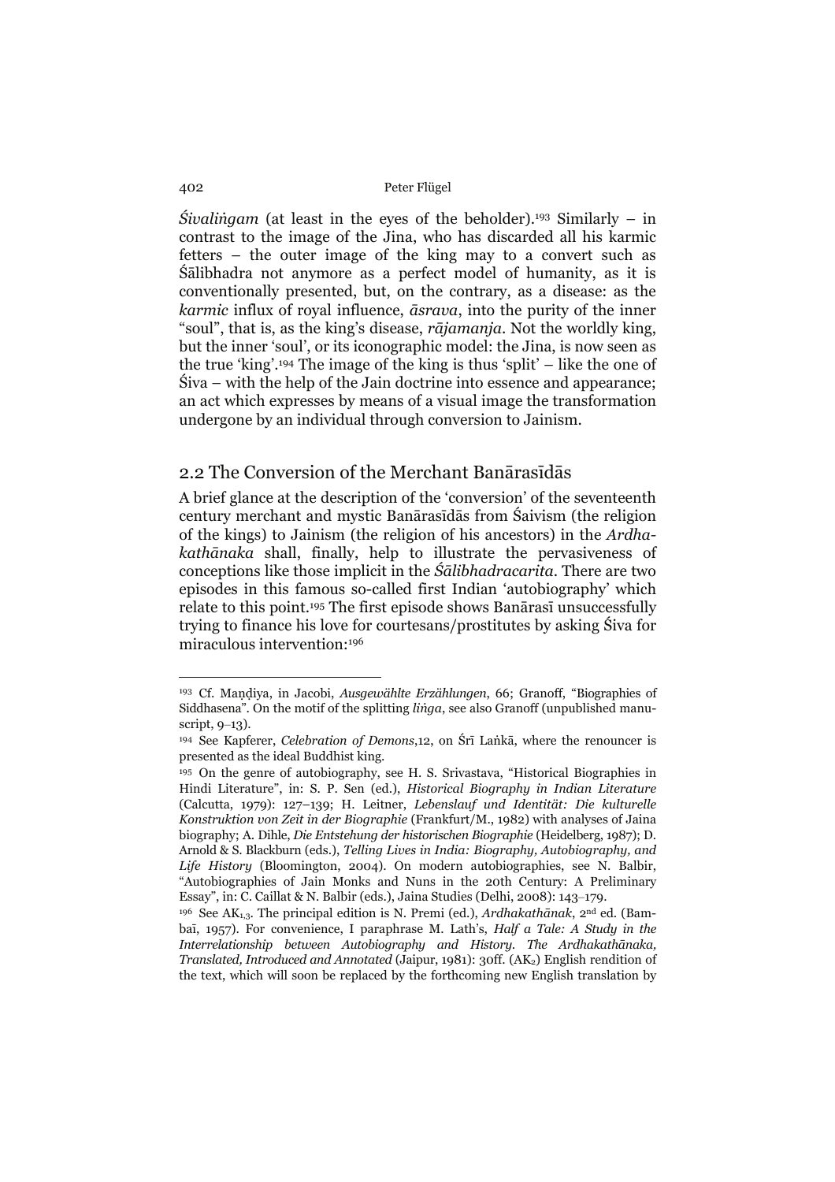*Śivaliṅgam* (at least in the eyes of the beholder).[193] Similarly – in contrast to the image of the Jina, who has discarded all his karmic fetters – the outer image of the king may to a convert such as Śālibhadra not anymore as a perfect model of humanity, as it is conventionally presented, but, on the contrary, as a disease: as the *karmic* influx of royal influence, *āsrava*, into the purity of the inner "soul", that is, as the king's disease, *rājamanja*. Not the worldly king, but the inner 'soul', or its iconographic model: the Jina, is now seen as the true 'king'.[194] The image of the king is thus 'split' – like the one of Śiva – with the help of the Jain doctrine into essence and appearance; an act which expresses by means of a visual image the transformation undergone by an individual through conversion to Jainism.

## 2.2 The Conversion of the Merchant Banārasīdās

A brief glance at the description of the 'conversion' of the seventeenth century merchant and mystic Banārasīdās from Śaivism (the religion of the kings) to Jainism (the religion of his ancestors) in the *Ardhakathānaka* shall, finally, help to illustrate the pervasiveness of conceptions like those implicit in the *Śālibhadracarita*. There are two episodes in this famous so-called first Indian 'autobiography' which relate to this point.[195] The first episode shows Banārasī unsuccessfully trying to finance his love for courtesans/prostitutes by asking Śiva for miraculous intervention:[196]

---

[193] Cf. Maṇḍiya, in Jacobi, *Ausgewählte Erzählungen*, 66; Granoff, "Biographies of Siddhasena". On the motif of the splitting *liṅga*, see also Granoff (unpublished manuscript, 9–13).

[194] See Kapferer, *Celebration of Demons*,12, on Śrī Laṅkā, where the renouncer is presented as the ideal Buddhist king.

[195] On the genre of autobiography, see H. S. Srivastava, "Historical Biographies in Hindi Literature", in: S. P. Sen (ed.), *Historical Biography in Indian Literature* (Calcutta, 1979): 127–139; H. Leitner, *Lebenslauf und Identität: Die kulturelle Konstruktion von Zeit in der Biographie* (Frankfurt/M., 1982) with analyses of Jaina biography; A. Dihle, *Die Entstehung der historischen Biographie* (Heidelberg, 1987); D. Arnold & S. Blackburn (eds.), *Telling Lives in India: Biography, Autobiography, and Life History* (Bloomington, 2004). On modern autobiographies, see N. Balbir, "Autobiographies of Jain Monks and Nuns in the 20th Century: A Preliminary Essay", in: C. Caillat & N. Balbir (eds.), Jaina Studies (Delhi, 2008): 143–179.

[196] See $AK_{1,3}$. The principal edition is N. Premi (ed.), *Ardhakathānak*, 2nd ed. (Bambaī, 1957). For convenience, I paraphrase M. Lath's, *Half a Tale: A Study in the Interrelationship between Autobiography and History. The Ardhakathānaka, Translated, Introduced and Annotated* (Jaipur, 1981): 30ff. ($AK_2$) English rendition of the text, which will soon be replaced by the forthcoming new English translation by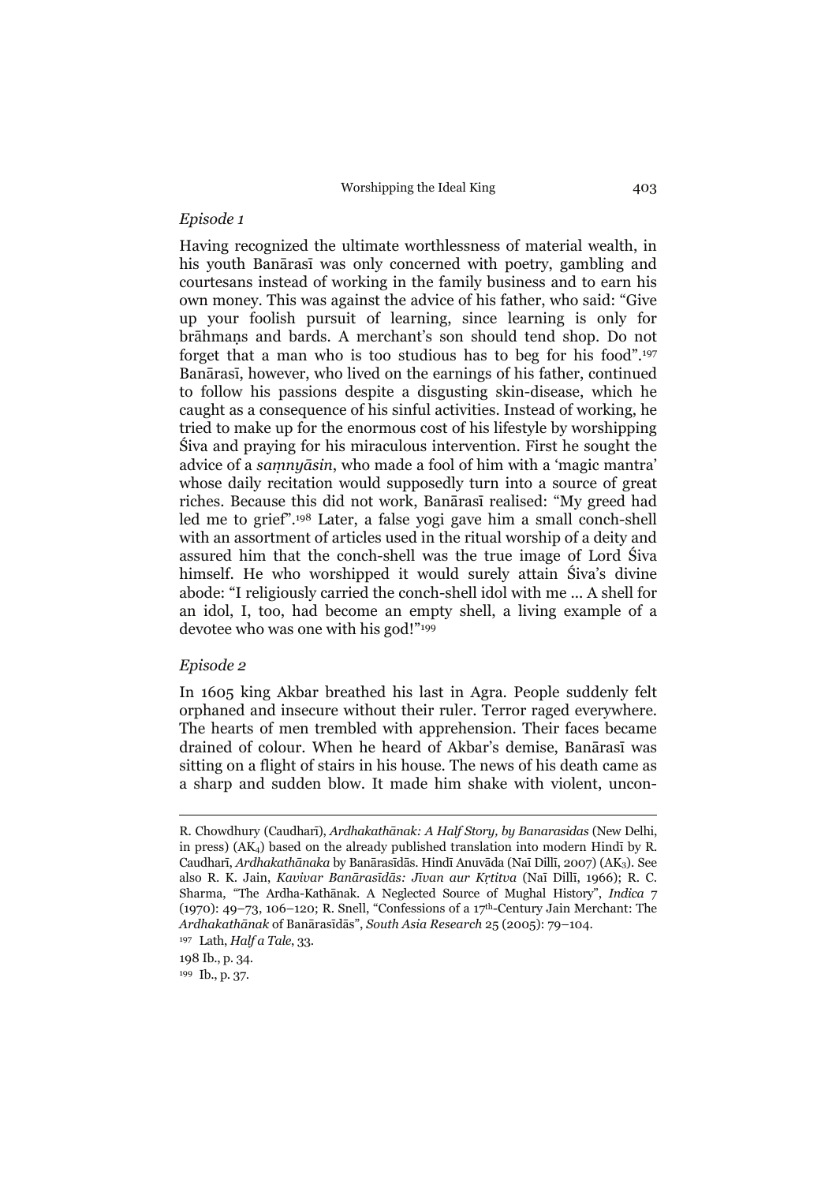*Episode 1*

Having recognized the ultimate worthlessness of material wealth, in his youth Banārasī was only concerned with poetry, gambling and courtesans instead of working in the family business and to earn his own money. This was against the advice of his father, who said: "Give up your foolish pursuit of learning, since learning is only for brāhmaṇs and bards. A merchant's son should tend shop. Do not forget that a man who is too studious has to beg for his food".[197] Banārasī, however, who lived on the earnings of his father, continued to follow his passions despite a disgusting skin-disease, which he caught as a consequence of his sinful activities. Instead of working, he tried to make up for the enormous cost of his lifestyle by worshipping Śiva and praying for his miraculous intervention. First he sought the advice of a *saṃnyāsin*, who made a fool of him with a 'magic mantra' whose daily recitation would supposedly turn into a source of great riches. Because this did not work, Banārasī realised: "My greed had led me to grief".[198] Later, a false yogi gave him a small conch-shell with an assortment of articles used in the ritual worship of a deity and assured him that the conch-shell was the true image of Lord Śiva himself. He who worshipped it would surely attain Śiva's divine abode: "I religiously carried the conch-shell idol with me ... A shell for an idol, I, too, had become an empty shell, a living example of a devotee who was one with his god!"[199]

*Episode 2*

In 1605 king Akbar breathed his last in Agra. People suddenly felt orphaned and insecure without their ruler. Terror raged everywhere. The hearts of men trembled with apprehension. Their faces became drained of colour. When he heard of Akbar's demise, Banārasī was sitting on a flight of stairs in his house. The news of his death came as a sharp and sudden blow. It made him shake with violent, uncon-

---

R. Chowdhury (Caudharī), *Ardhakathānak: A Half Story, by Banarasidas* (New Delhi, in press) ($AK_4$) based on the already published translation into modern Hindī by R. Caudharī, *Ardhakathānaka* by Banārasīdās. Hindī Anuvāda (Naī Dillī, 2007) ($AK_3$). See also R. K. Jain, *Kavivar Banārasīdās: Jīvan aur Kṛtitva* (Naī Dillī, 1966); R. C. Sharma, "The Ardha-Kathānak. A Neglected Source of Mughal History", *Indica* 7 (1970): 49–73, 106–120; R. Snell, "Confessions of a 17th-Century Jain Merchant: The *Ardhakathānak* of Banārasīdās", *South Asia Research* 25 (2005): 79–104.

[197] Lath, *Half a Tale*, 33.

[198] Ib., p. 34.

[199] Ib., p. 37.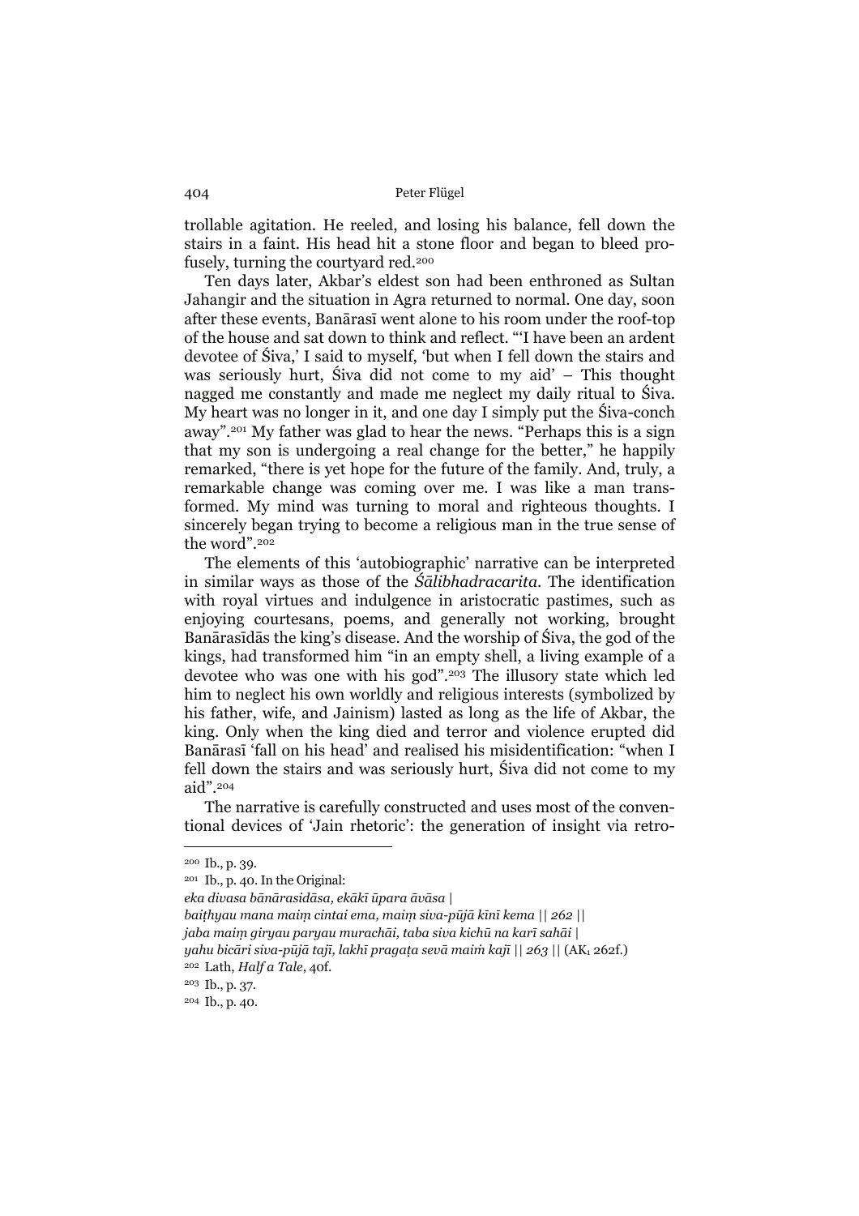trollable agitation. He reeled, and losing his balance, fell down the stairs in a faint. His head hit a stone floor and began to bleed profusely, turning the courtyard red.[200]

Ten days later, Akbar's eldest son had been enthroned as Sultan Jahangir and the situation in Agra returned to normal. One day, soon after these events, Banārasī went alone to his room under the roof-top of the house and sat down to think and reflect. "'I have been an ardent devotee of Śiva,' I said to myself, 'but when I fell down the stairs and was seriously hurt, Śiva did not come to my aid' – This thought nagged me constantly and made me neglect my daily ritual to Śiva. My heart was no longer in it, and one day I simply put the Śiva-conch away".[201] My father was glad to hear the news. "Perhaps this is a sign that my son is undergoing a real change for the better," he happily remarked, "there is yet hope for the future of the family. And, truly, a remarkable change was coming over me. I was like a man transformed. My mind was turning to moral and righteous thoughts. I sincerely began trying to become a religious man in the true sense of the word".[202]

The elements of this 'autobiographic' narrative can be interpreted in similar ways as those of the *Śālibhadracarita*. The identification with royal virtues and indulgence in aristocratic pastimes, such as enjoying courtesans, poems, and generally not working, brought Banārasīdās the king's disease. And the worship of Śiva, the god of the kings, had transformed him "in an empty shell, a living example of a devotee who was one with his god".[203] The illusory state which led him to neglect his own worldly and religious interests (symbolized by his father, wife, and Jainism) lasted as long as the life of Akbar, the king. Only when the king died and terror and violence erupted did Banārasī 'fall on his head' and realised his misidentification: "when I fell down the stairs and was seriously hurt, Śiva did not come to my aid".[204]

The narrative is carefully constructed and uses most of the conventional devices of 'Jain rhetoric': the generation of insight via retro-

---

[200] Ib., p. 39.

[201] Ib., p. 40. In the Original:
*eka divasa bānārasidāsa, ekākī ūpara āvāsa |*
*baiṭhyau mana maiṃ cintai ema, maiṃ siva-pūjā kīnī kema || 262 ||*
*jaba maiṃ giryau paryau murachāi, taba siva kichū na karī sahāi |*
*yahu bicāri siva-pūjā tajī, lakhī pragaṭa sevā maiṁ kajī || 263 ||* ($AK_1$ 262f.)

[202] Lath, *Half a Tale*, 40f.

[203] Ib., p. 37.

[204] Ib., p. 40.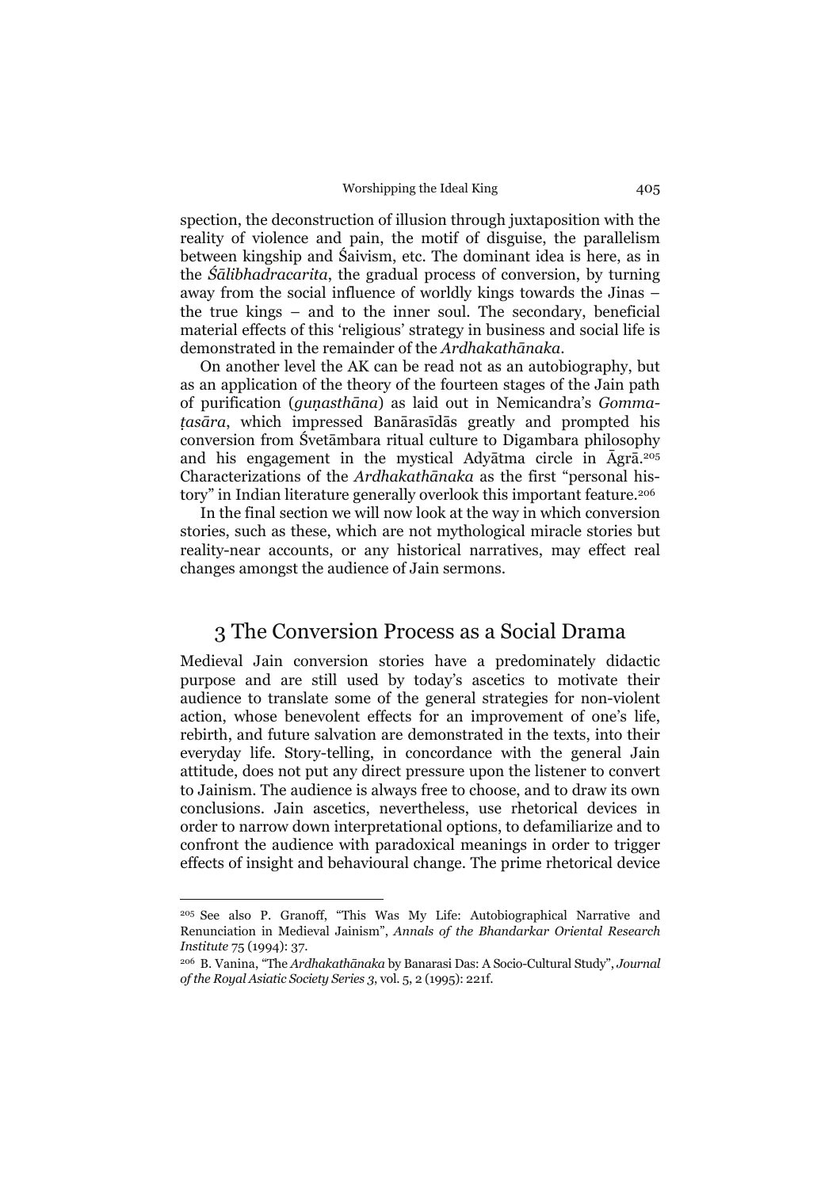spection, the deconstruction of illusion through juxtaposition with the reality of violence and pain, the motif of disguise, the parallelism between kingship and Śaivism, etc. The dominant idea is here, as in the *Śālibhadracarita*, the gradual process of conversion, by turning away from the social influence of worldly kings towards the Jinas – the true kings – and to the inner soul. The secondary, beneficial material effects of this 'religious' strategy in business and social life is demonstrated in the remainder of the *Ardhakathānaka*.

On another level the AK can be read not as an autobiography, but as an application of the theory of the fourteen stages of the Jain path of purification (*guṇasthāna*) as laid out in Nemicandra's *Gommaṭasāra*, which impressed Banārasīdās greatly and prompted his conversion from Śvetāmbara ritual culture to Digambara philosophy and his engagement in the mystical Adyātma circle in Āgrā.[205] Characterizations of the *Ardhakathānaka* as the first "personal history" in Indian literature generally overlook this important feature.[206]

In the final section we will now look at the way in which conversion stories, such as these, which are not mythological miracle stories but reality-near accounts, or any historical narratives, may effect real changes amongst the audience of Jain sermons.

## 3 The Conversion Process as a Social Drama

Medieval Jain conversion stories have a predominately didactic purpose and are still used by today's ascetics to motivate their audience to translate some of the general strategies for non-violent action, whose benevolent effects for an improvement of one's life, rebirth, and future salvation are demonstrated in the texts, into their everyday life. Story-telling, in concordance with the general Jain attitude, does not put any direct pressure upon the listener to convert to Jainism. The audience is always free to choose, and to draw its own conclusions. Jain ascetics, nevertheless, use rhetorical devices in order to narrow down interpretational options, to defamiliarize and to confront the audience with paradoxical meanings in order to trigger effects of insight and behavioural change. The prime rhetorical device

---

[205] See also P. Granoff, "This Was My Life: Autobiographical Narrative and Renunciation in Medieval Jainism", *Annals of the Bhandarkar Oriental Research Institute* 75 (1994): 37.

[206] B. Vanina, "The *Ardhakathānaka* by Banarasi Das: A Socio-Cultural Study", *Journal of the Royal Asiatic Society Series 3*, vol. 5, 2 (1995): 221f.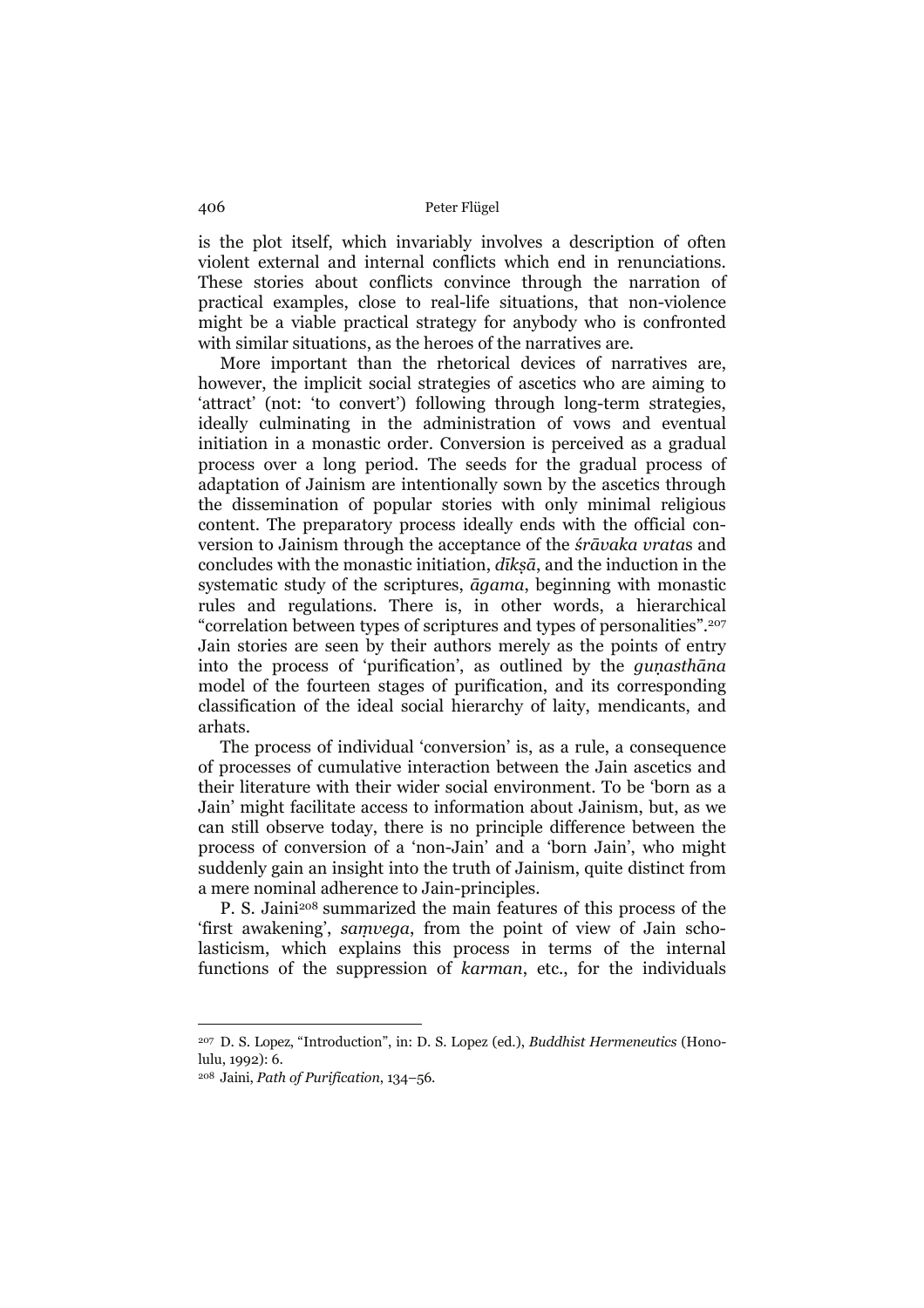is the plot itself, which invariably involves a description of often violent external and internal conflicts which end in renunciations. These stories about conflicts convince through the narration of practical examples, close to real-life situations, that non-violence might be a viable practical strategy for anybody who is confronted with similar situations, as the heroes of the narratives are.

More important than the rhetorical devices of narratives are, however, the implicit social strategies of ascetics who are aiming to 'attract' (not: 'to convert') following through long-term strategies, ideally culminating in the administration of vows and eventual initiation in a monastic order. Conversion is perceived as a gradual process over a long period. The seeds for the gradual process of adaptation of Jainism are intentionally sown by the ascetics through the dissemination of popular stories with only minimal religious content. The preparatory process ideally ends with the official conversion to Jainism through the acceptance of the *śrāvaka vrata*s and concludes with the monastic initiation, *dīkṣā*, and the induction in the systematic study of the scriptures, *āgama*, beginning with monastic rules and regulations. There is, in other words, a hierarchical "correlation between types of scriptures and types of personalities".[207] Jain stories are seen by their authors merely as the points of entry into the process of 'purification', as outlined by the *guṇasthāna* model of the fourteen stages of purification, and its corresponding classification of the ideal social hierarchy of laity, mendicants, and arhats.

The process of individual 'conversion' is, as a rule, a consequence of processes of cumulative interaction between the Jain ascetics and their literature with their wider social environment. To be 'born as a Jain' might facilitate access to information about Jainism, but, as we can still observe today, there is no principle difference between the process of conversion of a 'non-Jain' and a 'born Jain', who might suddenly gain an insight into the truth of Jainism, quite distinct from a mere nominal adherence to Jain-principles.

P. S. Jaini[208] summarized the main features of this process of the 'first awakening', *saṃvega*, from the point of view of Jain scholasticism, which explains this process in terms of the internal functions of the suppression of *karman*, etc., for the individuals

---

[207] D. S. Lopez, "Introduction", in: D. S. Lopez (ed.), *Buddhist Hermeneutics* (Honolulu, 1992): 6.

[208] Jaini, *Path of Purification*, 134–56.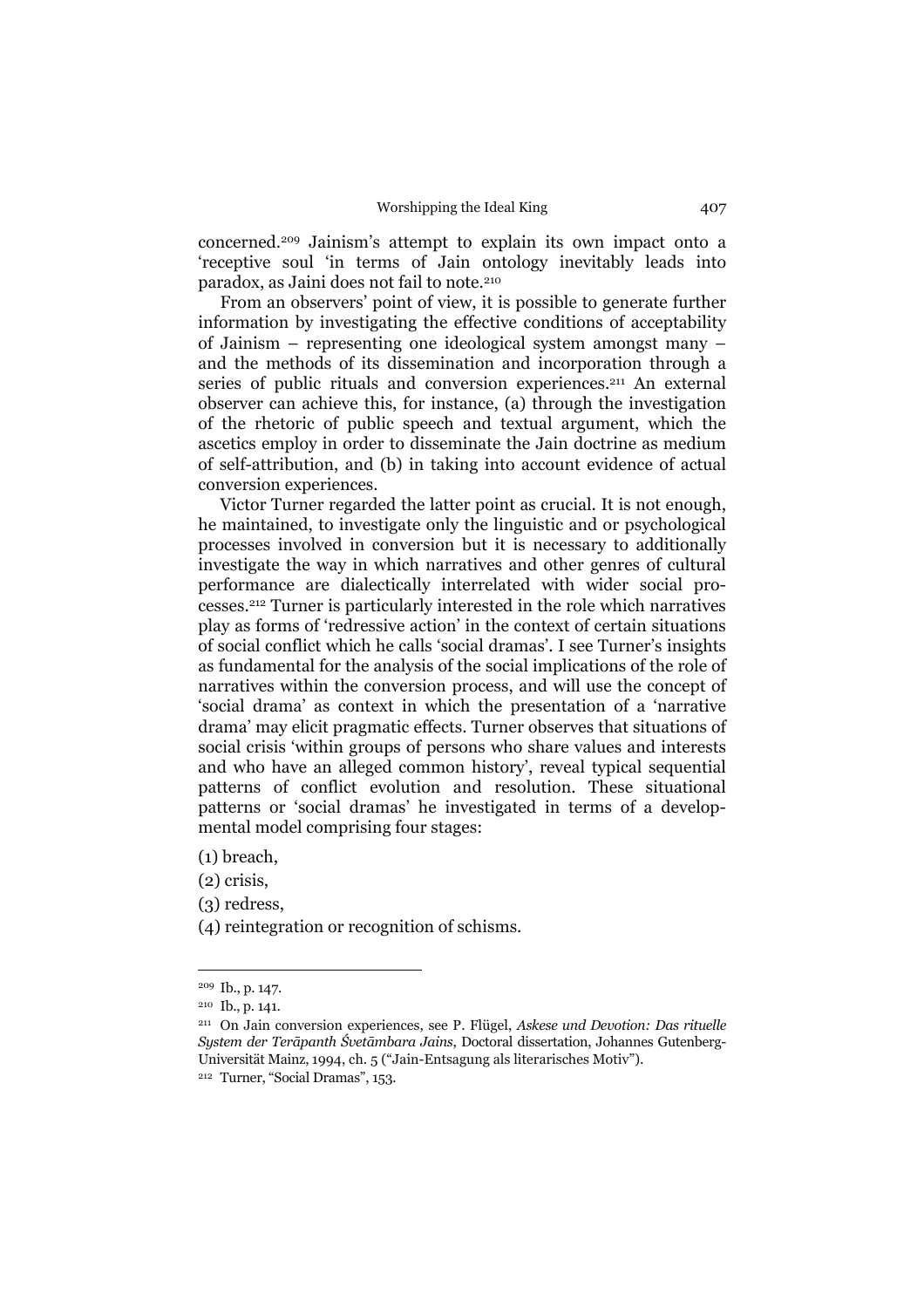concerned.[209] Jainism's attempt to explain its own impact onto a 'receptive soul 'in terms of Jain ontology inevitably leads into paradox, as Jaini does not fail to note.[210]

From an observers' point of view, it is possible to generate further information by investigating the effective conditions of acceptability of Jainism – representing one ideological system amongst many – and the methods of its dissemination and incorporation through a series of public rituals and conversion experiences.[211] An external observer can achieve this, for instance, (a) through the investigation of the rhetoric of public speech and textual argument, which the ascetics employ in order to disseminate the Jain doctrine as medium of self-attribution, and (b) in taking into account evidence of actual conversion experiences.

Victor Turner regarded the latter point as crucial. It is not enough, he maintained, to investigate only the linguistic and or psychological processes involved in conversion but it is necessary to additionally investigate the way in which narratives and other genres of cultural performance are dialectically interrelated with wider social processes.[212] Turner is particularly interested in the role which narratives play as forms of 'redressive action' in the context of certain situations of social conflict which he calls 'social dramas'. I see Turner's insights as fundamental for the analysis of the social implications of the role of narratives within the conversion process, and will use the concept of 'social drama' as context in which the presentation of a 'narrative drama' may elicit pragmatic effects. Turner observes that situations of social crisis 'within groups of persons who share values and interests and who have an alleged common history', reveal typical sequential patterns of conflict evolution and resolution. These situational patterns or 'social dramas' he investigated in terms of a developmental model comprising four stages:

(1) breach,

(2) crisis,

(3) redress,

(4) reintegration or recognition of schisms.

---

[209] Ib., p. 147.

[210] Ib., p. 141.

[211] On Jain conversion experiences, see P. Flügel, *Askese und Devotion: Das rituelle System der Terāpanth Śvetāmbara Jains*, Doctoral dissertation, Johannes Gutenberg-Universität Mainz, 1994, ch. 5 ("Jain-Entsagung als literarisches Motiv").

[212] Turner, "Social Dramas", 153.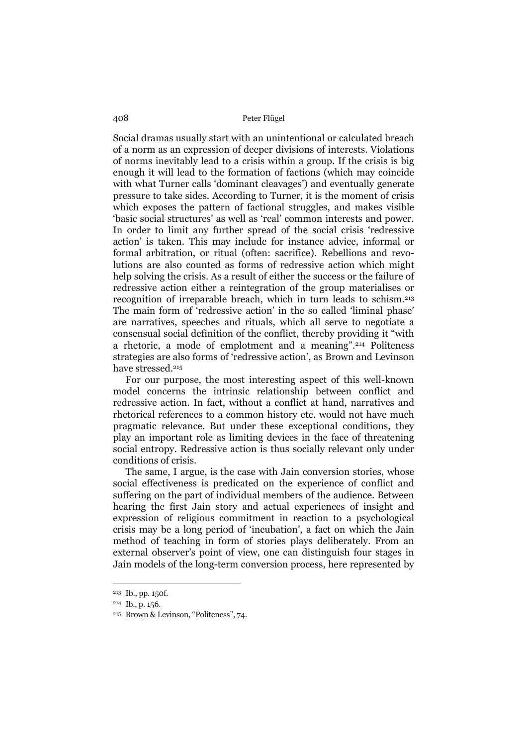Social dramas usually start with an unintentional or calculated breach of a norm as an expression of deeper divisions of interests. Violations of norms inevitably lead to a crisis within a group. If the crisis is big enough it will lead to the formation of factions (which may coincide with what Turner calls 'dominant cleavages') and eventually generate pressure to take sides. According to Turner, it is the moment of crisis which exposes the pattern of factional struggles, and makes visible 'basic social structures' as well as 'real' common interests and power. In order to limit any further spread of the social crisis 'redressive action' is taken. This may include for instance advice, informal or formal arbitration, or ritual (often: sacrifice). Rebellions and revolutions are also counted as forms of redressive action which might help solving the crisis. As a result of either the success or the failure of redressive action either a reintegration of the group materialises or recognition of irreparable breach, which in turn leads to schism.[213] The main form of 'redressive action' in the so called 'liminal phase' are narratives, speeches and rituals, which all serve to negotiate a consensual social definition of the conflict, thereby providing it "with a rhetoric, a mode of emplotment and a meaning".[214] Politeness strategies are also forms of 'redressive action', as Brown and Levinson have stressed.[215]

For our purpose, the most interesting aspect of this well-known model concerns the intrinsic relationship between conflict and redressive action. In fact, without a conflict at hand, narratives and rhetorical references to a common history etc. would not have much pragmatic relevance. But under these exceptional conditions, they play an important role as limiting devices in the face of threatening social entropy. Redressive action is thus socially relevant only under conditions of crisis.

The same, I argue, is the case with Jain conversion stories, whose social effectiveness is predicated on the experience of conflict and suffering on the part of individual members of the audience. Between hearing the first Jain story and actual experiences of insight and expression of religious commitment in reaction to a psychological crisis may be a long period of 'incubation', a fact on which the Jain method of teaching in form of stories plays deliberately. From an external observer's point of view, one can distinguish four stages in Jain models of the long-term conversion process, here represented by

---

[213] Ib., pp. 150f.

[214] Ib., p. 156.

[215] Brown & Levinson, "Politeness", 74.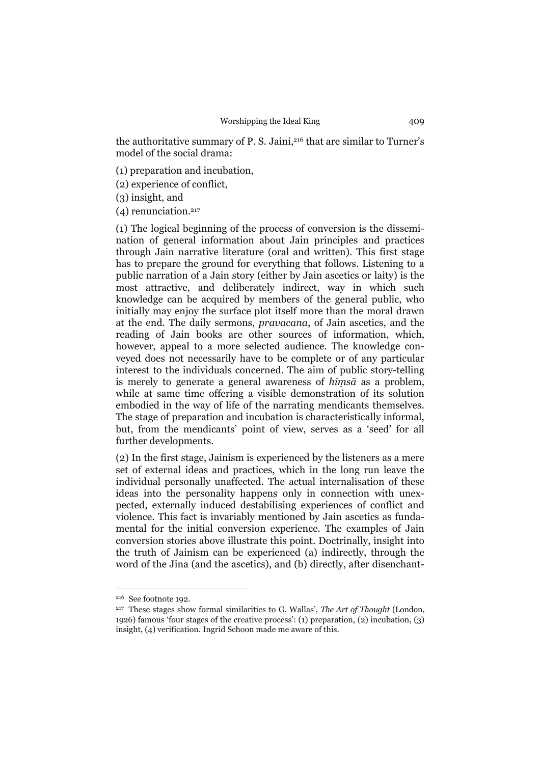the authoritative summary of P. S. Jaini,[216] that are similar to Turner's model of the social drama:

(1) preparation and incubation,

(2) experience of conflict,

(3) insight, and

(4) renunciation.[217]

(1) The logical beginning of the process of conversion is the dissemination of general information about Jain principles and practices through Jain narrative literature (oral and written). This first stage has to prepare the ground for everything that follows. Listening to a public narration of a Jain story (either by Jain ascetics or laity) is the most attractive, and deliberately indirect, way in which such knowledge can be acquired by members of the general public, who initially may enjoy the surface plot itself more than the moral drawn at the end. The daily sermons, *pravacana*, of Jain ascetics, and the reading of Jain books are other sources of information, which, however, appeal to a more selected audience. The knowledge conveyed does not necessarily have to be complete or of any particular interest to the individuals concerned. The aim of public story-telling is merely to generate a general awareness of *hiṃsā* as a problem, while at same time offering a visible demonstration of its solution embodied in the way of life of the narrating mendicants themselves. The stage of preparation and incubation is characteristically informal, but, from the mendicants' point of view, serves as a 'seed' for all further developments.

(2) In the first stage, Jainism is experienced by the listeners as a mere set of external ideas and practices, which in the long run leave the individual personally unaffected. The actual internalisation of these ideas into the personality happens only in connection with unexpected, externally induced destabilising experiences of conflict and violence. This fact is invariably mentioned by Jain ascetics as fundamental for the initial conversion experience. The examples of Jain conversion stories above illustrate this point. Doctrinally, insight into the truth of Jainism can be experienced (a) indirectly, through the word of the Jina (and the ascetics), and (b) directly, after disenchant-

---

[216] See footnote 192.

[217] These stages show formal similarities to G. Wallas', *The Art of Thought* (London, 1926) famous 'four stages of the creative process': (1) preparation, (2) incubation, (3) insight, (4) verification. Ingrid Schoon made me aware of this.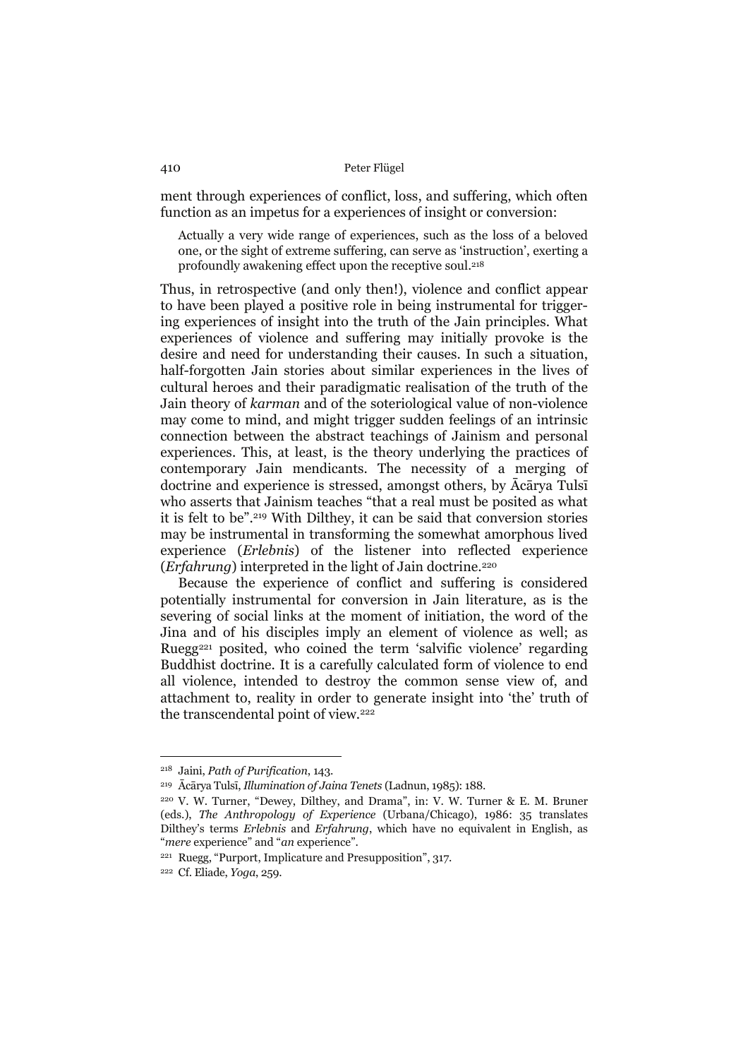ment through experiences of conflict, loss, and suffering, which often function as an impetus for a experiences of insight or conversion:

> Actually a very wide range of experiences, such as the loss of a beloved one, or the sight of extreme suffering, can serve as 'instruction', exerting a profoundly awakening effect upon the receptive soul.[218]

Thus, in retrospective (and only then!), violence and conflict appear to have been played a positive role in being instrumental for triggering experiences of insight into the truth of the Jain principles. What experiences of violence and suffering may initially provoke is the desire and need for understanding their causes. In such a situation, half-forgotten Jain stories about similar experiences in the lives of cultural heroes and their paradigmatic realisation of the truth of the Jain theory of *karman* and of the soteriological value of non-violence may come to mind, and might trigger sudden feelings of an intrinsic connection between the abstract teachings of Jainism and personal experiences. This, at least, is the theory underlying the practices of contemporary Jain mendicants. The necessity of a merging of doctrine and experience is stressed, amongst others, by Ācārya Tulsī who asserts that Jainism teaches "that a real must be posited as what it is felt to be".[219] With Dilthey, it can be said that conversion stories may be instrumental in transforming the somewhat amorphous lived experience (*Erlebnis*) of the listener into reflected experience (*Erfahrung*) interpreted in the light of Jain doctrine.[220]

Because the experience of conflict and suffering is considered potentially instrumental for conversion in Jain literature, as is the severing of social links at the moment of initiation, the word of the Jina and of his disciples imply an element of violence as well; as Ruegg[221] posited, who coined the term 'salvific violence' regarding Buddhist doctrine. It is a carefully calculated form of violence to end all violence, intended to destroy the common sense view of, and attachment to, reality in order to generate insight into 'the' truth of the transcendental point of view.[222]

---

[218] Jaini, *Path of Purification*, 143.

[219] Ācārya Tulsī, *Illumination of Jaina Tenets* (Ladnun, 1985): 188.

[220] V. W. Turner, "Dewey, Dilthey, and Drama", in: V. W. Turner & E. M. Bruner (eds.), *The Anthropology of Experience* (Urbana/Chicago), 1986: 35 translates Dilthey's terms *Erlebnis* and *Erfahrung*, which have no equivalent in English, as "*mere* experience" and "*an* experience".

[221] Ruegg, "Purport, Implicature and Presupposition", 317.

[222] Cf. Eliade, *Yoga*, 259.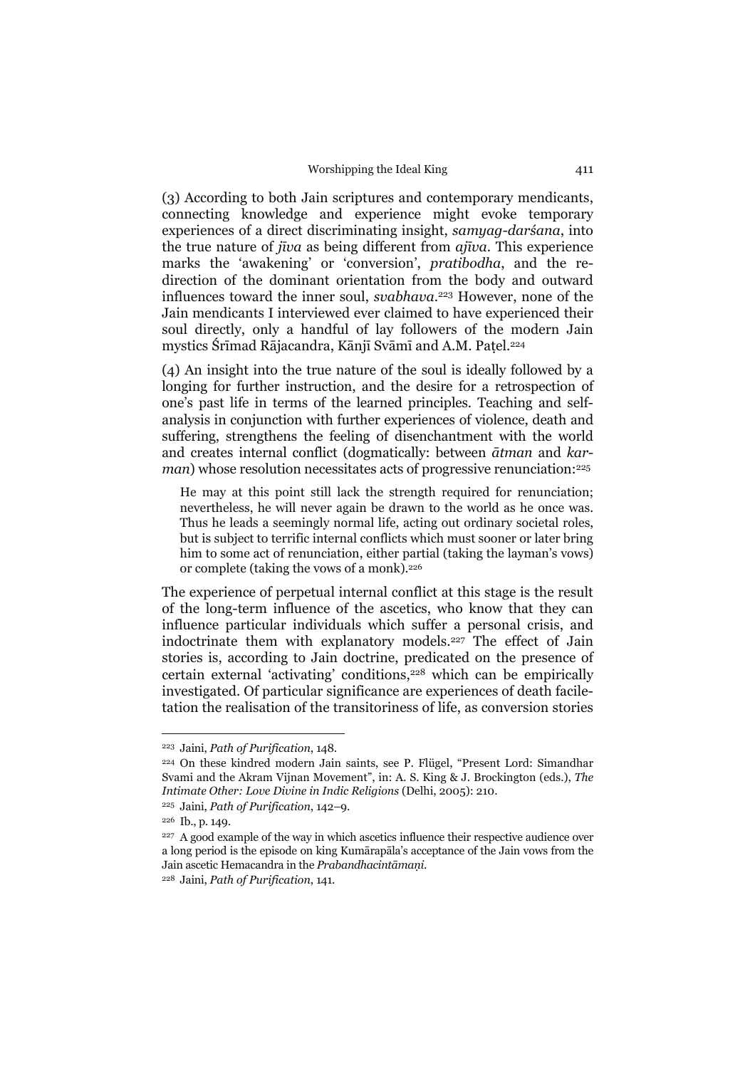(3) According to both Jain scriptures and contemporary mendicants, connecting knowledge and experience might evoke temporary experiences of a direct discriminating insight, *samyag-darśana*, into the true nature of *jīva* as being different from *ajīva*. This experience marks the 'awakening' or 'conversion', *pratibodha*, and the re-direction of the dominant orientation from the body and outward influences toward the inner soul, *svabhava*.[223] However, none of the Jain mendicants I interviewed ever claimed to have experienced their soul directly, only a handful of lay followers of the modern Jain mystics Śrīmad Rājacandra, Kānjī Svāmī and A.M. Paṭel.[224]

(4) An insight into the true nature of the soul is ideally followed by a longing for further instruction, and the desire for a retrospection of one's past life in terms of the learned principles. Teaching and self-analysis in conjunction with further experiences of violence, death and suffering, strengthens the feeling of disenchantment with the world and creates internal conflict (dogmatically: between *ātman* and *karman*) whose resolution necessitates acts of progressive renunciation:[225]

> He may at this point still lack the strength required for renunciation; nevertheless, he will never again be drawn to the world as he once was. Thus he leads a seemingly normal life, acting out ordinary societal roles, but is subject to terrific internal conflicts which must sooner or later bring him to some act of renunciation, either partial (taking the layman's vows) or complete (taking the vows of a monk).[226]

The experience of perpetual internal conflict at this stage is the result of the long-term influence of the ascetics, who know that they can influence particular individuals which suffer a personal crisis, and indoctrinate them with explanatory models.[227] The effect of Jain stories is, according to Jain doctrine, predicated on the presence of certain external 'activating' conditions,[228] which can be empirically investigated. Of particular significance are experiences of death facile-tation the realisation of the transitoriness of life, as conversion stories

---

[223] Jaini, *Path of Purification*, 148.

[224] On these kindred modern Jain saints, see P. Flügel, "Present Lord: Simandhar Svami and the Akram Vijnan Movement", in: A. S. King & J. Brockington (eds.), *The Intimate Other: Love Divine in Indic Religions* (Delhi, 2005): 210.

[225] Jaini, *Path of Purification*, 142–9.

[226] Ib., p. 149.

[227] A good example of the way in which ascetics influence their respective audience over a long period is the episode on king Kumārapāla's acceptance of the Jain vows from the Jain ascetic Hemacandra in the *Prabandhacintāmaṇi*.

[228] Jaini, *Path of Purification*, 141.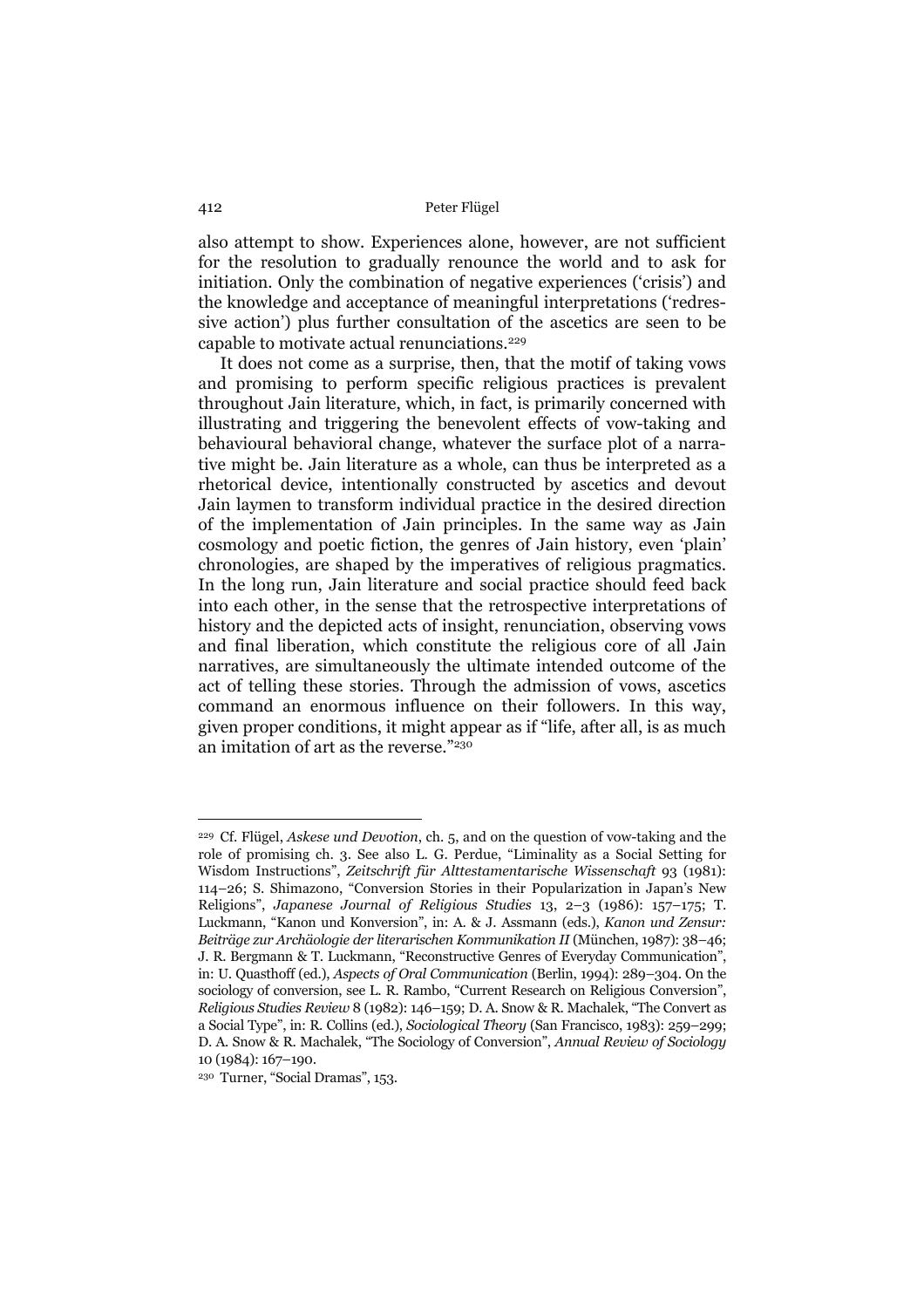also attempt to show. Experiences alone, however, are not sufficient for the resolution to gradually renounce the world and to ask for initiation. Only the combination of negative experiences ('crisis') and the knowledge and acceptance of meaningful interpretations ('redressive action') plus further consultation of the ascetics are seen to be capable to motivate actual renunciations.[229]

It does not come as a surprise, then, that the motif of taking vows and promising to perform specific religious practices is prevalent throughout Jain literature, which, in fact, is primarily concerned with illustrating and triggering the benevolent effects of vow-taking and behavioural behavioral change, whatever the surface plot of a narrative might be. Jain literature as a whole, can thus be interpreted as a rhetorical device, intentionally constructed by ascetics and devout Jain laymen to transform individual practice in the desired direction of the implementation of Jain principles. In the same way as Jain cosmology and poetic fiction, the genres of Jain history, even 'plain' chronologies, are shaped by the imperatives of religious pragmatics. In the long run, Jain literature and social practice should feed back into each other, in the sense that the retrospective interpretations of history and the depicted acts of insight, renunciation, observing vows and final liberation, which constitute the religious core of all Jain narratives, are simultaneously the ultimate intended outcome of the act of telling these stories. Through the admission of vows, ascetics command an enormous influence on their followers. In this way, given proper conditions, it might appear as if "life, after all, is as much an imitation of art as the reverse."[230]

---

[229] Cf. Flügel, *Askese und Devotion*, ch. 5, and on the question of vow-taking and the role of promising ch. 3. See also L. G. Perdue, "Liminality as a Social Setting for Wisdom Instructions", *Zeitschrift für Alttestamentarische Wissenschaft* 93 (1981): 114–26; S. Shimazono, "Conversion Stories in their Popularization in Japan's New Religions", *Japanese Journal of Religious Studies* 13, 2–3 (1986): 157–175; T. Luckmann, "Kanon und Konversion", in: A. & J. Assmann (eds.), *Kanon und Zensur: Beiträge zur Archäologie der literarischen Kommunikation II* (München, 1987): 38–46; J. R. Bergmann & T. Luckmann, "Reconstructive Genres of Everyday Communication", in: U. Quasthoff (ed.), *Aspects of Oral Communication* (Berlin, 1994): 289–304. On the sociology of conversion, see L. R. Rambo, "Current Research on Religious Conversion", *Religious Studies Review* 8 (1982): 146–159; D. A. Snow & R. Machalek, "The Convert as a Social Type", in: R. Collins (ed.), *Sociological Theory* (San Francisco, 1983): 259–299; D. A. Snow & R. Machalek, "The Sociology of Conversion", *Annual Review of Sociology* 10 (1984): 167–190.

[230] Turner, "Social Dramas", 153.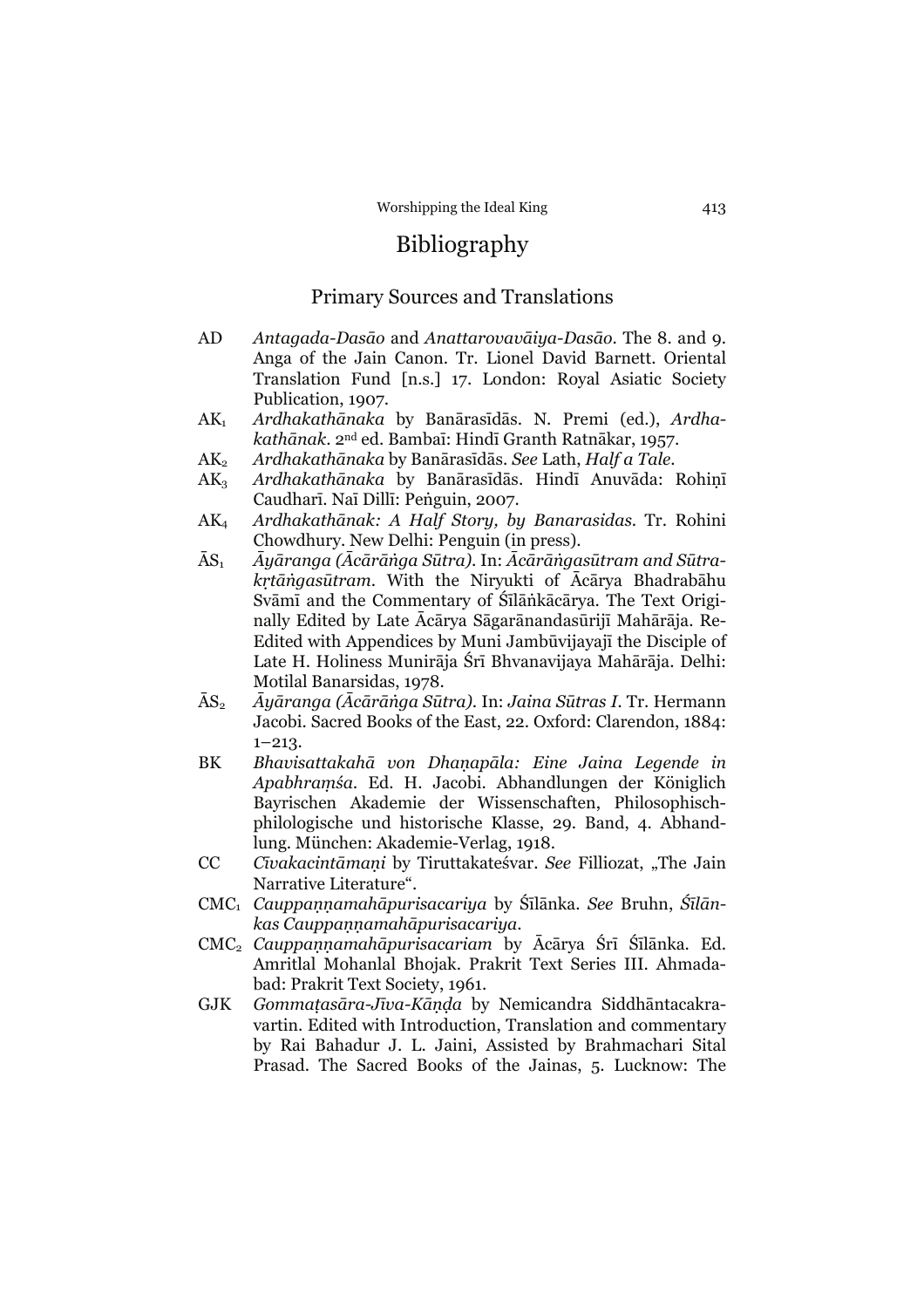# Bibliography

## Primary Sources and Translations

AD *Antagada-Dasāo* and *Anattarovavāiya-Dasāo*. The 8. and 9. Anga of the Jain Canon. Tr. Lionel David Barnett. Oriental Translation Fund [n.s.] 17. London: Royal Asiatic Society Publication, 1907.

$AK_1$ *Ardhakathānaka* by Banārasīdās. N. Premi (ed.), *Ardhakathānak*. 2nd ed. Bambaī: Hindī Granth Ratnākar, 1957.

$AK_2$ *Ardhakathānaka* by Banārasīdās. *See* Lath, *Half a Tale*.

$AK_3$ *Ardhakathānaka* by Banārasīdās. Hindī Anuvāda: Rohiṇī Caudharī. Naī Dillī: Peṅguin, 2007.

$AK_4$ *Ardhakathānak: A Half Story, by Banarasidas*. Tr. Rohini Chowdhury. New Delhi: Penguin (in press).

$ĀS_1$ *Āyāranga (Ācārāṅga Sūtra)*. In: *Ācārāṅgasūtram and Sūtrakṛtāṅgasūtram*. With the Niryukti of Ācārya Bhadrabāhu Svāmī and the Commentary of Śīlāṅkācārya. The Text Originally Edited by Late Ācārya Sāgarānandasūrijī Mahārāja. Re-Edited with Appendices by Muni Jambūvijayajī the Disciple of Late H. Holiness Munirāja Śrī Bhvanavijaya Mahārāja. Delhi: Motilal Banarsidas, 1978.

$ĀS_2$ *Āyāranga (Ācārāṅga Sūtra)*. In: *Jaina Sūtras I*. Tr. Hermann Jacobi. Sacred Books of the East, 22. Oxford: Clarendon, 1884: 1–213.

BK *Bhavisattakahā von Dhaṇapāla: Eine Jaina Legende in Apabhraṃśa*. Ed. H. Jacobi. Abhandlungen der Königlich Bayrischen Akademie der Wissenschaften, Philosophisch-philologische und historische Klasse, 29. Band, 4. Abhandlung. München: Akademie-Verlag, 1918.

CC *Cīvakacintāmaṇi* by Tiruttakateśvar. *See* Filliozat, „The Jain Narrative Literature".

$CMC_1$ *Cauppaṇṇamahāpurisacariya* by Śīlāṅka. *See* Bruhn, *Śīlāṅkas Cauppaṇṇamahāpurisacariya*.

$CMC_2$ *Cauppaṇṇamahāpurisacariam* by Ācārya Śrī Śīlāṅka. Ed. Amritlal Mohanlal Bhojak. Prakrit Text Series III. Ahmadabad: Prakrit Text Society, 1961.

GJK *Gommaṭasāra-Jīva-Kāṇḍa* by Nemicandra Siddhāntacakravartin. Edited with Introduction, Translation and commentary by Rai Bahadur J. L. Jaini, Assisted by Brahmachari Sital Prasad. The Sacred Books of the Jainas, 5. Lucknow: The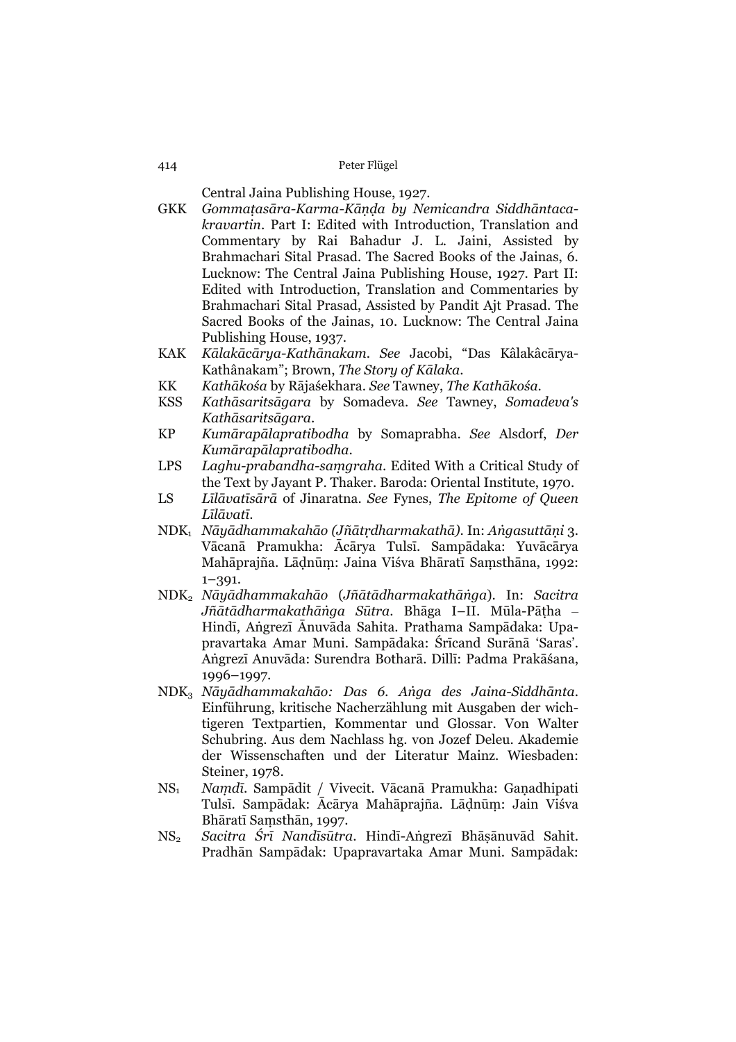Central Jaina Publishing House, 1927.

GKK *Gommaṭasāra-Karma-Kāṇḍa by Nemicandra Siddhāntacakravartin*. Part I: Edited with Introduction, Translation and Commentary by Rai Bahadur J. L. Jaini, Assisted by Brahmachari Sital Prasad. The Sacred Books of the Jainas, 6. Lucknow: The Central Jaina Publishing House, 1927. Part II: Edited with Introduction, Translation and Commentaries by Brahmachari Sital Prasad, Assisted by Pandit Ajt Prasad. The Sacred Books of the Jainas, 10. Lucknow: The Central Jaina Publishing House, 1937.

KAK *Kālakācārya-Kathānakam*. *See* Jacobi, "Das Kâlakâcārya-Kathânakam"; Brown, *The Story of Kālaka*.

KK *Kathākośa* by Rājaśekhara. *See* Tawney, *The Kathākośa*.

KSS *Kathāsaritsāgara* by Somadeva. *See* Tawney, *Somadeva's Kathāsaritsāgara*.

KP *Kumārapālapratibodha* by Somaprabha. *See* Alsdorf, *Der Kumārapālapratibodha*.

LPS *Laghu-prabandha-saṃgraha*. Edited With a Critical Study of the Text by Jayant P. Thaker. Baroda: Oriental Institute, 1970.

LS *Līlāvatīsārā* of Jinaratna. *See* Fynes, *The Epitome of Queen Līlāvatī*.

NDK[1] *Nāyādhammakahāo (Jñātṛdharmakathā)*. In: *Aṅgasuttāṇi* 3. Vācanā Pramukha: Ācārya Tulsī. Sampādaka: Yuvācārya Mahāprajña. Lāḍnūṃ: Jaina Viśva Bhāratī Saṃsthāna, 1992: 1–391.

NDK[2] *Nāyādhammakahāo* (*Jñātādharmakathāṅga*). In: *Sacitra Jñātādharmakathāṅga Sūtra*. Bhāga I–II. Mūla-Pāṭha – Hindī, Aṅgrezī Ānuvāda Sahita. Prathama Sampādaka: Upapravartaka Amar Muni. Sampādaka: Śrīcand Surānā 'Saras'. Aṅgrezī Anuvāda: Surendra Botharā. Dillī: Padma Prakāśana, 1996–1997.

NDK[3] *Nāyādhammakahāo: Das 6. Aṅga des Jaina-Siddhānta*. Einführung, kritische Nacherzählung mit Ausgaben der wichtigeren Textpartien, Kommentar und Glossar. Von Walter Schubring. Aus dem Nachlass hg. von Jozef Deleu. Akademie der Wissenschaften und der Literatur Mainz. Wiesbaden: Steiner, 1978.

NS[1] *Naṃdī*. Sampādit / Vivecit. Vācanā Pramukha: Gaṇadhipati Tulsī. Sampādak: Ācārya Mahāprajña. Lāḍnūṃ: Jain Viśva Bhāratī Saṃsthān, 1997.

NS[2] *Sacitra Śrī Nandīsūtra*. Hindī-Aṅgrezī Bhāṣānuvād Sahit. Pradhān Sampādak: Upapravartaka Amar Muni. Sampādak: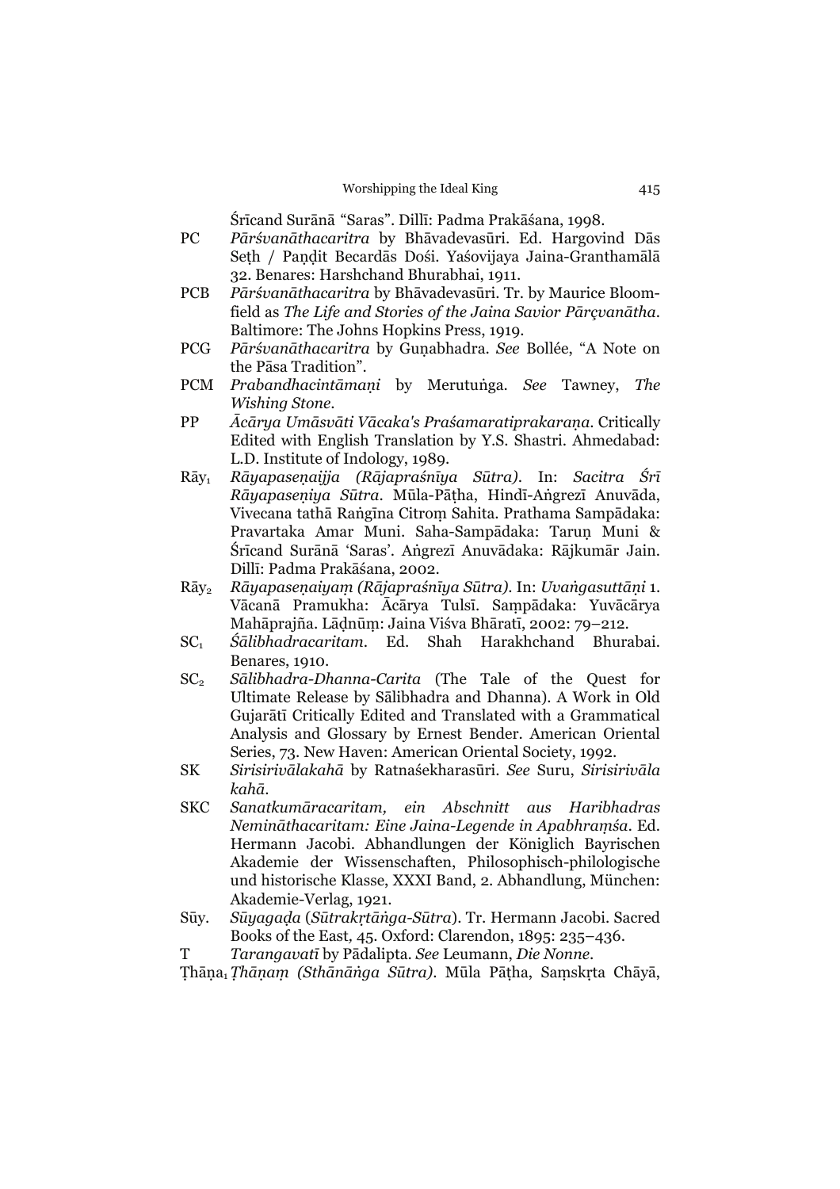Śrīcand Surānā "Saras". Dillī: Padma Prakāśana, 1998.

PC *Pārśvanāthacaritra* by Bhāvadevasūri. Ed. Hargovind Dās Seṭh / Paṇḍit Becardās Dośi. Yaśovijaya Jaina-Granthamālā 32. Benares: Harshchand Bhurabhai, 1911.

PCB *Pārśvanāthacaritra* by Bhāvadevasūri. Tr. by Maurice Bloomfield as *The Life and Stories of the Jaina Savior Pārçvanātha*. Baltimore: The Johns Hopkins Press, 1919.

PCG *Pārśvanāthacaritra* by Guṇabhadra. *See* Bollée, "A Note on the Pāsa Tradition".

PCM *Prabandhacintāmaṇi* by Merutuṅga. *See* Tawney, *The Wishing Stone*.

PP *Ācārya Umāsvāti Vācaka's Praśamaratiprakaraṇa*. Critically Edited with English Translation by Y.S. Shastri. Ahmedabad: L.D. Institute of Indology, 1989.

$Rāy_1$ *Rāyapaseṇaijja (Rājapraśnīya Sūtra)*. In: *Sacitra Śrī Rāyapaseṇiya Sūtra*. Mūla-Pāṭha, Hindī-Aṅgrezī Anuvāda, Vivecana tathā Raṅgīna Citroṃ Sahita. Prathama Sampādaka: Pravartaka Amar Muni. Saha-Sampādaka: Taruṇ Muni & Śrīcand Surānā 'Saras'. Aṅgrezī Anuvādaka: Rājkumār Jain. Dillī: Padma Prakāśana, 2002.

$Rāy_2$ *Rāyapaseṇaiyaṃ (Rājapraśnīya Sūtra)*. In: *Uvaṅgasuttāṇi* 1. Vācanā Pramukha: Ācārya Tulsī. Saṃpādaka: Yuvācārya Mahāprajña. Lāḍnūṃ: Jaina Viśva Bhāratī, 2002: 79–212.

$SC_1$ *Śālibhadracaritam*. Ed. Shah Harakhchand Bhurabai. Benares, 1910.

$SC_2$ *Sālibhadra-Dhanna-Carita* (The Tale of the Quest for Ultimate Release by Sālibhadra and Dhanna). A Work in Old Gujarātī Critically Edited and Translated with a Grammatical Analysis and Glossary by Ernest Bender. American Oriental Series, 73. New Haven: American Oriental Society, 1992.

SK *Sirisirivālakahā* by Ratnaśekharasūri. *See* Suru, *Sirisirivāla kahā*.

SKC *Sanatkumāracaritam, ein Abschnitt aus Haribhadras Nemināthacaritam: Eine Jaina-Legende in Apabhraṃśa*. Ed. Hermann Jacobi. Abhandlungen der Königlich Bayrischen Akademie der Wissenschaften, Philosophisch-philologische und historische Klasse, XXXI Band, 2. Abhandlung, München: Akademie-Verlag, 1921.

Sūy. *Sūyagaḍa* (*Sūtrakṛtāṅga-Sūtra*). Tr. Hermann Jacobi. Sacred Books of the East, 45. Oxford: Clarendon, 1895: 235–436.

T *Tarangavatī* by Pādalipta. *See* Leumann, *Die Nonne*.

$Ṭhāṇa_1$ *Ṭhāṇaṃ (Sthānāṅga Sūtra)*. Mūla Pāṭha, Saṃskṛta Chāyā,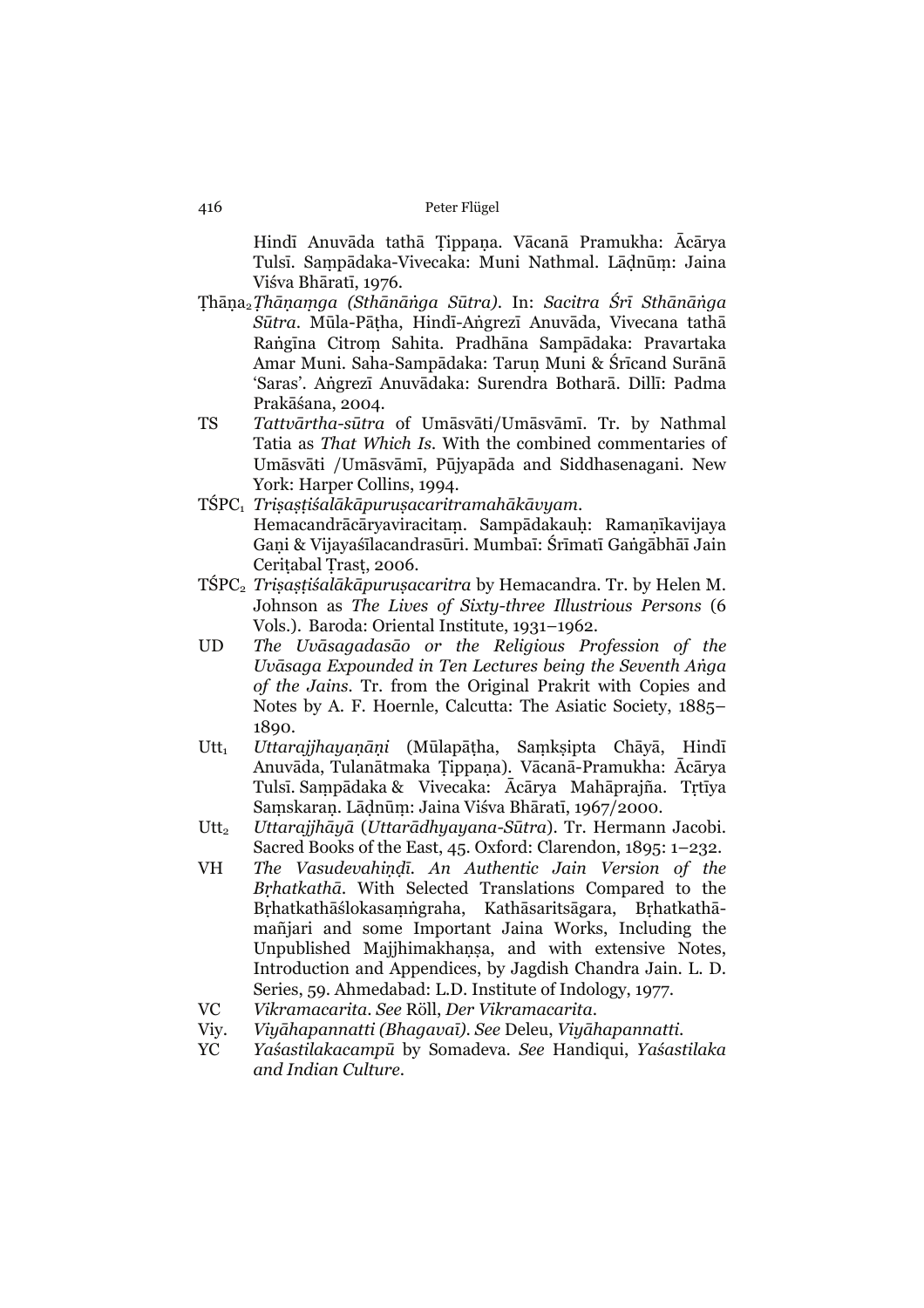Hindī Anuvāda tathā Ṭippaṇa. Vācanā Pramukha: Ācārya Tulsī. Saṃpādaka-Vivecaka: Muni Nathmal. Lāḍnūṃ: Jaina Viśva Bhāratī, 1976.

Ṭhāṇa$_2$ *Ṭhāṇaṃga (Sthānāṅga Sūtra)*. In: *Sacitra Śrī Sthānāṅga Sūtra*. Mūla-Pāṭha, Hindī-Aṅgrezī Anuvāda, Vivecana tathā Raṅgīna Citroṃ Sahita. Pradhāna Sampādaka: Pravartaka Amar Muni. Saha-Sampādaka: Taruṇ Muni & Śrīcand Surānā 'Saras'. Aṅgrezī Anuvādaka: Surendra Botharā. Dillī: Padma Prakāśana, 2004.

TS *Tattvārtha-sūtra* of Umāsvāti/Umāsvāmī. Tr. by Nathmal Tatia as *That Which Is*. With the combined commentaries of Umāsvāti /Umāsvāmī, Pūjyapāda and Siddhasenagani. New York: Harper Collins, 1994.

TŚPC$_1$ *Triṣaṣṭiśalākāpuruṣacaritramahākāvyam*. Hemacandrācāryaviracitaṃ. Sampādakauḥ: Ramaṇīkavijaya Gaṇi & Vijayaśīlacandrasūri. Mumbaī: Śrīmatī Gaṅgābhāī Jain Ceriṭabal Ṭrasṭ, 2006.

TŚPC$_2$ *Triṣaṣṭiśalākāpuruṣacaritra* by Hemacandra. Tr. by Helen M. Johnson as *The Lives of Sixty-three Illustrious Persons* (6 Vols.). Baroda: Oriental Institute, 1931–1962.

UD *The Uvāsagadasāo or the Religious Profession of the Uvāsaga Expounded in Ten Lectures being the Seventh Aṅga of the Jains*. Tr. from the Original Prakrit with Copies and Notes by A. F. Hoernle, Calcutta: The Asiatic Society, 1885–1890.

Utt$_1$ *Uttarajjhayaṇāṇi* (Mūlapāṭha, Saṃkṣipta Chāyā, Hindī Anuvāda, Tulanātmaka Ṭippaṇa). Vācanā-Pramukha: Ācārya Tulsī. Saṃpādaka & Vivecaka: Ācārya Mahāprajña. Tṛtīya Saṃskaraṇ. Lāḍnūṃ: Jaina Viśva Bhāratī, 1967/2000.

Utt$_2$ *Uttarajjhāyā* (*Uttarādhyayana-Sūtra*). Tr. Hermann Jacobi. Sacred Books of the East, 45. Oxford: Clarendon, 1895: 1–232.

VH *The Vasudevahiṇḍī. An Authentic Jain Version of the Bṛhatkathā*. With Selected Translations Compared to the Bṛhatkathāślokasaṃṅgraha, Kathāsaritsāgara, Bṛhatkathāmañjari and some Important Jaina Works, Including the Unpublished Majjhimakhaṇṣa, and with extensive Notes, Introduction and Appendices, by Jagdish Chandra Jain. L. D. Series, 59. Ahmedabad: L.D. Institute of Indology, 1977.

VC *Vikramacarita*. *See* Röll, *Der Vikramacarita*.

Viy. *Viyāhapannatti (Bhagavaī)*. *See* Deleu, *Viyāhapannatti*.

YC *Yaśastilakacampū* by Somadeva. *See* Handiqui, *Yaśastilaka and Indian Culture*.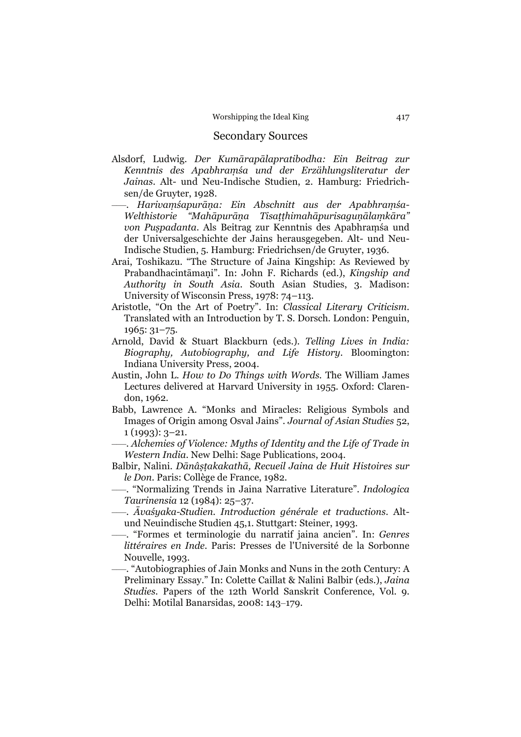## Secondary Sources

Alsdorf, Ludwig. *Der Kumārapālapratibodha: Ein Beitrag zur Kenntnis des Apabhraṃśa und der Erzählungsliteratur der Jainas*. Alt- und Neu-Indische Studien, 2. Hamburg: Friedrichsen/de Gruyter, 1928.

——. *Harivaṃśapurāṇa: Ein Abschnitt aus der Apabhraṃśa-Welthistorie "Mahāpurāṇa Tisaṭṭhimahāpurisaguṇālaṃkāra" von Puṣpadanta*. Als Beitrag zur Kenntnis des Apabhraṃśa und der Universalgeschichte der Jains herausgegeben. Alt- und Neu-Indische Studien, 5. Hamburg: Friedrichsen/de Gruyter, 1936.

Arai, Toshikazu. "The Structure of Jaina Kingship: As Reviewed by Prabandhacintāmaṇi". In: John F. Richards (ed.), *Kingship and Authority in South Asia*. South Asian Studies, 3. Madison: University of Wisconsin Press, 1978: 74–113.

Aristotle, "On the Art of Poetry". In: *Classical Literary Criticism*. Translated with an Introduction by T. S. Dorsch. London: Penguin, 1965: 31–75.

Arnold, David & Stuart Blackburn (eds.). *Telling Lives in India: Biography, Autobiography, and Life History*. Bloomington: Indiana University Press, 2004.

Austin, John L. *How to Do Things with Words*. The William James Lectures delivered at Harvard University in 1955. Oxford: Clarendon, 1962.

Babb, Lawrence A. "Monks and Miracles: Religious Symbols and Images of Origin among Osval Jains". *Journal of Asian Studies* 52, 1 (1993): 3–21.

——. *Alchemies of Violence: Myths of Identity and the Life of Trade in Western India*. New Delhi: Sage Publications, 2004.

Balbir, Nalini. *Dānâṣṭakakathā, Recueil Jaina de Huit Histoires sur le Don*. Paris: Collège de France, 1982.

——. "Normalizing Trends in Jaina Narrative Literature". *Indologica Taurinensia* 12 (1984): 25–37.

——. *Āvaśyaka-Studien. Introduction générale et traductions*. Alt- und Neuindische Studien 45,1. Stuttgart: Steiner, 1993.

——. "Formes et terminologie du narratif jaina ancien". In: *Genres littéraires en Inde*. Paris: Presses de l'Université de la Sorbonne Nouvelle, 1993.

——. "Autobiographies of Jain Monks and Nuns in the 20th Century: A Preliminary Essay." In: Colette Caillat & Nalini Balbir (eds.), *Jaina Studies*. Papers of the 12th World Sanskrit Conference, Vol. 9. Delhi: Motilal Banarsidas, 2008: 143–179.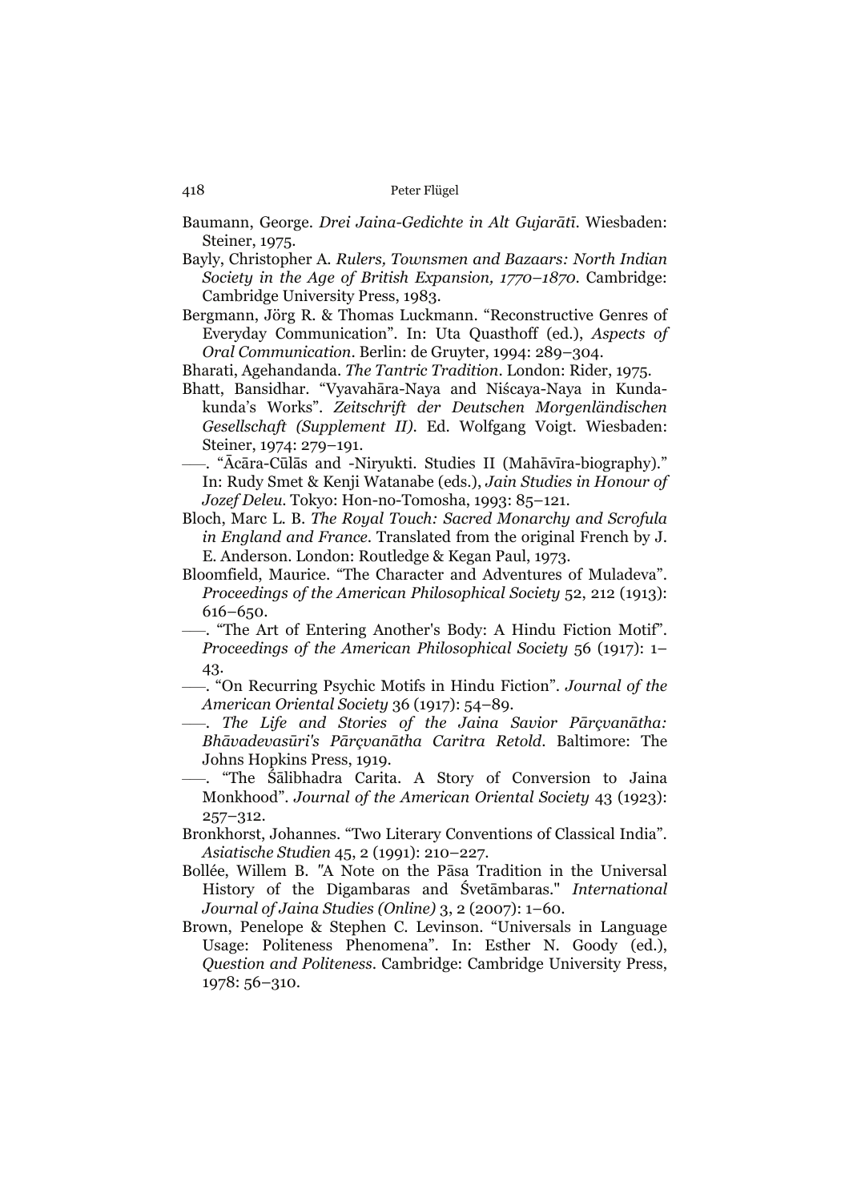Baumann, George. *Drei Jaina-Gedichte in Alt Gujarātī*. Wiesbaden: Steiner, 1975.

Bayly, Christopher A. *Rulers, Townsmen and Bazaars: North Indian Society in the Age of British Expansion, 1770–1870*. Cambridge: Cambridge University Press, 1983.

Bergmann, Jörg R. & Thomas Luckmann. "Reconstructive Genres of Everyday Communication". In: Uta Quasthoff (ed.), *Aspects of Oral Communication*. Berlin: de Gruyter, 1994: 289–304.

Bharati, Agehandanda. *The Tantric Tradition*. London: Rider, 1975.

Bhatt, Bansidhar. "Vyavahāra-Naya and Niścaya-Naya in Kundakunda's Works". *Zeitschrift der Deutschen Morgenländischen Gesellschaft (Supplement II)*. Ed. Wolfgang Voigt. Wiesbaden: Steiner, 1974: 279–191.

——. "Ācāra-Cūlās and -Niryukti. Studies II (Mahāvīra-biography)." In: Rudy Smet & Kenji Watanabe (eds.), *Jain Studies in Honour of Jozef Deleu*. Tokyo: Hon-no-Tomosha, 1993: 85–121.

Bloch, Marc L. B. *The Royal Touch: Sacred Monarchy and Scrofula in England and France*. Translated from the original French by J. E. Anderson. London: Routledge & Kegan Paul, 1973.

Bloomfield, Maurice. "The Character and Adventures of Muladeva". *Proceedings of the American Philosophical Society* 52, 212 (1913): 616–650.

——. "The Art of Entering Another's Body: A Hindu Fiction Motif". *Proceedings of the American Philosophical Society* 56 (1917): 1–43.

——. "On Recurring Psychic Motifs in Hindu Fiction". *Journal of the American Oriental Society* 36 (1917): 54–89.

——. *The Life and Stories of the Jaina Savior Pārçvanātha: Bhāvadevasūri's Pārçvanātha Caritra Retold*. Baltimore: The Johns Hopkins Press, 1919.

——. "The Śālibhadra Carita. A Story of Conversion to Jaina Monkhood". *Journal of the American Oriental Society* 43 (1923): 257–312.

Bronkhorst, Johannes. "Two Literary Conventions of Classical India". *Asiatische Studien* 45, 2 (1991): 210–227.

Bollée, Willem B. "A Note on the Pāsa Tradition in the Universal History of the Digambaras and Śvetāmbaras." *International Journal of Jaina Studies (Online)* 3, 2 (2007): 1–60.

Brown, Penelope & Stephen C. Levinson. "Universals in Language Usage: Politeness Phenomena". In: Esther N. Goody (ed.), *Question and Politeness*. Cambridge: Cambridge University Press, 1978: 56–310.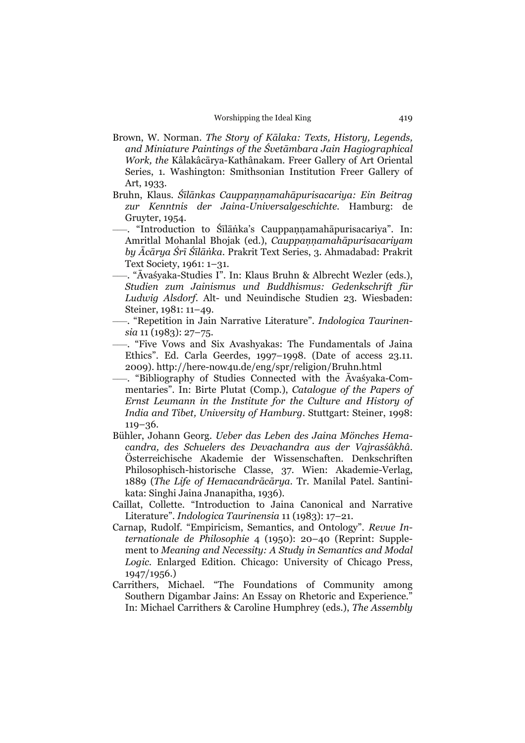Brown, W. Norman. *The Story of Kālaka: Texts, History, Legends, and Miniature Paintings of the Śvetāmbara Jain Hagiographical Work, the* Kâlakâcārya-Kathânakam. Freer Gallery of Art Oriental Series, 1. Washington: Smithsonian Institution Freer Gallery of Art, 1933.

Bruhn, Klaus. *Śīlānkas Cauppaṇṇamahāpurisacariya: Ein Beitrag zur Kenntnis der Jaina-Universalgeschichte*. Hamburg: de Gruyter, 1954.

——. "Introduction to Śīlāṅka's Cauppaṇṇamahāpurisacariya". In: Amritlal Mohanlal Bhojak (ed.), *Cauppaṇṇamahāpurisacariyam by Ācārya Śrī Śīlāṅka*. Prakrit Text Series, 3. Ahmadabad: Prakrit Text Society, 1961: 1–31.

——. "Āvaśyaka-Studies I". In: Klaus Bruhn & Albrecht Wezler (eds.), *Studien zum Jainismus und Buddhismus: Gedenkschrift für Ludwig Alsdorf*. Alt- und Neuindische Studien 23. Wiesbaden: Steiner, 1981: 11–49.

——. "Repetition in Jain Narrative Literature". *Indologica Taurinensia* 11 (1983): 27–75.

——. "Five Vows and Six Avashyakas: The Fundamentals of Jaina Ethics". Ed. Carla Geerdes, 1997–1998. (Date of access 23.11. 2009). http://here-now4u.de/eng/spr/religion/Bruhn.html

——. "Bibliography of Studies Connected with the Āvaśyaka-Commentaries". In: Birte Plutat (Comp.), *Catalogue of the Papers of Ernst Leumann in the Institute for the Culture and History of India and Tibet, University of Hamburg*. Stuttgart: Steiner, 1998: 119–36.

Bühler, Johann Georg. *Ueber das Leben des Jaina Mönches Hemacandra, des Schuelers des Devachandra aus der Vajrasśâkhâ*. Österreichische Akademie der Wissenschaften. Denkschriften Philosophisch-historische Classe, 37. Wien: Akademie-Verlag, 1889 (*The Life of Hemacandrācārya*. Tr. Manilal Patel. Santinikata: Singhi Jaina Jnanapitha, 1936).

Caillat, Collette. "Introduction to Jaina Canonical and Narrative Literature". *Indologica Taurinensia* 11 (1983): 17–21.

Carnap, Rudolf. "Empiricism, Semantics, and Ontology". *Revue Internationale de Philosophie* 4 (1950): 20–40 (Reprint: Supplement to *Meaning and Necessity: A Study in Semantics and Modal Logic*. Enlarged Edition. Chicago: University of Chicago Press, 1947/1956.)

Carrithers, Michael. "The Foundations of Community among Southern Digambar Jains: An Essay on Rhetoric and Experience." In: Michael Carrithers & Caroline Humphrey (eds.), *The Assembly*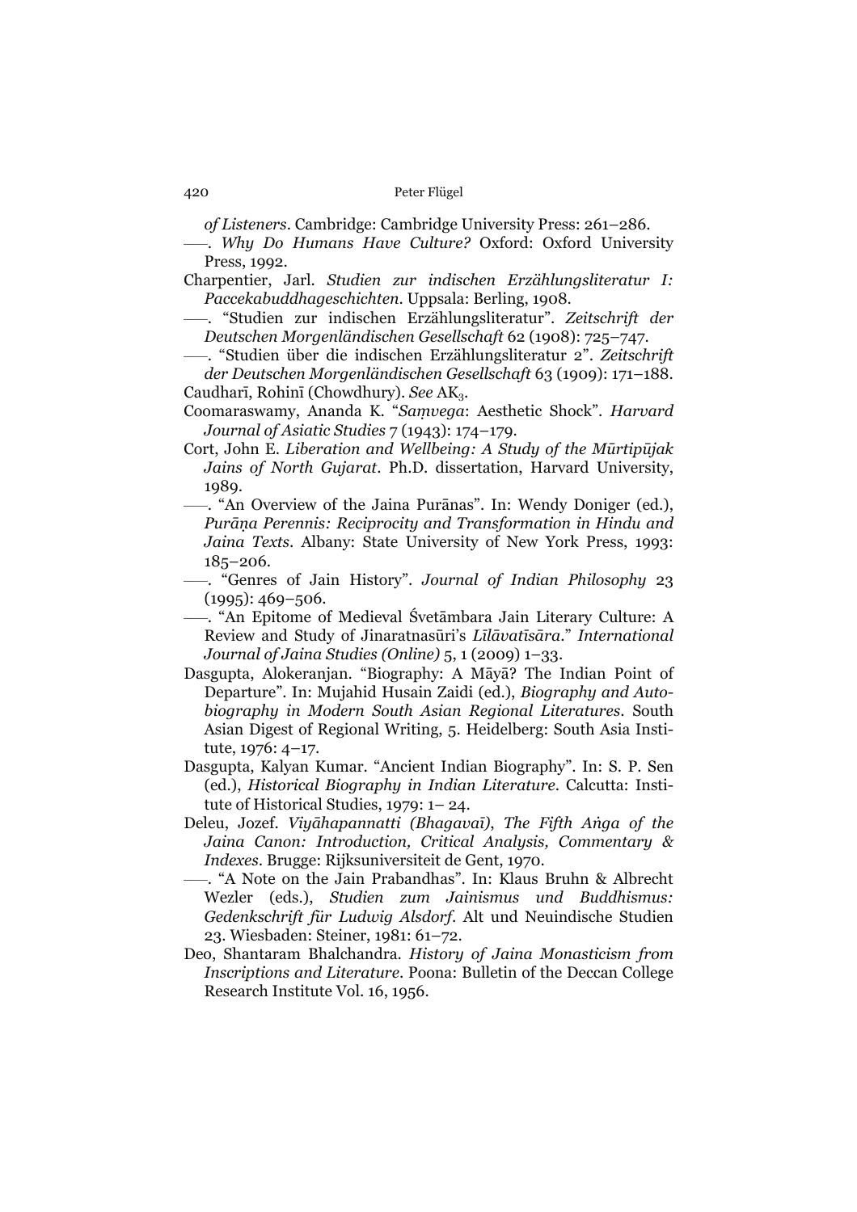*of Listeners*. Cambridge: Cambridge University Press: 261–286.

——. *Why Do Humans Have Culture?* Oxford: Oxford University Press, 1992.

Charpentier, Jarl. *Studien zur indischen Erzählungsliteratur I: Paccekabuddhageschichten*. Uppsala: Berling, 1908.

——. "Studien zur indischen Erzählungsliteratur". *Zeitschrift der Deutschen Morgenländischen Gesellschaft* 62 (1908): 725–747.

——. "Studien über die indischen Erzählungsliteratur 2". *Zeitschrift der Deutschen Morgenländischen Gesellschaft* 63 (1909): 171–188.

Caudharī, Rohinī (Chowdhury). *See* $AK_3$.

Coomaraswamy, Ananda K. "*Saṃvega*: Aesthetic Shock". *Harvard Journal of Asiatic Studies* 7 (1943): 174–179.

Cort, John E. *Liberation and Wellbeing: A Study of the Mūrtipūjak Jains of North Gujarat*. Ph.D. dissertation, Harvard University, 1989.

——. "An Overview of the Jaina Purānas". In: Wendy Doniger (ed.), *Purāṇa Perennis: Reciprocity and Transformation in Hindu and Jaina Texts*. Albany: State University of New York Press, 1993: 185–206.

——. "Genres of Jain History". *Journal of Indian Philosophy* 23 (1995): 469–506.

——. "An Epitome of Medieval Śvetāmbara Jain Literary Culture: A Review and Study of Jinaratnasūri's *Līlāvatīsāra*." *International Journal of Jaina Studies (Online)* 5, 1 (2009) 1–33.

Dasgupta, Alokeranjan. "Biography: A Māyā? The Indian Point of Departure". In: Mujahid Husain Zaidi (ed.), *Biography and Autobiography in Modern South Asian Regional Literatures*. South Asian Digest of Regional Writing, 5. Heidelberg: South Asia Institute, 1976: 4–17.

Dasgupta, Kalyan Kumar. "Ancient Indian Biography". In: S. P. Sen (ed.), *Historical Biography in Indian Literature*. Calcutta: Institute of Historical Studies, 1979: 1– 24.

Deleu, Jozef. *Viyāhapannatti (Bhagavaī), The Fifth Aṅga of the Jaina Canon: Introduction, Critical Analysis, Commentary & Indexes*. Brugge: Rijksuniversiteit de Gent, 1970.

——. "A Note on the Jain Prabandhas". In: Klaus Bruhn & Albrecht Wezler (eds.), *Studien zum Jainismus und Buddhismus: Gedenkschrift für Ludwig Alsdorf*. Alt und Neuindische Studien 23. Wiesbaden: Steiner, 1981: 61–72.

Deo, Shantaram Bhalchandra. *History of Jaina Monasticism from Inscriptions and Literature*. Poona: Bulletin of the Deccan College Research Institute Vol. 16, 1956.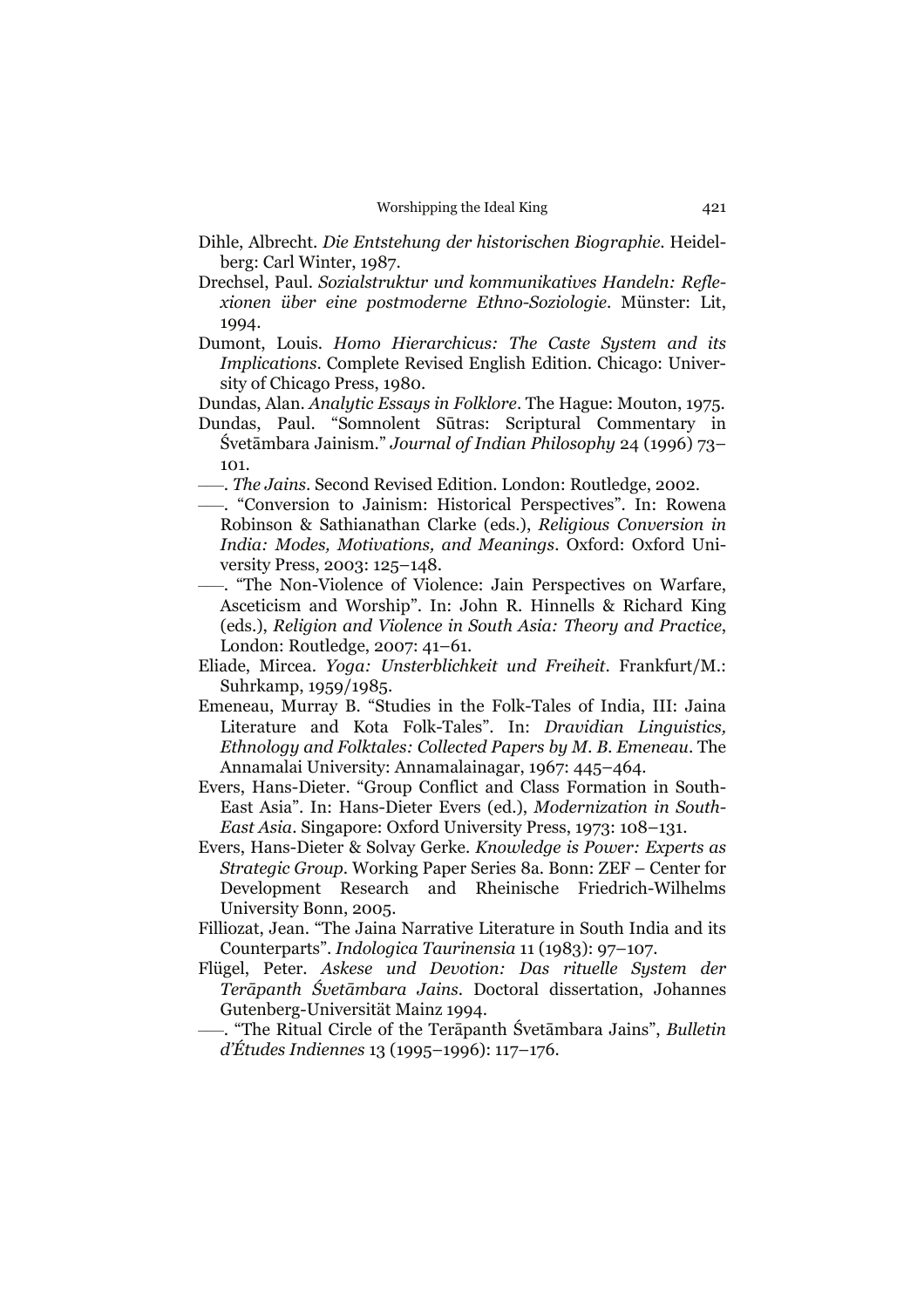Dihle, Albrecht. *Die Entstehung der historischen Biographie*. Heidelberg: Carl Winter, 1987.

Drechsel, Paul. *Sozialstruktur und kommunikatives Handeln: Reflexionen über eine postmoderne Ethno-Soziologie*. Münster: Lit, 1994.

Dumont, Louis. *Homo Hierarchicus: The Caste System and its Implications*. Complete Revised English Edition. Chicago: University of Chicago Press, 1980.

Dundas, Alan. *Analytic Essays in Folklore*. The Hague: Mouton, 1975.

Dundas, Paul. "Somnolent Sūtras: Scriptural Commentary in Śvetāmbara Jainism." *Journal of Indian Philosophy* 24 (1996) 73–101.

——. *The Jains*. Second Revised Edition. London: Routledge, 2002.

——. "Conversion to Jainism: Historical Perspectives". In: Rowena Robinson & Sathianathan Clarke (eds.), *Religious Conversion in India: Modes, Motivations, and Meanings*. Oxford: Oxford University Press, 2003: 125–148.

——. "The Non-Violence of Violence: Jain Perspectives on Warfare, Asceticism and Worship". In: John R. Hinnells & Richard King (eds.), *Religion and Violence in South Asia: Theory and Practice*, London: Routledge, 2007: 41–61.

Eliade, Mircea. *Yoga: Unsterblichkeit und Freiheit*. Frankfurt/M.: Suhrkamp, 1959/1985.

Emeneau, Murray B. "Studies in the Folk-Tales of India, III: Jaina Literature and Kota Folk-Tales". In: *Dravidian Linguistics, Ethnology and Folktales: Collected Papers by M. B. Emeneau*. The Annamalai University: Annamalainagar, 1967: 445–464.

Evers, Hans-Dieter. "Group Conflict and Class Formation in South-East Asia". In: Hans-Dieter Evers (ed.), *Modernization in South-East Asia*. Singapore: Oxford University Press, 1973: 108–131.

Evers, Hans-Dieter & Solvay Gerke. *Knowledge is Power: Experts as Strategic Group*. Working Paper Series 8a. Bonn: ZEF – Center for Development Research and Rheinische Friedrich-Wilhelms University Bonn, 2005.

Filliozat, Jean. "The Jaina Narrative Literature in South India and its Counterparts". *Indologica Taurinensia* 11 (1983): 97–107.

Flügel, Peter. *Askese und Devotion: Das rituelle System der Terāpanth Śvetāmbara Jains*. Doctoral dissertation, Johannes Gutenberg-Universität Mainz 1994.

——. "The Ritual Circle of the Terāpanth Śvetāmbara Jains", *Bulletin d'Études Indiennes* 13 (1995–1996): 117–176.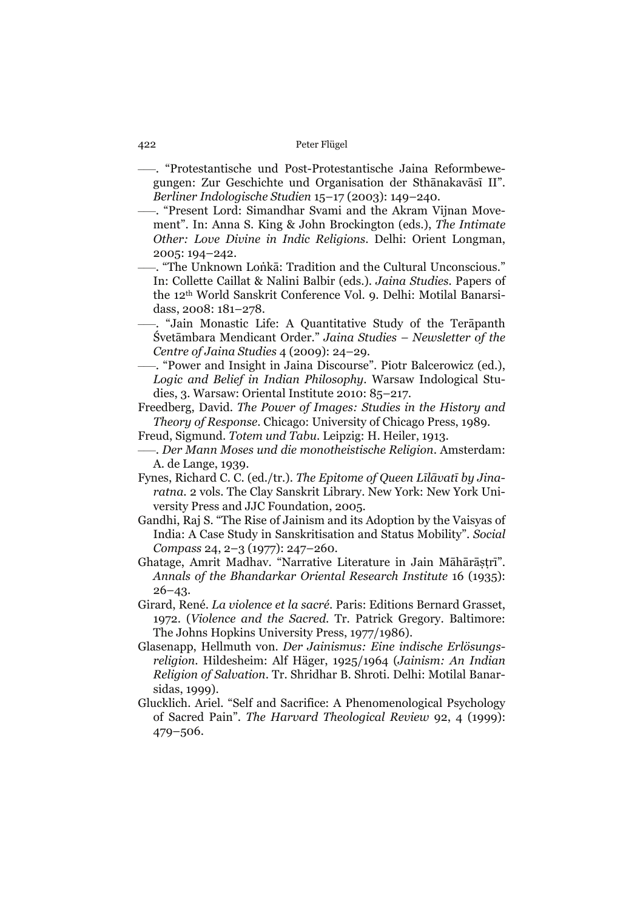–––. "Protestantische und Post-Protestantische Jaina Reformbewegungen: Zur Geschichte und Organisation der Sthānakavāsī II". *Berliner Indologische Studien* 15–17 (2003): 149–240.

–––. "Present Lord: Simandhar Svami and the Akram Vijnan Movement". In: Anna S. King & John Brockington (eds.), *The Intimate Other: Love Divine in Indic Religions*. Delhi: Orient Longman, 2005: 194–242.

–––. "The Unknown Loṅkā: Tradition and the Cultural Unconscious." In: Collette Caillat & Nalini Balbir (eds.). *Jaina Studies*. Papers of the 12th World Sanskrit Conference Vol. 9. Delhi: Motilal Banarsidass, 2008: 181–278.

–––. "Jain Monastic Life: A Quantitative Study of the Terāpanth Śvetāmbara Mendicant Order." *Jaina Studies – Newsletter of the Centre of Jaina Studies* 4 (2009): 24–29.

–––. "Power and Insight in Jaina Discourse". Piotr Balcerowicz (ed.), *Logic and Belief in Indian Philosophy*. Warsaw Indological Studies, 3. Warsaw: Oriental Institute 2010: 85–217.

Freedberg, David. *The Power of Images: Studies in the History and Theory of Response*. Chicago: University of Chicago Press, 1989.

Freud, Sigmund. *Totem und Tabu*. Leipzig: H. Heiler, 1913.

–––. *Der Mann Moses und die monotheistische Religion*. Amsterdam: A. de Lange, 1939.

Fynes, Richard C. C. (ed./tr.). *The Epitome of Queen Līlāvatī by Jinaratna*. 2 vols. The Clay Sanskrit Library. New York: New York University Press and JJC Foundation, 2005.

Gandhi, Raj S. "The Rise of Jainism and its Adoption by the Vaisyas of India: A Case Study in Sanskritisation and Status Mobility". *Social Compass* 24, 2–3 (1977): 247–260.

Ghatage, Amrit Madhav. "Narrative Literature in Jain Māhārāṣṭrī". *Annals of the Bhandarkar Oriental Research Institute* 16 (1935): 26–43.

Girard, René. *La violence et la sacré*. Paris: Editions Bernard Grasset, 1972. (*Violence and the Sacred*. Tr. Patrick Gregory. Baltimore: The Johns Hopkins University Press, 1977/1986).

Glasenapp, Hellmuth von. *Der Jainismus: Eine indische Erlösungsreligion*. Hildesheim: Alf Häger, 1925/1964 (*Jainism: An Indian Religion of Salvation*. Tr. Shridhar B. Shroti. Delhi: Motilal Banarsidas, 1999).

Glucklich. Ariel. "Self and Sacrifice: A Phenomenological Psychology of Sacred Pain". *The Harvard Theological Review* 92, 4 (1999): 479–506.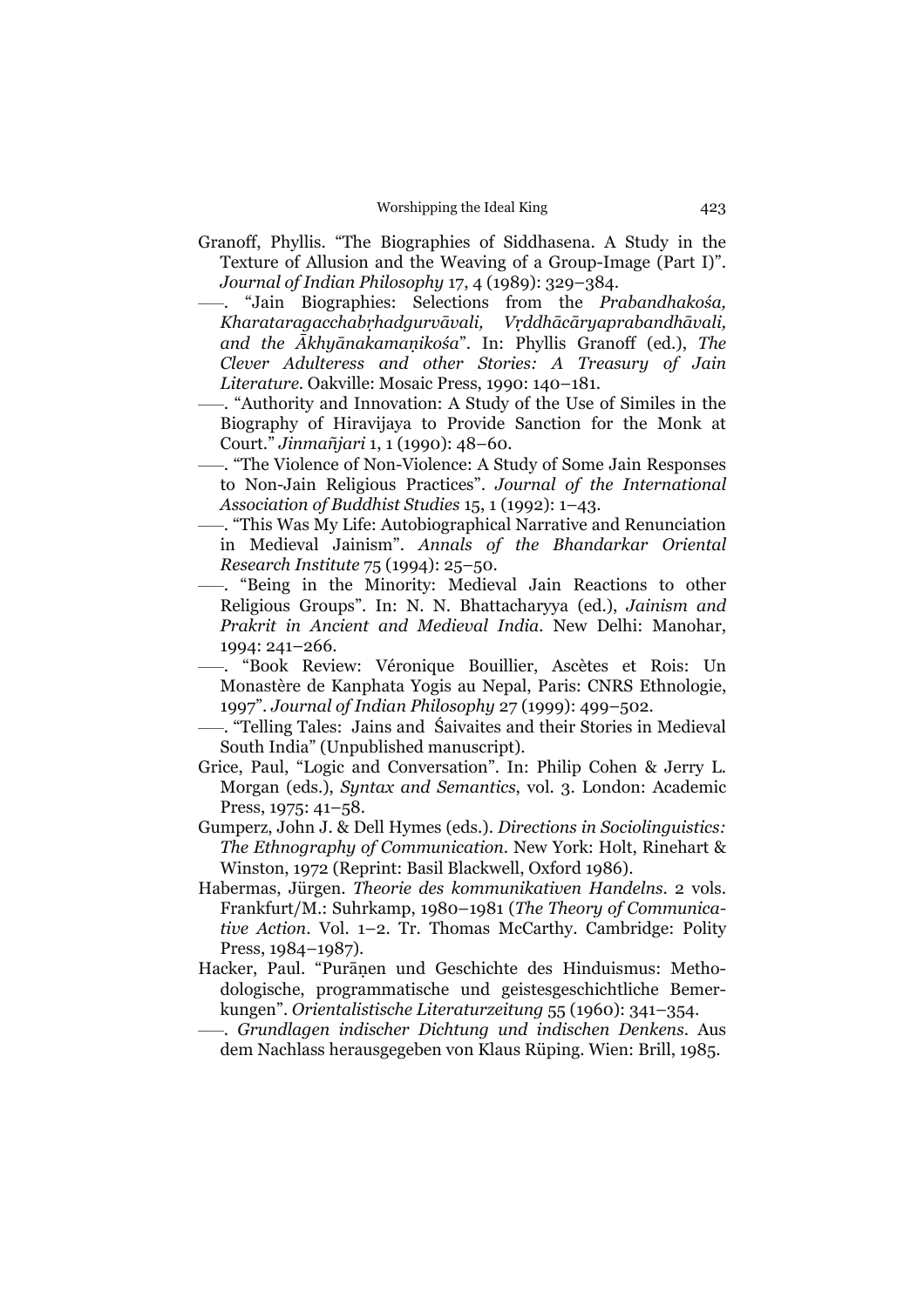Granoff, Phyllis. "The Biographies of Siddhasena. A Study in the Texture of Allusion and the Weaving of a Group-Image (Part I)". *Journal of Indian Philosophy* 17, 4 (1989): 329–384.

——. "Jain Biographies: Selections from the *Prabandhakośa, Kharataragacchabṛhadgurvāvali, Vṛddhācāryaprabandhāvali, and the Ākhyānakamaṇikośa*". In: Phyllis Granoff (ed.), *The Clever Adulteress and other Stories: A Treasury of Jain Literature*. Oakville: Mosaic Press, 1990: 140–181.

——. "Authority and Innovation: A Study of the Use of Similes in the Biography of Hiravijaya to Provide Sanction for the Monk at Court." *Jinmañjari* 1, 1 (1990): 48–60.

——. "The Violence of Non-Violence: A Study of Some Jain Responses to Non-Jain Religious Practices". *Journal of the International Association of Buddhist Studies* 15, 1 (1992): 1–43.

——. "This Was My Life: Autobiographical Narrative and Renunciation in Medieval Jainism". *Annals of the Bhandarkar Oriental Research Institute* 75 (1994): 25–50.

——. "Being in the Minority: Medieval Jain Reactions to other Religious Groups". In: N. N. Bhattacharyya (ed.), *Jainism and Prakrit in Ancient and Medieval India*. New Delhi: Manohar, 1994: 241–266.

——. "Book Review: Véronique Bouillier, Ascètes et Rois: Un Monastère de Kanphata Yogis au Nepal, Paris: CNRS Ethnologie, 1997". *Journal of Indian Philosophy* 27 (1999): 499–502.

——. "Telling Tales: Jains and Śaivaites and their Stories in Medieval South India" (Unpublished manuscript).

Grice, Paul, "Logic and Conversation". In: Philip Cohen & Jerry L. Morgan (eds.), *Syntax and Semantics*, vol. 3. London: Academic Press, 1975: 41–58.

Gumperz, John J. & Dell Hymes (eds.). *Directions in Sociolinguistics: The Ethnography of Communication*. New York: Holt, Rinehart & Winston, 1972 (Reprint: Basil Blackwell, Oxford 1986).

Habermas, Jürgen. *Theorie des kommunikativen Handelns*. 2 vols. Frankfurt/M.: Suhrkamp, 1980–1981 (*The Theory of Communicative Action*. Vol. 1–2. Tr. Thomas McCarthy. Cambridge: Polity Press, 1984–1987).

Hacker, Paul. "Purāṇen und Geschichte des Hinduismus: Methodologische, programmatische und geistesgeschichtliche Bemerkungen". *Orientalistische Literaturzeitung* 55 (1960): 341–354.

——. *Grundlagen indischer Dichtung und indischen Denkens*. Aus dem Nachlass herausgegeben von Klaus Rüping. Wien: Brill, 1985.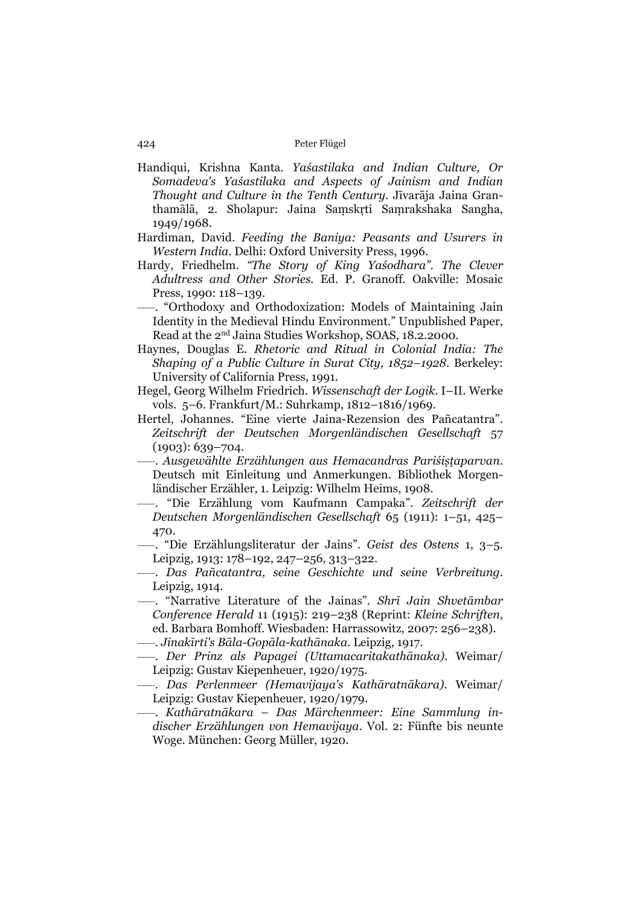Handiqui, Krishna Kanta. *Yaśastilaka and Indian Culture, Or Somadeva's Yaśastilaka and Aspects of Jainism and Indian Thought and Culture in the Tenth Century*. Jīvarāja Jaina Granthamālā, 2. Sholapur: Jaina Saṃskṛti Saṃrakshaka Sangha, 1949/1968.

Hardiman, David. *Feeding the Baniya: Peasants and Usurers in Western India*. Delhi: Oxford University Press, 1996.

Hardy, Friedhelm. *"The Story of King Yaśodhara". The Clever Adultress and Other Stories*. Ed. P. Granoff. Oakville: Mosaic Press, 1990: 118–139.

——. "Orthodoxy and Orthodoxization: Models of Maintaining Jain Identity in the Medieval Hindu Environment." Unpublished Paper, Read at the 2nd Jaina Studies Workshop, SOAS, 18.2.2000.

Haynes, Douglas E. *Rhetoric and Ritual in Colonial India: The Shaping of a Public Culture in Surat City, 1852–1928*. Berkeley: University of California Press, 1991.

Hegel, Georg Wilhelm Friedrich. *Wissenschaft der Logik*. I–II. Werke vols. 5–6. Frankfurt/M.: Suhrkamp, 1812–1816/1969.

Hertel, Johannes. "Eine vierte Jaina-Rezension des Pañcatantra". *Zeitschrift der Deutschen Morgenländischen Gesellschaft* 57 (1903): 639–704.

——. *Ausgewählte Erzählungen aus Hemacandras Pariśiṣṭaparvan*. Deutsch mit Einleitung und Anmerkungen. Bibliothek Morgenländischer Erzähler, 1. Leipzig: Wilhelm Heims, 1908.

——. "Die Erzählung vom Kaufmann Campaka". *Zeitschrift der Deutschen Morgenländischen Gesellschaft* 65 (1911): 1–51, 425–470.

——. "Die Erzählungsliteratur der Jains". *Geist des Ostens* 1, 3–5. Leipzig, 1913: 178–192, 247–256, 313–322.

——. *Das Pañcatantra, seine Geschichte und seine Verbreitung*. Leipzig, 1914.

——. "Narrative Literature of the Jainas". *Shrī Jain Shvetāmbar Conference Herald* 11 (1915): 219–238 (Reprint: *Kleine Schriften*, ed. Barbara Bomhoff. Wiesbaden: Harrassowitz, 2007: 256–238).

——. *Jinakīrti's Bāla-Gopāla-kathānaka*. Leipzig, 1917.

——. *Der Prinz als Papagei (Uttamacaritakathānaka)*. Weimar/ Leipzig: Gustav Kiepenheuer, 1920/1975.

——. *Das Perlenmeer (Hemavijaya's Kathāratnākara)*. Weimar/ Leipzig: Gustav Kiepenheuer, 1920/1979.

——. *Kathāratnākara – Das Märchenmeer: Eine Sammlung indischer Erzählungen von Hemavijaya*. Vol. 2: Fünfte bis neunte Woge. München: Georg Müller, 1920.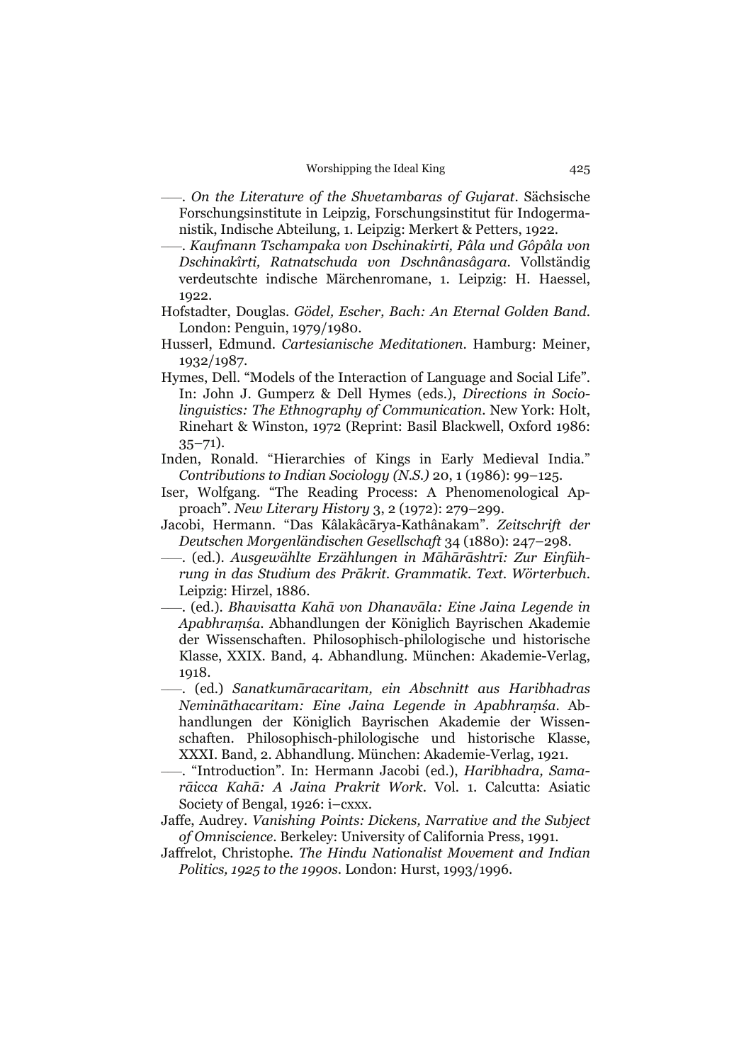——. *On the Literature of the Shvetambaras of Gujarat*. Sächsische Forschungsinstitute in Leipzig, Forschungsinstitut für Indogermanistik, Indische Abteilung, 1. Leipzig: Merkert & Petters, 1922.

——. *Kaufmann Tschampaka von Dschinakirti, Pâla und Gôpâla von Dschinakîrti, Ratnatschuda von Dschnânasâgara*. Vollständig verdeutschte indische Märchenromane, 1. Leipzig: H. Haessel, 1922.

Hofstadter, Douglas. *Gödel, Escher, Bach: An Eternal Golden Band*. London: Penguin, 1979/1980.

Husserl, Edmund. *Cartesianische Meditationen*. Hamburg: Meiner, 1932/1987.

Hymes, Dell. "Models of the Interaction of Language and Social Life". In: John J. Gumperz & Dell Hymes (eds.), *Directions in Sociolinguistics: The Ethnography of Communication*. New York: Holt, Rinehart & Winston, 1972 (Reprint: Basil Blackwell, Oxford 1986: 35–71).

Inden, Ronald. "Hierarchies of Kings in Early Medieval India." *Contributions to Indian Sociology (N.S.)* 20, 1 (1986): 99–125.

Iser, Wolfgang. "The Reading Process: A Phenomenological Approach". *New Literary History* 3, 2 (1972): 279–299.

Jacobi, Hermann. "Das Kâlakâcārya-Kathânakam". *Zeitschrift der Deutschen Morgenländischen Gesellschaft* 34 (1880): 247–298.

——. (ed.). *Ausgewählte Erzählungen in Māhārāshtrī: Zur Einführung in das Studium des Prākrit. Grammatik. Text. Wörterbuch*. Leipzig: Hirzel, 1886.

——. (ed.). *Bhavisatta Kahā von Dhanavāla: Eine Jaina Legende in Apabhraṃśa*. Abhandlungen der Königlich Bayrischen Akademie der Wissenschaften. Philosophisch-philologische und historische Klasse, XXIX. Band, 4. Abhandlung. München: Akademie-Verlag, 1918.

——. (ed.) *Sanatkumāracaritam, ein Abschnitt aus Haribhadras Neminăthacaritam: Eine Jaina Legende in Apabhraṃśa*. Abhandlungen der Königlich Bayrischen Akademie der Wissenschaften. Philosophisch-philologische und historische Klasse, XXXI. Band, 2. Abhandlung. München: Akademie-Verlag, 1921.

——. "Introduction". In: Hermann Jacobi (ed.), *Haribhadra, Samarāicca Kahā: A Jaina Prakrit Work*. Vol. 1. Calcutta: Asiatic Society of Bengal, 1926: i–cxxx.

Jaffe, Audrey. *Vanishing Points: Dickens, Narrative and the Subject of Omniscience*. Berkeley: University of California Press, 1991.

Jaffrelot, Christophe. *The Hindu Nationalist Movement and Indian Politics, 1925 to the 1990s*. London: Hurst, 1993/1996.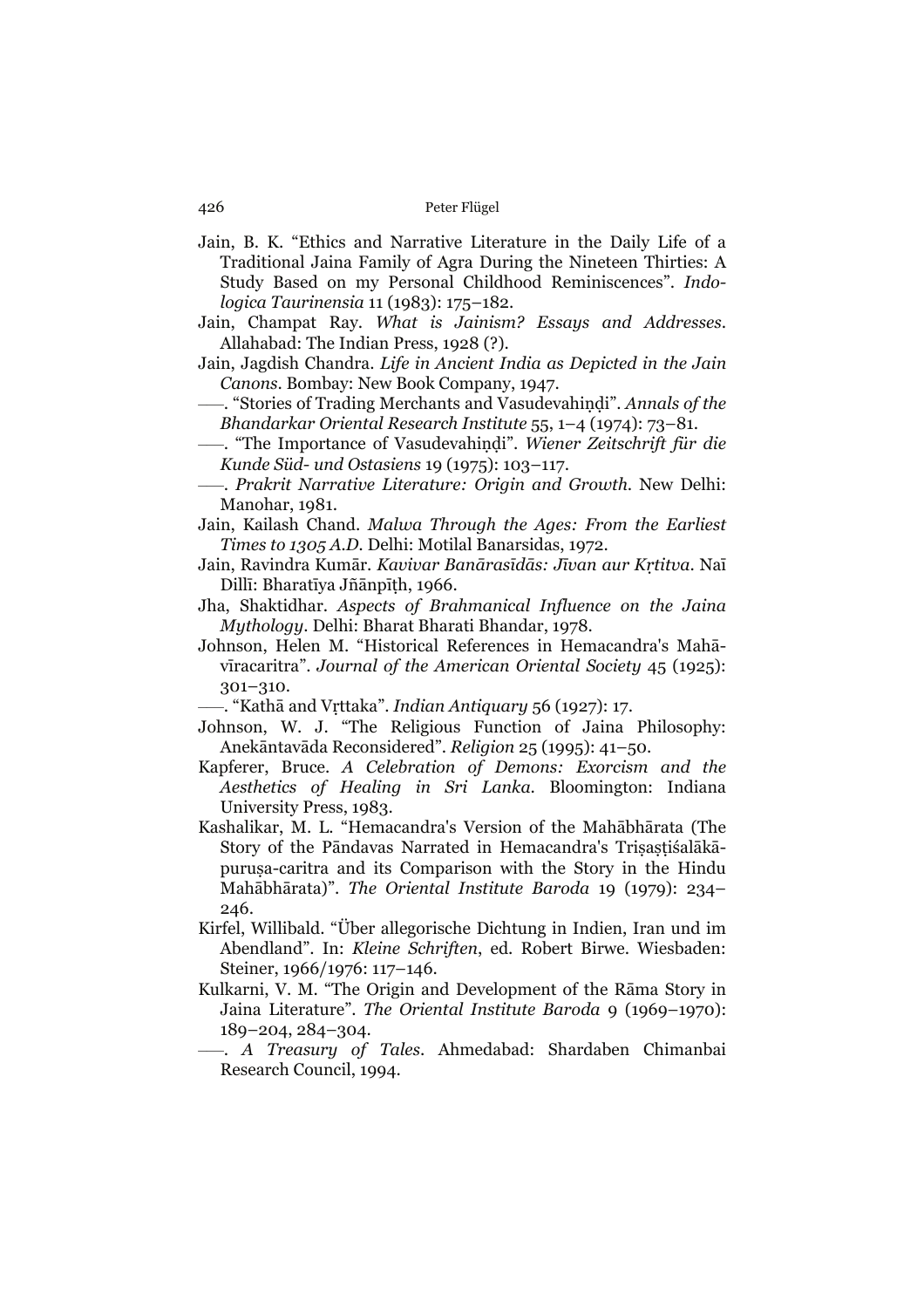Jain, B. K. "Ethics and Narrative Literature in the Daily Life of a Traditional Jaina Family of Agra During the Nineteen Thirties: A Study Based on my Personal Childhood Reminiscences". *Indologica Taurinensia* 11 (1983): 175–182.

Jain, Champat Ray. *What is Jainism? Essays and Addresses*. Allahabad: The Indian Press, 1928 (?).

Jain, Jagdish Chandra. *Life in Ancient India as Depicted in the Jain Canons*. Bombay: New Book Company, 1947.

——. "Stories of Trading Merchants and Vasudevahiṇḍi". *Annals of the Bhandarkar Oriental Research Institute* 55, 1–4 (1974): 73–81.

——. "The Importance of Vasudevahiṇḍi". *Wiener Zeitschrift für die Kunde Süd- und Ostasiens* 19 (1975): 103–117.

——. *Prakrit Narrative Literature: Origin and Growth*. New Delhi: Manohar, 1981.

Jain, Kailash Chand. *Malwa Through the Ages: From the Earliest Times to 1305 A.D.* Delhi: Motilal Banarsidas, 1972.

Jain, Ravindra Kumār. *Kavivar Banārasīdās: Jīvan aur Kṛtitva*. Naī Dillī: Bharatīya Jñānpīṭh, 1966.

Jha, Shaktidhar. *Aspects of Brahmanical Influence on the Jaina Mythology*. Delhi: Bharat Bharati Bhandar, 1978.

Johnson, Helen M. "Historical References in Hemacandra's Mahāvīracaritra". *Journal of the American Oriental Society* 45 (1925): 301–310.

——. "Kathā and Vṛttaka". *Indian Antiquary* 56 (1927): 17.

Johnson, W. J. "The Religious Function of Jaina Philosophy: Anekāntavāda Reconsidered". *Religion* 25 (1995): 41–50.

Kapferer, Bruce. *A Celebration of Demons: Exorcism and the Aesthetics of Healing in Sri Lanka*. Bloomington: Indiana University Press, 1983.

Kashalikar, M. L. "Hemacandra's Version of the Mahābhārata (The Story of the Pāndavas Narrated in Hemacandra's Triṣaṣṭiśalākāpuruṣa-caritra and its Comparison with the Story in the Hindu Mahābhārata)". *The Oriental Institute Baroda* 19 (1979): 234–246.

Kirfel, Willibald. "Über allegorische Dichtung in Indien, Iran und im Abendland". In: *Kleine Schriften*, ed. Robert Birwe. Wiesbaden: Steiner, 1966/1976: 117–146.

Kulkarni, V. M. "The Origin and Development of the Rāma Story in Jaina Literature". *The Oriental Institute Baroda* 9 (1969–1970): 189–204, 284–304.

——. *A Treasury of Tales*. Ahmedabad: Shardaben Chimanbai Research Council, 1994.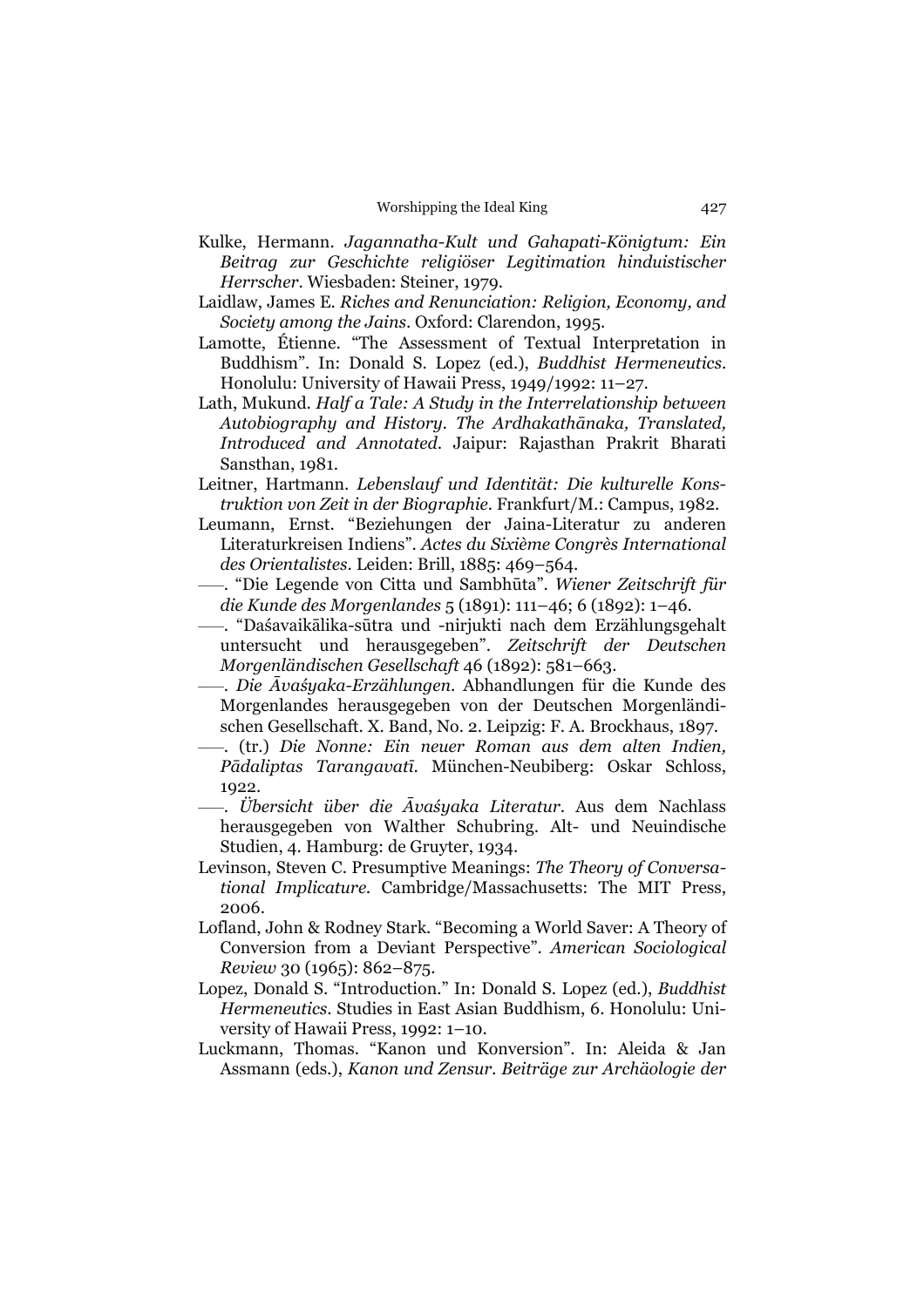Kulke, Hermann. *Jagannatha-Kult und Gahapati-Königtum: Ein Beitrag zur Geschichte religiöser Legitimation hinduistischer Herrscher*. Wiesbaden: Steiner, 1979.

Laidlaw, James E. *Riches and Renunciation: Religion, Economy, and Society among the Jains*. Oxford: Clarendon, 1995.

Lamotte, Étienne. "The Assessment of Textual Interpretation in Buddhism". In: Donald S. Lopez (ed.), *Buddhist Hermeneutics*. Honolulu: University of Hawaii Press, 1949/1992: 11–27.

Lath, Mukund. *Half a Tale: A Study in the Interrelationship between Autobiography and History. The Ardhakathānaka, Translated, Introduced and Annotated*. Jaipur: Rajasthan Prakrit Bharati Sansthan, 1981.

Leitner, Hartmann. *Lebenslauf und Identität: Die kulturelle Konstruktion von Zeit in der Biographie*. Frankfurt/M.: Campus, 1982.

Leumann, Ernst. "Beziehungen der Jaina-Literatur zu anderen Literaturkreisen Indiens". *Actes du Sixième Congrès International des Orientalistes*. Leiden: Brill, 1885: 469–564.

——. "Die Legende von Citta und Sambhūta". *Wiener Zeitschrift für die Kunde des Morgenlandes* 5 (1891): 111–46; 6 (1892): 1–46.

——. "Daśavaikālika-sūtra und -nirjukti nach dem Erzählungsgehalt untersucht und herausgegeben". *Zeitschrift der Deutschen Morgenländischen Gesellschaft* 46 (1892): 581–663.

——. *Die Āvaśyaka-Erzählungen*. Abhandlungen für die Kunde des Morgenlandes herausgegeben von der Deutschen Morgenländischen Gesellschaft. X. Band, No. 2. Leipzig: F. A. Brockhaus, 1897.

——. (tr.) *Die Nonne: Ein neuer Roman aus dem alten Indien, Pādaliptas Tarangavatī*. München-Neubiberg: Oskar Schloss, 1922.

——. *Übersicht über die Āvaśyaka Literatur*. Aus dem Nachlass herausgegeben von Walther Schubring. Alt- und Neuindische Studien, 4. Hamburg: de Gruyter, 1934.

Levinson, Steven C. Presumptive Meanings: *The Theory of Conversational Implicature*. Cambridge/Massachusetts: The MIT Press, 2006.

Lofland, John & Rodney Stark. "Becoming a World Saver: A Theory of Conversion from a Deviant Perspective". *American Sociological Review* 30 (1965): 862–875.

Lopez, Donald S. "Introduction." In: Donald S. Lopez (ed.), *Buddhist Hermeneutics*. Studies in East Asian Buddhism, 6. Honolulu: University of Hawaii Press, 1992: 1–10.

Luckmann, Thomas. "Kanon und Konversion". In: Aleida & Jan Assmann (eds.), *Kanon und Zensur. Beiträge zur Archäologie der*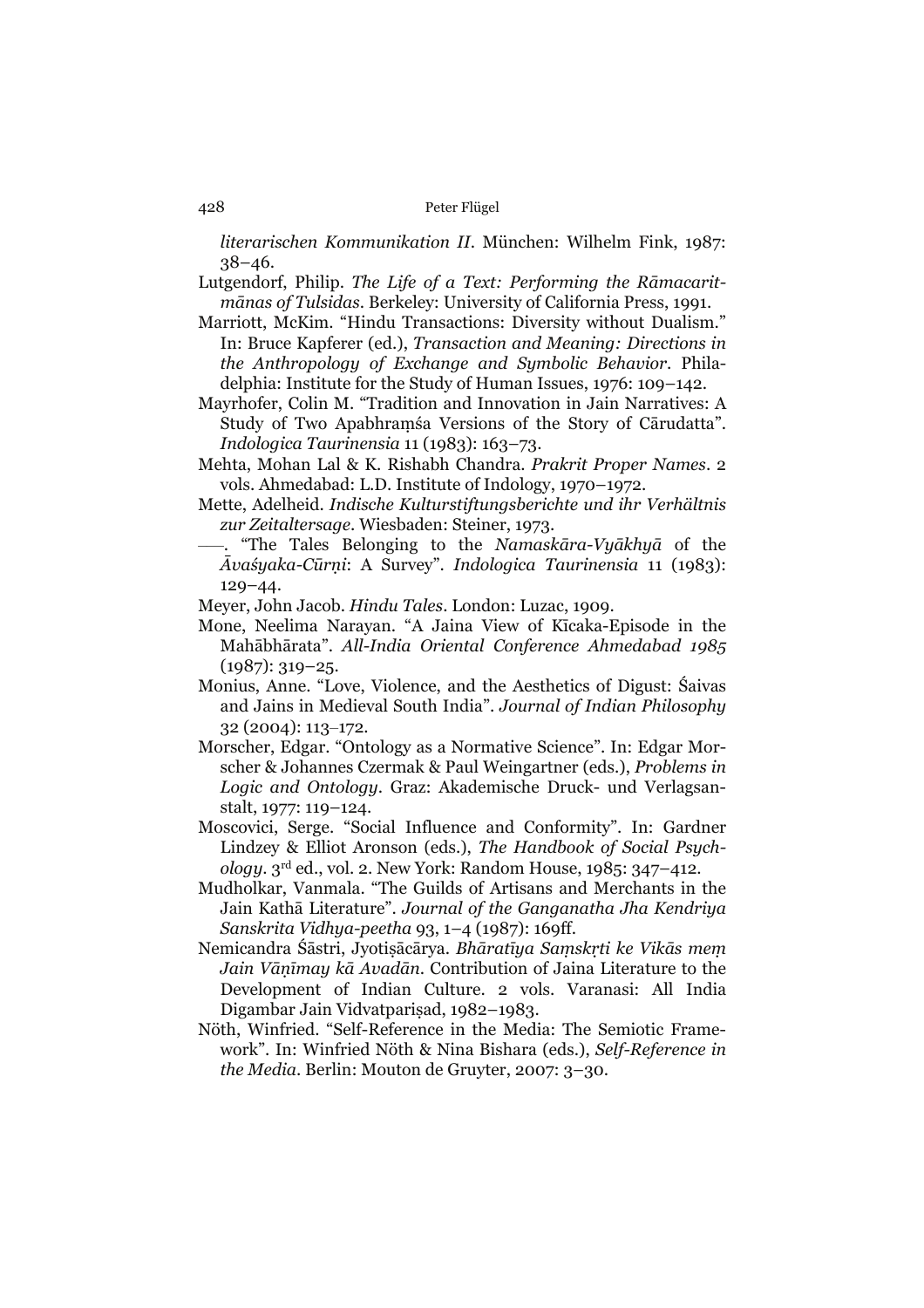*literarischen Kommunikation II*. München: Wilhelm Fink, 1987: 38–46.

Lutgendorf, Philip. *The Life of a Text: Performing the Rāmacaritmānas of Tulsidas*. Berkeley: University of California Press, 1991.

Marriott, McKim. "Hindu Transactions: Diversity without Dualism." In: Bruce Kapferer (ed.), *Transaction and Meaning: Directions in the Anthropology of Exchange and Symbolic Behavior*. Philadelphia: Institute for the Study of Human Issues, 1976: 109–142.

Mayrhofer, Colin M. "Tradition and Innovation in Jain Narratives: A Study of Two Apabhraṃśa Versions of the Story of Cārudatta". *Indologica Taurinensia* 11 (1983): 163–73.

Mehta, Mohan Lal & K. Rishabh Chandra. *Prakrit Proper Names*. 2 vols. Ahmedabad: L.D. Institute of Indology, 1970–1972.

Mette, Adelheid. *Indische Kulturstiftungsberichte und ihr Verhältnis zur Zeitaltersage*. Wiesbaden: Steiner, 1973.

——. "The Tales Belonging to the *Namaskāra-Vyākhyā* of the *Āvaśyaka-Cūrṇi*: A Survey". *Indologica Taurinensia* 11 (1983): 129–44.

Meyer, John Jacob. *Hindu Tales*. London: Luzac, 1909.

Mone, Neelima Narayan. "A Jaina View of Kīcaka-Episode in the Mahābhārata". *All-India Oriental Conference Ahmedabad 1985* (1987): 319–25.

Monius, Anne. "Love, Violence, and the Aesthetics of Digust: Śaivas and Jains in Medieval South India". *Journal of Indian Philosophy* 32 (2004): 113–172.

Morscher, Edgar. "Ontology as a Normative Science". In: Edgar Morscher & Johannes Czermak & Paul Weingartner (eds.), *Problems in Logic and Ontology*. Graz: Akademische Druck- und Verlagsanstalt, 1977: 119–124.

Moscovici, Serge. "Social Influence and Conformity". In: Gardner Lindzey & Elliot Aronson (eds.), *The Handbook of Social Psychology*. 3rd ed., vol. 2. New York: Random House, 1985: 347–412.

Mudholkar, Vanmala. "The Guilds of Artisans and Merchants in the Jain Kathā Literature". *Journal of the Ganganatha Jha Kendriya Sanskrita Vidhya-peetha* 93, 1–4 (1987): 169ff.

Nemicandra Śāstri, Jyotiṣācārya. *Bhāratīya Saṃskṛti ke Vikās meṃ Jain Vāṇīmay kā Avadān*. Contribution of Jaina Literature to the Development of Indian Culture. 2 vols. Varanasi: All India Digambar Jain Vidvatpariṣad, 1982–1983.

Nöth, Winfried. "Self-Reference in the Media: The Semiotic Framework". In: Winfried Nöth & Nina Bishara (eds.), *Self-Reference in the Media*. Berlin: Mouton de Gruyter, 2007: 3–30.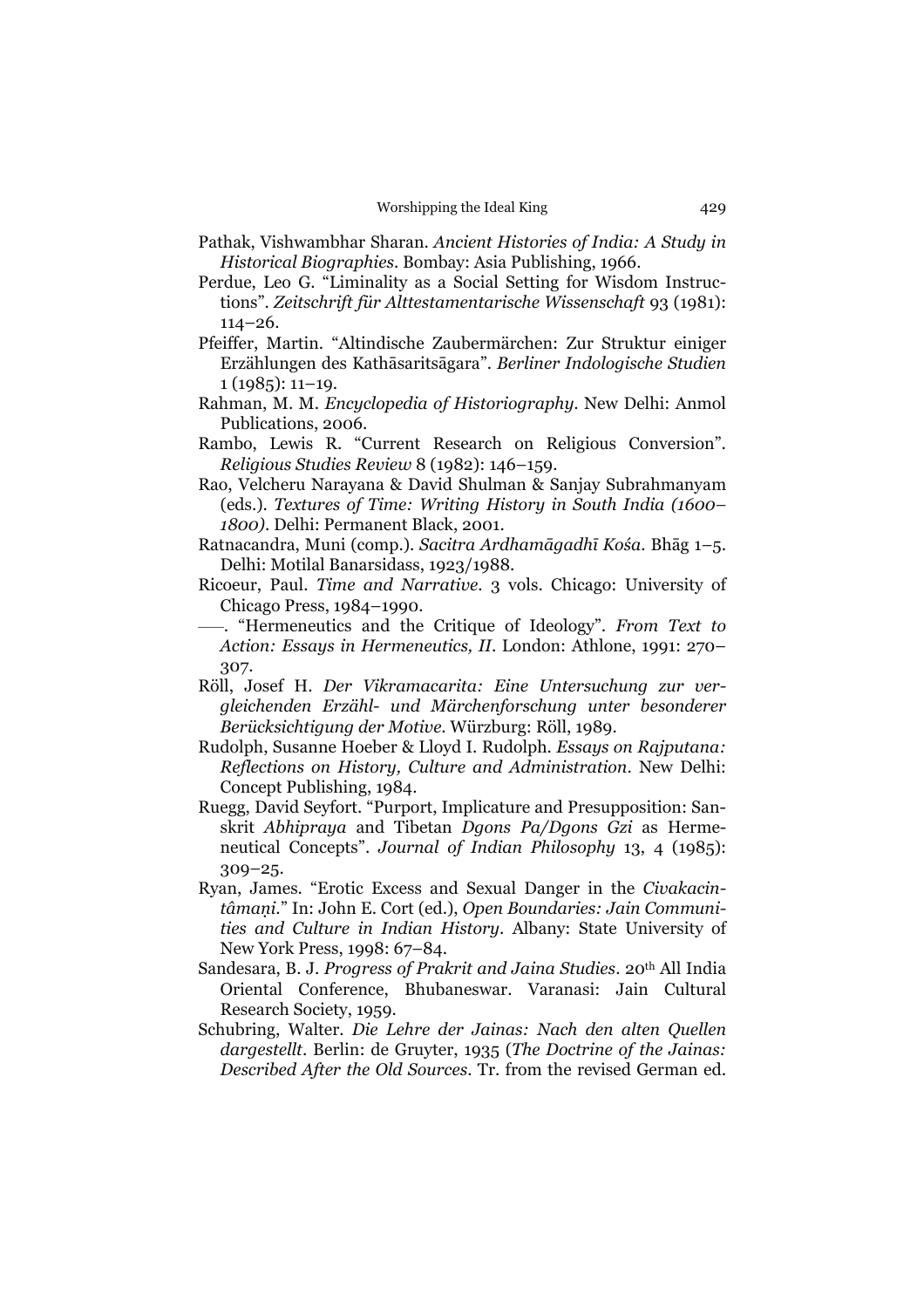Pathak, Vishwambhar Sharan. *Ancient Histories of India: A Study in Historical Biographies*. Bombay: Asia Publishing, 1966.

Perdue, Leo G. "Liminality as a Social Setting for Wisdom Instructions". *Zeitschrift für Alttestamentarische Wissenschaft* 93 (1981): 114–26.

Pfeiffer, Martin. "Altindische Zaubermärchen: Zur Struktur einiger Erzählungen des Kathāsaritsāgara". *Berliner Indologische Studien* 1 (1985): 11–19.

Rahman, M. M. *Encyclopedia of Historiography*. New Delhi: Anmol Publications, 2006.

Rambo, Lewis R. "Current Research on Religious Conversion". *Religious Studies Review* 8 (1982): 146–159.

Rao, Velcheru Narayana & David Shulman & Sanjay Subrahmanyam (eds.). *Textures of Time: Writing History in South India (1600–1800)*. Delhi: Permanent Black, 2001.

Ratnacandra, Muni (comp.). *Sacitra Ardhamāgadhī Kośa*. Bhāg 1–5. Delhi: Motilal Banarsidass, 1923/1988.

Ricoeur, Paul. *Time and Narrative*. 3 vols. Chicago: University of Chicago Press, 1984–1990.

——. "Hermeneutics and the Critique of Ideology". *From Text to Action: Essays in Hermeneutics, II*. London: Athlone, 1991: 270–307.

Röll, Josef H. *Der Vikramacarita: Eine Untersuchung zur vergleichenden Erzähl- und Märchenforschung unter besonderer Berücksichtigung der Motive*. Würzburg: Röll, 1989.

Rudolph, Susanne Hoeber & Lloyd I. Rudolph. *Essays on Rajputana: Reflections on History, Culture and Administration*. New Delhi: Concept Publishing, 1984.

Ruegg, David Seyfort. "Purport, Implicature and Presupposition: Sanskrit *Abhipraya* and Tibetan *Dgons Pa/Dgons Gzi* as Hermeneutical Concepts". *Journal of Indian Philosophy* 13, 4 (1985): 309–25.

Ryan, James. "Erotic Excess and Sexual Danger in the *Civakacintâmaṇi*." In: John E. Cort (ed.), *Open Boundaries: Jain Communities and Culture in Indian History*. Albany: State University of New York Press, 1998: 67–84.

Sandesara, B. J. *Progress of Prakrit and Jaina Studies*. 20th All India Oriental Conference, Bhubaneswar. Varanasi: Jain Cultural Research Society, 1959.

Schubring, Walter. *Die Lehre der Jainas: Nach den alten Quellen dargestellt*. Berlin: de Gruyter, 1935 (*The Doctrine of the Jainas: Described After the Old Sources*. Tr. from the revised German ed.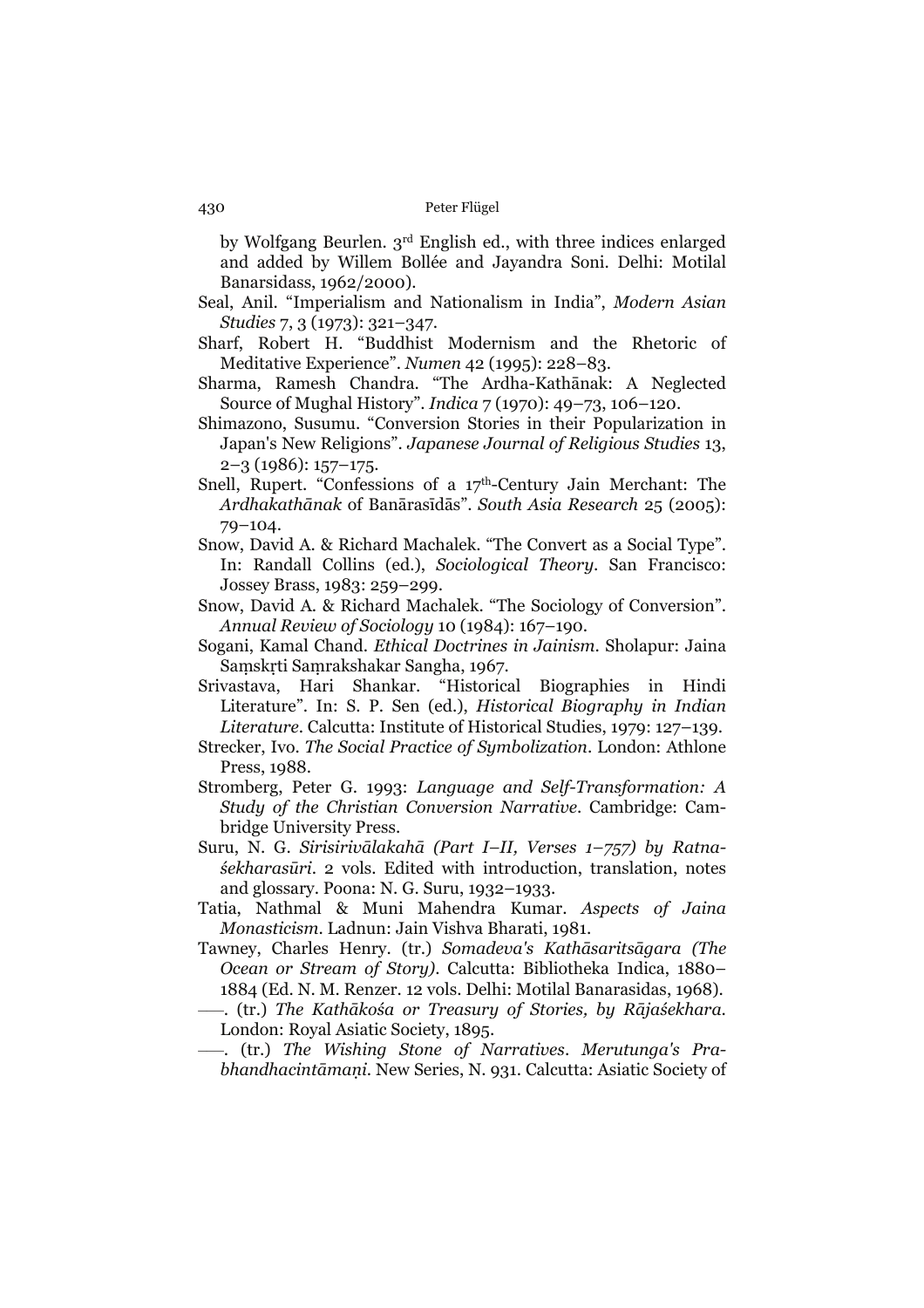by Wolfgang Beurlen. 3rd English ed., with three indices enlarged and added by Willem Bollée and Jayandra Soni. Delhi: Motilal Banarsidass, 1962/2000).

Seal, Anil. "Imperialism and Nationalism in India", *Modern Asian Studies* 7, 3 (1973): 321–347.

Sharf, Robert H. "Buddhist Modernism and the Rhetoric of Meditative Experience". *Numen* 42 (1995): 228–83.

Sharma, Ramesh Chandra. "The Ardha-Kathānak: A Neglected Source of Mughal History". *Indica* 7 (1970): 49–73, 106–120.

Shimazono, Susumu. "Conversion Stories in their Popularization in Japan's New Religions". *Japanese Journal of Religious Studies* 13, 2–3 (1986): 157–175.

Snell, Rupert. "Confessions of a 17th-Century Jain Merchant: The *Ardhakathānak* of Banārasīdās". *South Asia Research* 25 (2005): 79–104.

Snow, David A. & Richard Machalek. "The Convert as a Social Type". In: Randall Collins (ed.), *Sociological Theory*. San Francisco: Jossey Brass, 1983: 259–299.

Snow, David A. & Richard Machalek. "The Sociology of Conversion". *Annual Review of Sociology* 10 (1984): 167–190.

Sogani, Kamal Chand. *Ethical Doctrines in Jainism*. Sholapur: Jaina Saṃskṛti Saṃrakshakar Sangha, 1967.

Srivastava, Hari Shankar. "Historical Biographies in Hindi Literature". In: S. P. Sen (ed.), *Historical Biography in Indian Literature*. Calcutta: Institute of Historical Studies, 1979: 127–139.

Strecker, Ivo. *The Social Practice of Symbolization*. London: Athlone Press, 1988.

Stromberg, Peter G. 1993: *Language and Self-Transformation: A Study of the Christian Conversion Narrative*. Cambridge: Cambridge University Press.

Suru, N. G. *Sirisirivālakahā (Part I–II, Verses 1–757) by Ratnaśekharasūri*. 2 vols. Edited with introduction, translation, notes and glossary. Poona: N. G. Suru, 1932–1933.

Tatia, Nathmal & Muni Mahendra Kumar. *Aspects of Jaina Monasticism*. Ladnun: Jain Vishva Bharati, 1981.

Tawney, Charles Henry. (tr.) *Somadeva's Kathāsaritsāgara (The Ocean or Stream of Story)*. Calcutta: Bibliotheka Indica, 1880–1884 (Ed. N. M. Renzer. 12 vols. Delhi: Motilal Banarasidas, 1968).

——. (tr.) *The Kathākośa or Treasury of Stories, by Rājaśekhara*. London: Royal Asiatic Society, 1895.

——. (tr.) *The Wishing Stone of Narratives. Merutunga's Prabhandhacintāmaṇi*. New Series, N. 931. Calcutta: Asiatic Society of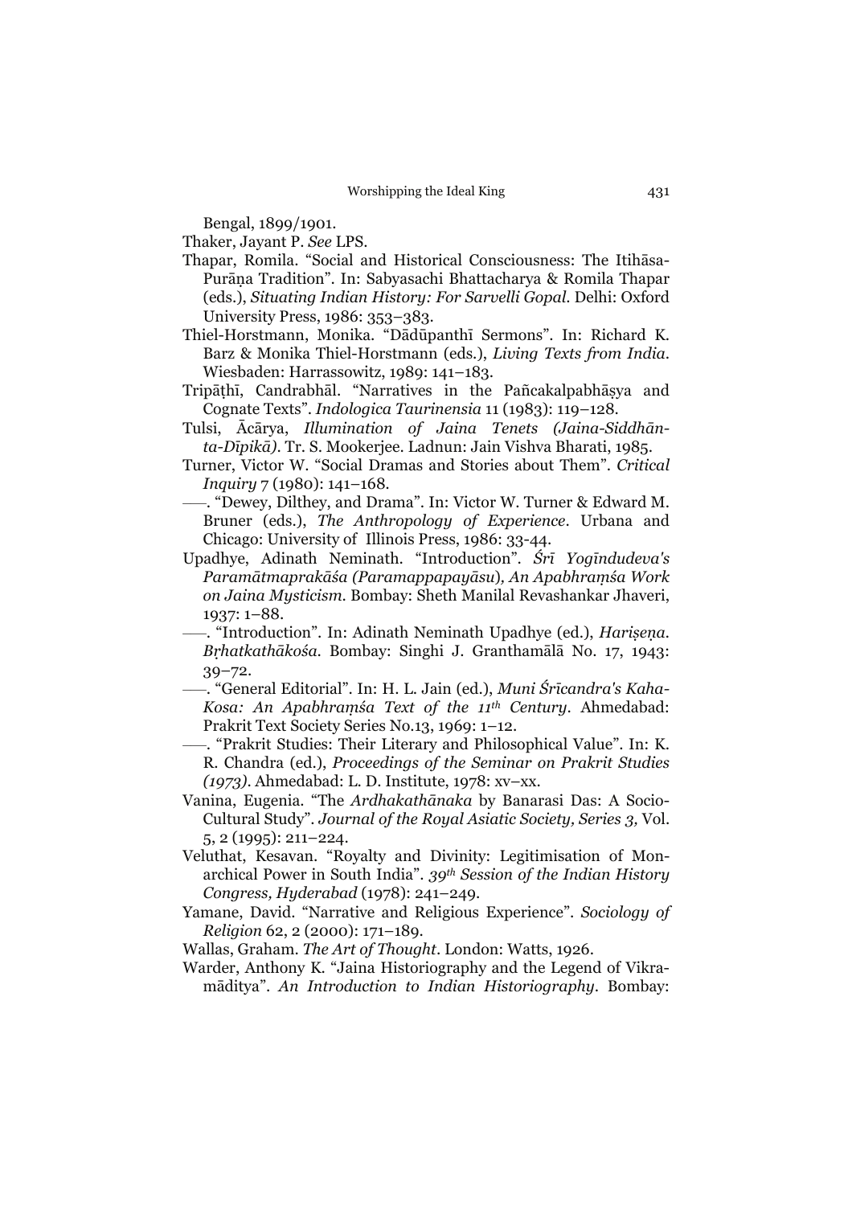Bengal, 1899/1901.

Thaker, Jayant P. *See* LPS.

Thapar, Romila. "Social and Historical Consciousness: The Itihāsa-Purāṇa Tradition". In: Sabyasachi Bhattacharya & Romila Thapar (eds.), *Situating Indian History: For Sarvelli Gopal*. Delhi: Oxford University Press, 1986: 353–383.

Thiel-Horstmann, Monika. "Dādūpanthī Sermons". In: Richard K. Barz & Monika Thiel-Horstmann (eds.), *Living Texts from India*. Wiesbaden: Harrassowitz, 1989: 141–183.

Tripāṭhī, Candrabhāl. "Narratives in the Pañcakalpabhāṣya and Cognate Texts". *Indologica Taurinensia* 11 (1983): 119–128.

Tulsi, Ācārya, *Illumination of Jaina Tenets (Jaina-Siddhānta-Dīpikā)*. Tr. S. Mookerjee. Ladnun: Jain Vishva Bharati, 1985.

Turner, Victor W. "Social Dramas and Stories about Them". *Critical Inquiry* 7 (1980): 141–168.

——. "Dewey, Dilthey, and Drama". In: Victor W. Turner & Edward M. Bruner (eds.), *The Anthropology of Experience*. Urbana and Chicago: University of Illinois Press, 1986: 33-44.

Upadhye, Adinath Neminath. "Introduction". *Śrī Yogīndudeva's Paramātmaprakāśa (Paramappapayāsu), An Apabhraṃśa Work on Jaina Mysticism*. Bombay: Sheth Manilal Revashankar Jhaveri, 1937: 1–88.

——. "Introduction". In: Adinath Neminath Upadhye (ed.), *Hariṣeṇa. Bṛhatkathākośa*. Bombay: Singhi J. Granthamālā No. 17, 1943: 39–72.

——. "General Editorial". In: H. L. Jain (ed.), *Muni Śrīcandra's Kaha-Kosa: An Apabhraṃśa Text of the 11th Century*. Ahmedabad: Prakrit Text Society Series No.13, 1969: 1–12.

——. "Prakrit Studies: Their Literary and Philosophical Value". In: K. R. Chandra (ed.), *Proceedings of the Seminar on Prakrit Studies (1973)*. Ahmedabad: L. D. Institute, 1978: xv–xx.

Vanina, Eugenia. "The *Ardhakathānaka* by Banarasi Das: A Socio-Cultural Study". *Journal of the Royal Asiatic Society, Series 3,* Vol. 5, 2 (1995): 211–224.

Veluthat, Kesavan. "Royalty and Divinity: Legitimisation of Monarchical Power in South India". *39th Session of the Indian History Congress, Hyderabad* (1978): 241–249.

Yamane, David. "Narrative and Religious Experience". *Sociology of Religion* 62, 2 (2000): 171–189.

Wallas, Graham. *The Art of Thought*. London: Watts, 1926.

Warder, Anthony K. "Jaina Historiography and the Legend of Vikramāditya". *An Introduction to Indian Historiography*. Bombay: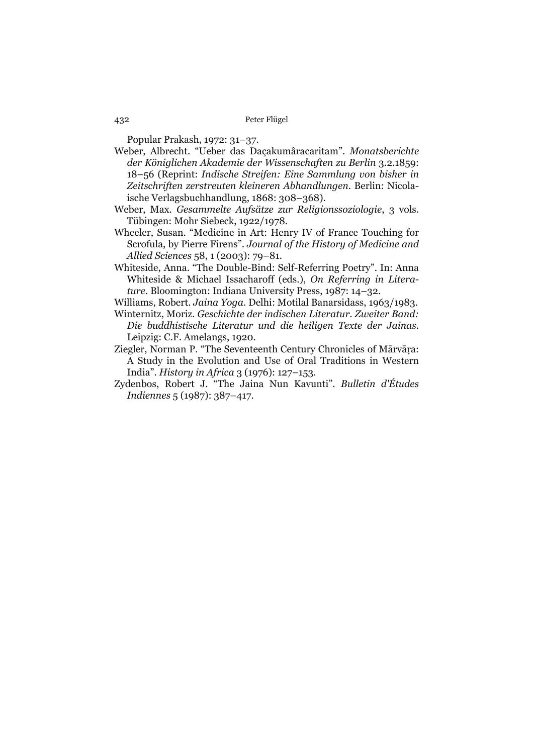Popular Prakash, 1972: 31–37.

Weber, Albrecht. "Ueber das Daçakumâracaritam". *Monatsberichte der Königlichen Akademie der Wissenschaften zu Berlin* 3.2.1859: 18–56 (Reprint: *Indische Streifen: Eine Sammlung von bisher in Zeitschriften zerstreuten kleineren Abhandlungen*. Berlin: Nicolaische Verlagsbuchhandlung, 1868: 308–368).

Weber, Max. *Gesammelte Aufsätze zur Religionssoziologie*, 3 vols. Tübingen: Mohr Siebeck, 1922/1978.

Wheeler, Susan. "Medicine in Art: Henry IV of France Touching for Scrofula, by Pierre Firens". *Journal of the History of Medicine and Allied Sciences* 58, 1 (2003): 79–81.

Whiteside, Anna. "The Double-Bind: Self-Referring Poetry". In: Anna Whiteside & Michael Issacharoff (eds.), *On Referring in Literature*. Bloomington: Indiana University Press, 1987: 14–32.

Williams, Robert. *Jaina Yoga*. Delhi: Motilal Banarsidass, 1963/1983.

Winternitz, Moriz. *Geschichte der indischen Literatur. Zweiter Band: Die buddhistische Literatur und die heiligen Texte der Jainas*. Leipzig: C.F. Amelangs, 1920.

Ziegler, Norman P. "The Seventeenth Century Chronicles of Mārvāṛa: A Study in the Evolution and Use of Oral Traditions in Western India". *History in Africa* 3 (1976): 127–153.

Zydenbos, Robert J. "The Jaina Nun Kavunti". *Bulletin d'Études Indiennes* 5 (1987): 387–417.